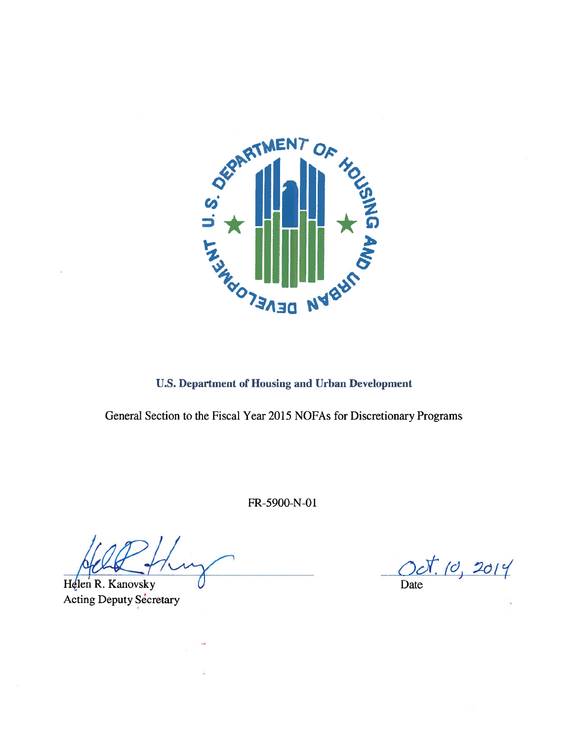**U.S. Department of Housing and Urban Development**

General Section to the Fiscal Year 2015 NOFAs for Discretionary Programs

FR-5900-N-01

Helen R. Kanovsky
Acting Deputy Secretary

Oct. 10, 2014
Date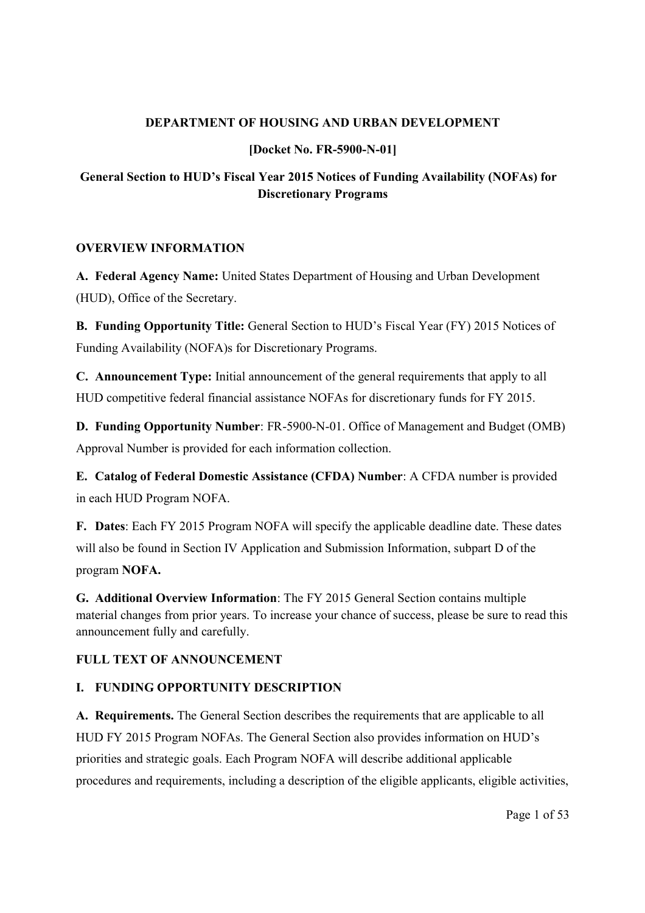**DEPARTMENT OF HOUSING AND URBAN DEVELOPMENT**

**[Docket No. FR-5900-N-01]**

**General Section to HUD's Fiscal Year 2015 Notices of Funding Availability (NOFAs) for Discretionary Programs**

## OVERVIEW INFORMATION

**A. Federal Agency Name:** United States Department of Housing and Urban Development (HUD), Office of the Secretary.

**B. Funding Opportunity Title:** General Section to HUD's Fiscal Year (FY) 2015 Notices of Funding Availability (NOFA)s for Discretionary Programs.

**C. Announcement Type:** Initial announcement of the general requirements that apply to all HUD competitive federal financial assistance NOFAs for discretionary funds for FY 2015.

**D. Funding Opportunity Number**: FR-5900-N-01. Office of Management and Budget (OMB) Approval Number is provided for each information collection.

**E. Catalog of Federal Domestic Assistance (CFDA) Number**: A CFDA number is provided in each HUD Program NOFA.

**F. Dates**: Each FY 2015 Program NOFA will specify the applicable deadline date. These dates will also be found in Section IV Application and Submission Information, subpart D of the program **NOFA.**

**G. Additional Overview Information**: The FY 2015 General Section contains multiple material changes from prior years. To increase your chance of success, please be sure to read this announcement fully and carefully.

## FULL TEXT OF ANNOUNCEMENT

### I. FUNDING OPPORTUNITY DESCRIPTION

**A. Requirements.** The General Section describes the requirements that are applicable to all HUD FY 2015 Program NOFAs. The General Section also provides information on HUD's priorities and strategic goals. Each Program NOFA will describe additional applicable procedures and requirements, including a description of the eligible applicants, eligible activities,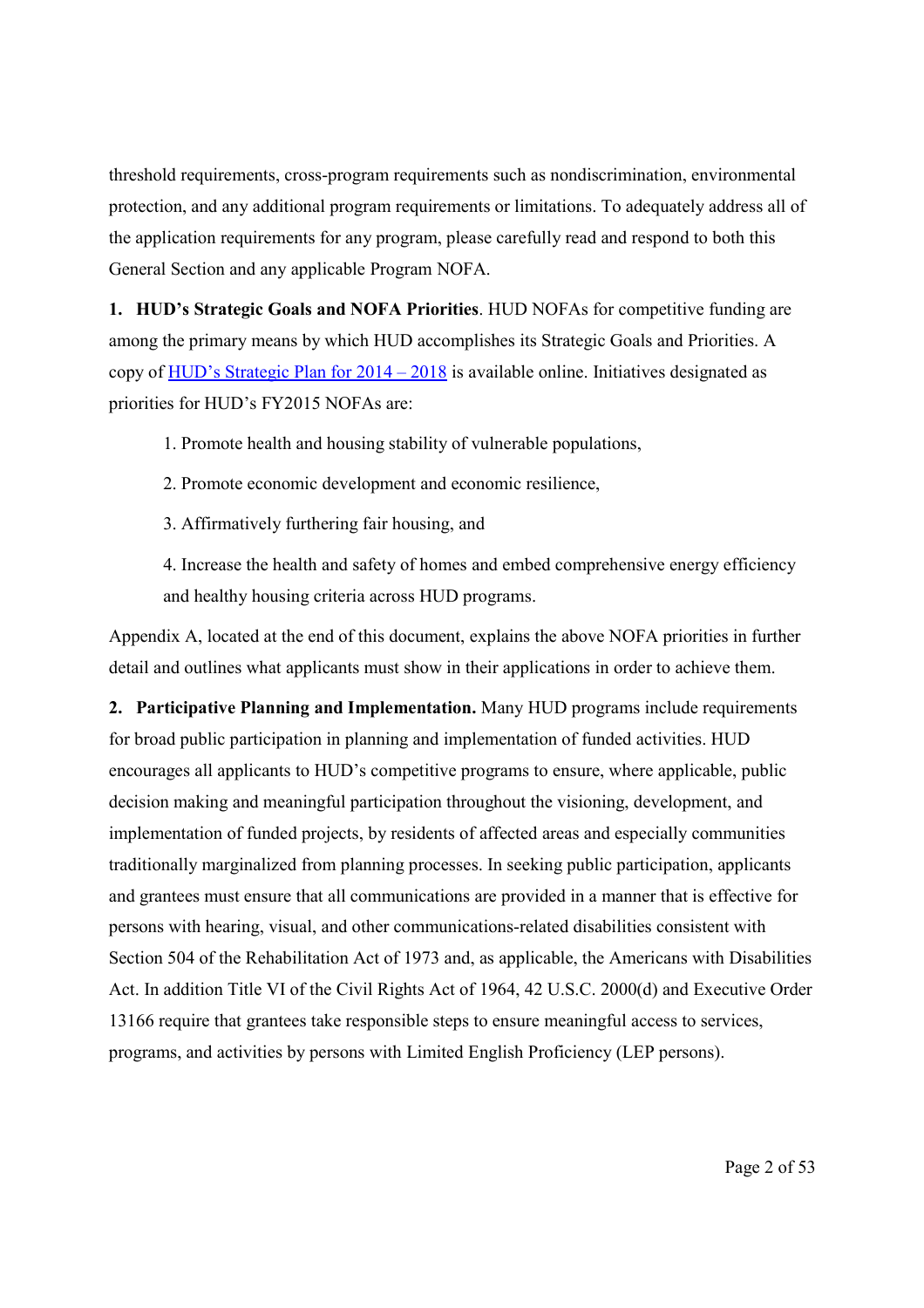threshold requirements, cross-program requirements such as nondiscrimination, environmental protection, and any additional program requirements or limitations. To adequately address all of the application requirements for any program, please carefully read and respond to both this General Section and any applicable Program NOFA.

**1. HUD's Strategic Goals and NOFA Priorities**. HUD NOFAs for competitive funding are among the primary means by which HUD accomplishes its Strategic Goals and Priorities. A copy of HUD's Strategic Plan for 2014 – 2018 is available online. Initiatives designated as priorities for HUD's FY2015 NOFAs are:

1. Promote health and housing stability of vulnerable populations,
2. Promote economic development and economic resilience,
3. Affirmatively furthering fair housing, and
4. Increase the health safety of homes and embed comprehensive energy efficiency and healthy housing criteria across HUD programs.

Appendix A, located at the end of this document, explains the above NOFA priorities in further detail and outlines what applicants must show in their applications in order to achieve them.

**2. Participative Planning and Implementation.** Many HUD programs include requirements for broad public participation in planning and implementation of funded activities. HUD encourages all applicants to HUD's competitive programs to ensure, where applicable, public decision making and meaningful participation throughout the visioning, development, and implementation of funded projects, by residents of affected areas and especially communities traditionally marginalized from planning processes. In seeking public participation, applicants and grantees must ensure that all communications are provided in a manner that is effective for persons with hearing, visual, and other communications-related disabilities consistent with Section 504 of the Rehabilitation Act of 1973 and, as applicable, the Americans with Disabilities Act. In addition Title VI of the Civil Rights Act of 1964, 42 U.S.C. 2000(d) and Executive Order 13166 require that grantees take responsible steps to ensure meaningful access to services, programs, and activities by persons with Limited English Proficiency (LEP persons).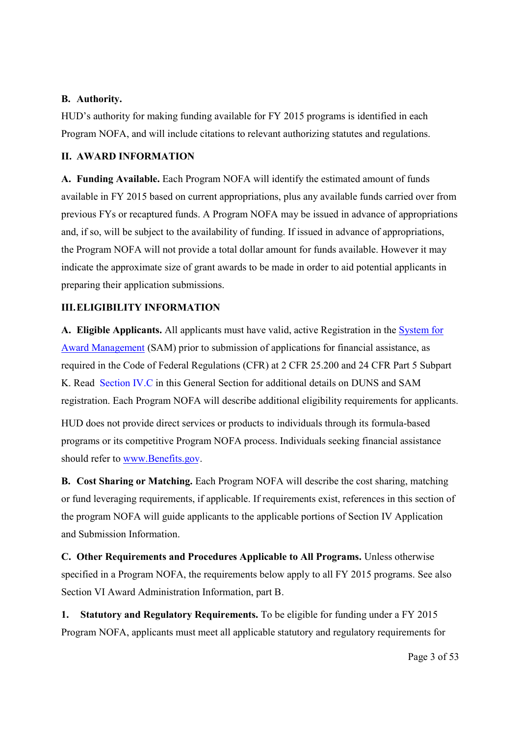**B. Authority.**

HUD's authority for making funding available for FY 2015 programs is identified in each Program NOFA, and will include citations to relevant authorizing statutes and regulations.

## II. AWARD INFORMATION

**A. Funding Available.** Each Program NOFA will identify the estimated amount of funds available in FY 2015 based on current appropriations, plus any available funds carried over from previous FYs or recaptured funds. A Program NOFA may be issued in advance of appropriations and, if so, will be subject to the availability of funding. If issued in advance of appropriations, the Program NOFA will not provide a total dollar amount for funds available. However it may indicate the approximate size of grant awards to be made in order to aid potential applicants in preparing their application submissions.

## III. ELIGIBILITY INFORMATION

**A. Eligible Applicants.** All applicants must have valid, active Registration in the System for Award Management (SAM) prior to submission of applications for financial assistance, as required in the Code of Federal Regulations (CFR) at 2 CFR 25.200 and 24 CFR Part 5 Subpart K. Read Section IV.C in this General Section for additional details on DUNS and SAM registration. Each Program NOFA will describe additional eligibility requirements for applicants.

HUD does not provide direct services or products to individuals through its formula-based programs or its competitive Program NOFA process. Individuals seeking financial assistance should refer to www.Benefits.gov.

**B. Cost Sharing or Matching.** Each Program NOFA will describe the cost sharing, matching or fund leveraging requirements, if applicable. If requirements exist, references in this section of the program NOFA will guide applicants to the applicable portions of Section IV Application and Submission Information.

**C. Other Requirements and Procedures Applicable to All Programs.** Unless otherwise specified in a Program NOFA, the requirements below apply to all FY 2015 programs. See also Section VI Award Administration Information, part B.

**1. Statutory and Regulatory Requirements.** To be eligible for funding under a FY 2015 Program NOFA, applicants must meet all applicable statutory and regulatory requirements for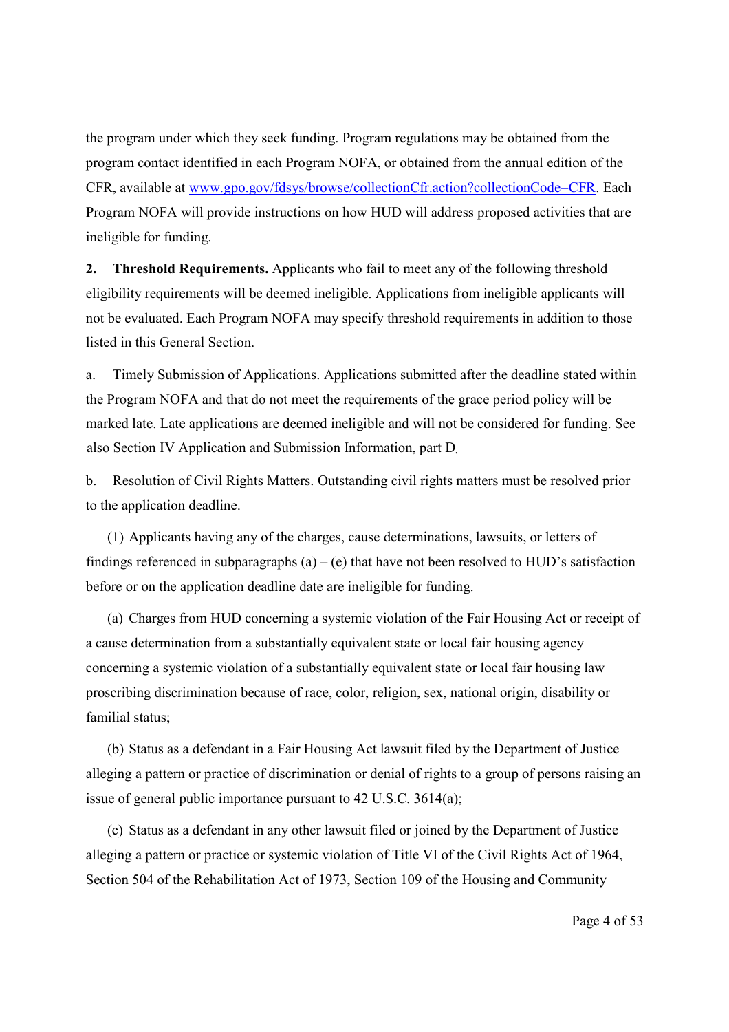the program under which they seek funding. Program regulations may be obtained from the program contact identified in each Program NOFA, or obtained from the annual edition of the CFR, available at [www.gpo.gov/fdsys/browse/collectionCfr.action?collectionCode=CFR](www.gpo.gov/fdsys/browse/collectionCfr.action?collectionCode=CFR). Each Program NOFA will provide instructions on how HUD will address proposed activities that are ineligible for funding.

**2. Threshold Requirements.** Applicants who fail to meet any of the following threshold eligibility requirements will be deemed ineligible. Applications from ineligible applicants will not be evaluated. Each Program NOFA may specify threshold requirements in addition to those listed in this General Section.

a. Timely Submission of Applications. Applications submitted after the deadline stated within the Program NOFA and that do not meet the requirements of the grace period policy will be marked late. Late applications are deemed ineligible and will not be considered for funding. See also Section IV Application and Submission Information, part D.

b. Resolution of Civil Rights Matters. Outstanding civil rights matters must be resolved prior to the application deadline.

(1) Applicants having any of the charges, cause determinations, lawsuits, or letters of findings referenced in subparagraphs (a) – (e) that have not been resolved to HUD's satisfaction before or on the application deadline date are ineligible for funding.

(a) Charges from HUD concerning a systemic violation of the Fair Housing Act or receipt of a cause determination from a substantially equivalent state or local fair housing agency concerning a systemic violation of a substantially equivalent state or local fair housing law proscribing discrimination because of race, color, religion, sex, national origin, disability or familial status;

(b) Status as a defendant in a Fair Housing Act lawsuit filed by the Department of Justice alleging a pattern or practice of discrimination or denial of rights to a group of persons raising an issue of general public importance pursuant to 42 U.S.C. 3614(a);

(c) Status as a defendant in any other lawsuit filed or joined by the Department of Justice alleging a pattern or practice or systemic violation of Title VI of the Civil Rights Act of 1964, Section 504 of the Rehabilitation Act of 1973, Section 109 of the Housing and Community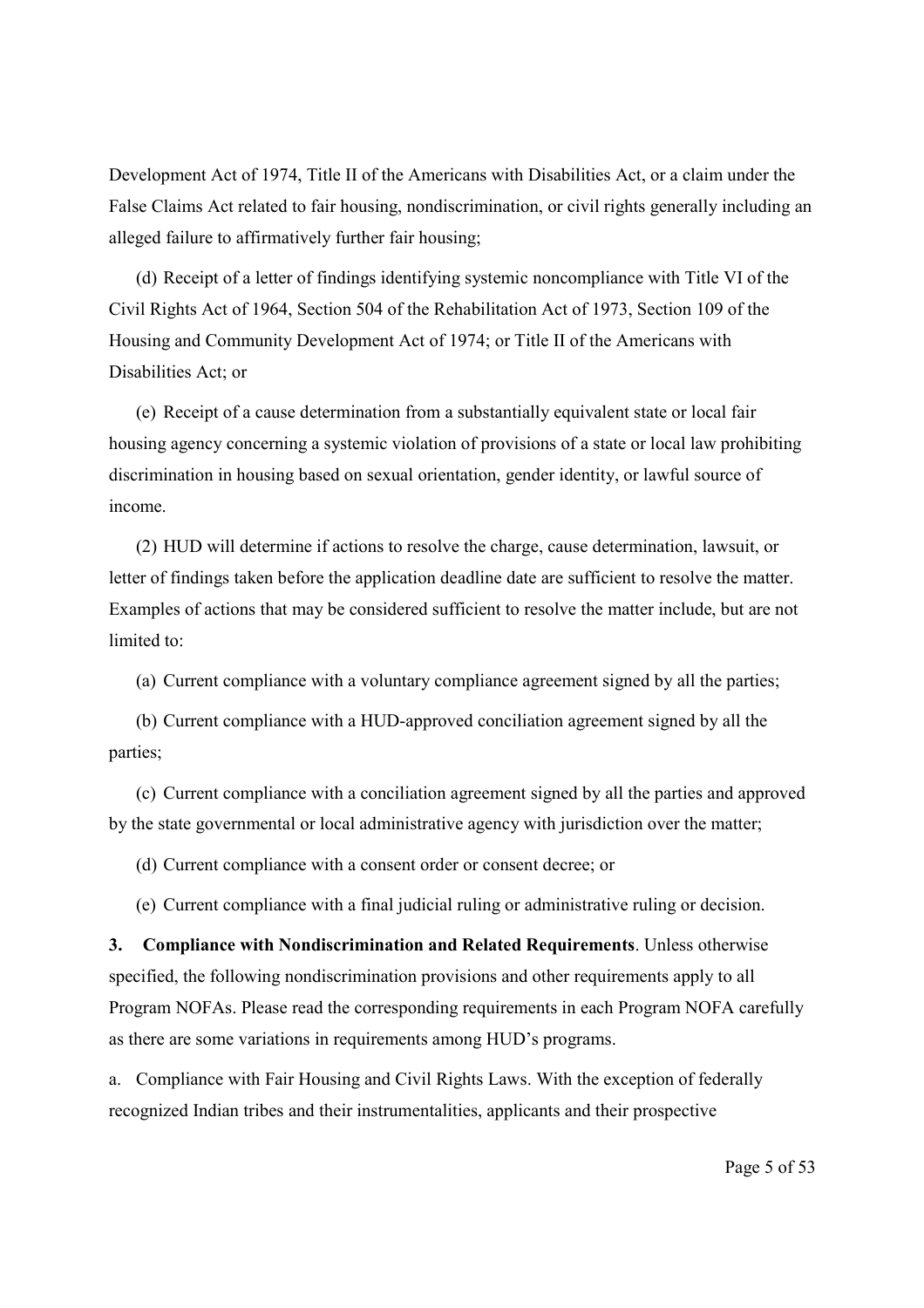Development Act of 1974, Title II of the Americans with Disabilities Act, or a claim under the False Claims Act related to fair housing, nondiscrimination, or civil rights generally including an alleged failure to affirmatively further fair housing;

(d) Receipt of a letter of findings identifying systemic noncompliance with Title VI of the Civil Rights Act of 1964, Section 504 of the Rehabilitation Act of 1973, Section 109 of the Housing and Community Development Act of 1974; or Title II of the Americans with Disabilities Act; or

(e) Receipt of a cause determination from a substantially equivalent state or local fair housing agency concerning a systemic violation of provisions of a state or local law prohibiting discrimination in housing based on sexual orientation, gender identity, or lawful source of income.

(2) HUD will determine if actions to resolve the charge, cause determination, lawsuit, or letter of findings taken before the application deadline date are sufficient to resolve the matter. Examples of actions that may be considered sufficient to resolve the matter include, but are not limited to:

(a) Current compliance with a voluntary compliance agreement signed by all the parties;

(b) Current compliance with a HUD-approved conciliation agreement signed by all the parties;

(c) Current compliance with a conciliation agreement signed by all the parties and approved by the state governmental or local administrative agency with jurisdiction over the matter;

(d) Current compliance with a consent order or consent decree; or

(e) Current compliance with a final judicial ruling or administrative ruling or decision.

**3. Compliance with Nondiscrimination and Related Requirements**. Unless otherwise specified, the following nondiscrimination provisions and other requirements apply to all Program NOFAs. Please read the corresponding requirements in each Program NOFA carefully as there are some variations in requirements among HUD's programs.

a. Compliance with Fair Housing and Civil Rights Laws. With the exception of federally recognized Indian tribes and their instrumentalities, applicants and their prospective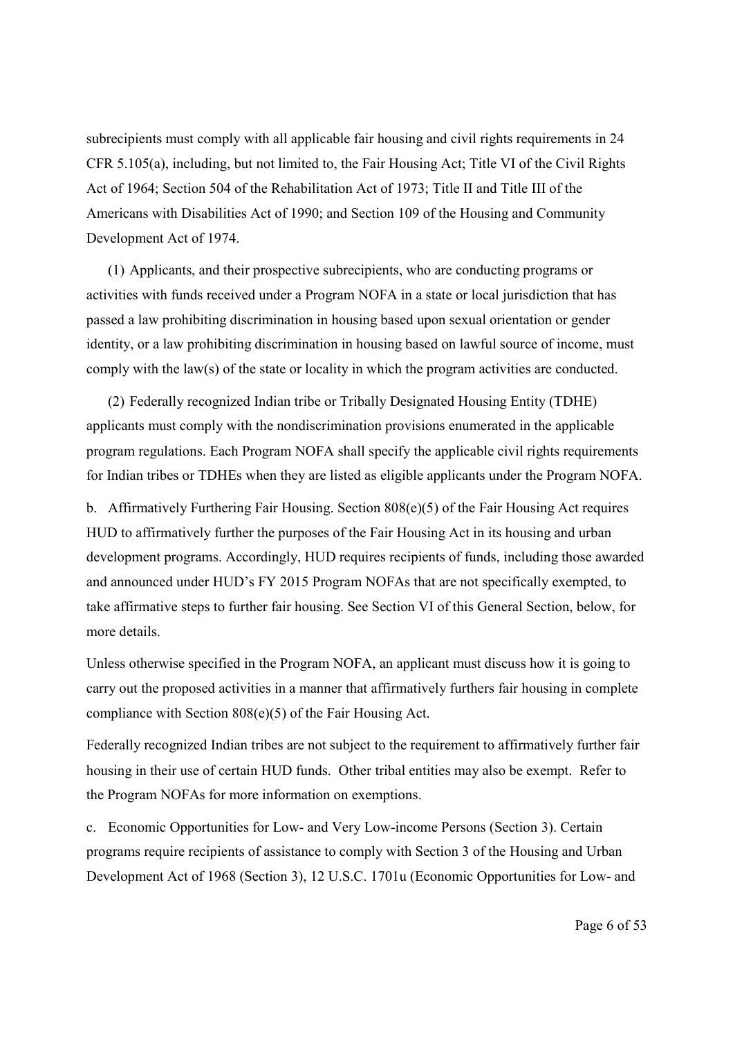subrecipients must comply with all applicable fair housing and civil rights requirements in 24 CFR 5.105(a), including, but not limited to, the Fair Housing Act; Title VI of the Civil Rights Act of 1964; Section 504 of the Rehabilitation Act of 1973; Title II and Title III of the Americans with Disabilities Act of 1990; and Section 109 of the Housing and Community Development Act of 1974.

(1) Applicants, and their prospective subrecipients, who are conducting programs or activities with funds received under a Program NOFA in a state or local jurisdiction that has passed a law prohibiting discrimination in housing based upon sexual orientation or gender identity, or a law prohibiting discrimination in housing based on lawful source of income, must comply with the law(s) of the state or locality in which the program activities are conducted.

(2) Federally recognized Indian tribe or Tribally Designated Housing Entity (TDHE) applicants must comply with the nondiscrimination provisions enumerated in the applicable program regulations. Each Program NOFA shall specify the applicable civil rights requirements for Indian tribes or TDHEs when they are listed as eligible applicants under the Program NOFA.

b. Affirmatively Furthering Fair Housing. Section 808(e)(5) of the Fair Housing Act requires HUD to affirmatively further the purposes of the Fair Housing Act in its housing and urban development programs. Accordingly, HUD requires recipients of funds, including those awarded and announced under HUD's FY 2015 Program NOFAs that are not specifically exempted, to take affirmative steps to further fair housing. See Section VI of this General Section, below, for more details.

Unless otherwise specified in the Program NOFA, an applicant must discuss how it is going to carry out the proposed activities in a manner that affirmatively furthers fair housing in complete compliance with Section 808(e)(5) of the Fair Housing Act.

Federally recognized Indian tribes are not subject to the requirement to affirmatively further fair housing in their use of certain HUD funds. Other tribal entities may also be exempt. Refer to the Program NOFAs for more information on exemptions.

c. Economic Opportunities for Low- and Very Low-income Persons (Section 3). Certain programs require recipients of assistance to comply with Section 3 of the Housing and Urban Development Act of 1968 (Section 3), 12 U.S.C. 1701u (Economic Opportunities for Low- and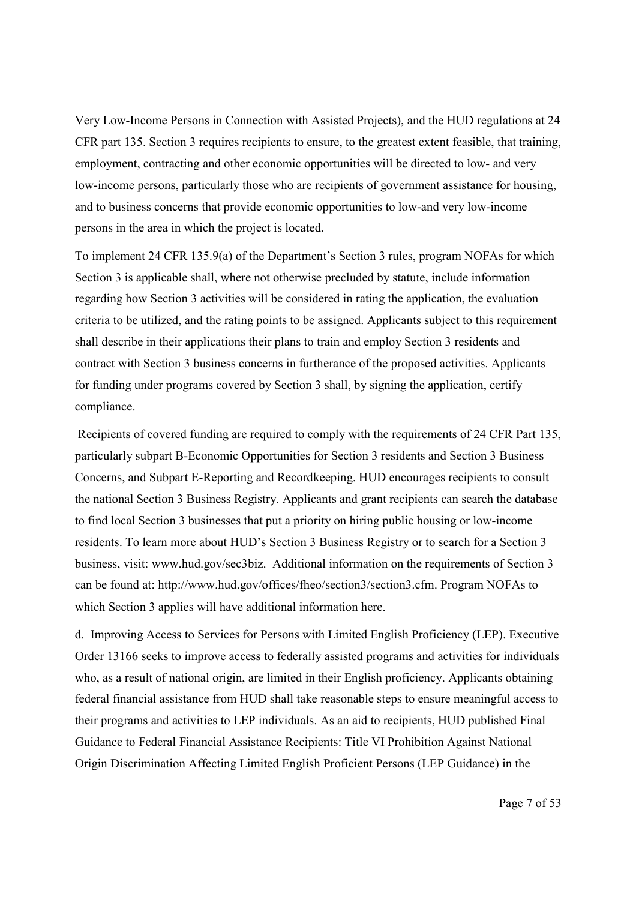Very Low-Income Persons in Connection with Assisted Projects), and the HUD regulations at 24 CFR part 135. Section 3 requires recipients to ensure, to the greatest extent feasible, that training, employment, contracting and other economic opportunities will be directed to low- and very low-income persons, particularly those who are recipients of government assistance for housing, and to business concerns that provide economic opportunities to low-and very low-income persons in the area in which the project is located.

To implement 24 CFR 135.9(a) of the Department's Section 3 rules, program NOFAs for which Section 3 is applicable shall, where not otherwise precluded by statute, include information regarding how Section 3 activities will be considered in rating the application, the evaluation criteria to be utilized, and the rating points to be assigned. Applicants subject to this requirement shall describe in their applications their plans to train and employ Section 3 residents and contract with Section 3 business concerns in furtherance of the proposed activities. Applicants for funding under programs covered by Section 3 shall, by signing the application, certify compliance.

Recipients of covered funding are required to comply with the requirements of 24 CFR Part 135, particularly subpart B-Economic Opportunities for Section 3 residents and Section 3 Business Concerns, and Subpart E-Reporting and Recordkeeping. HUD encourages recipients to consult the national Section 3 Business Registry. Applicants and grant recipients can search the database to find local Section 3 businesses that put a priority on hiring public housing or low-income residents. To learn more about HUD's Section 3 Business Registry or to search for a Section 3 business, visit: www.hud.gov/sec3biz. Additional information on the requirements of Section 3 can be found at: http://www.hud.gov/offices/fheo/section3/section3.cfm. Program NOFAs to which Section 3 applies will have additional information here.

d. Improving Access to Services for Persons with Limited English Proficiency (LEP). Executive Order 13166 seeks to improve access to federally assisted programs and activities for individuals who, as a result of national origin, are limited in their English proficiency. Applicants obtaining federal financial assistance from HUD shall take reasonable steps to ensure meaningful access to their programs and activities to LEP individuals. As an aid to recipients, HUD published Final Guidance to Federal Financial Assistance Recipients: Title VI Prohibition Against National Origin Discrimination Affecting Limited English Proficient Persons (LEP Guidance) in the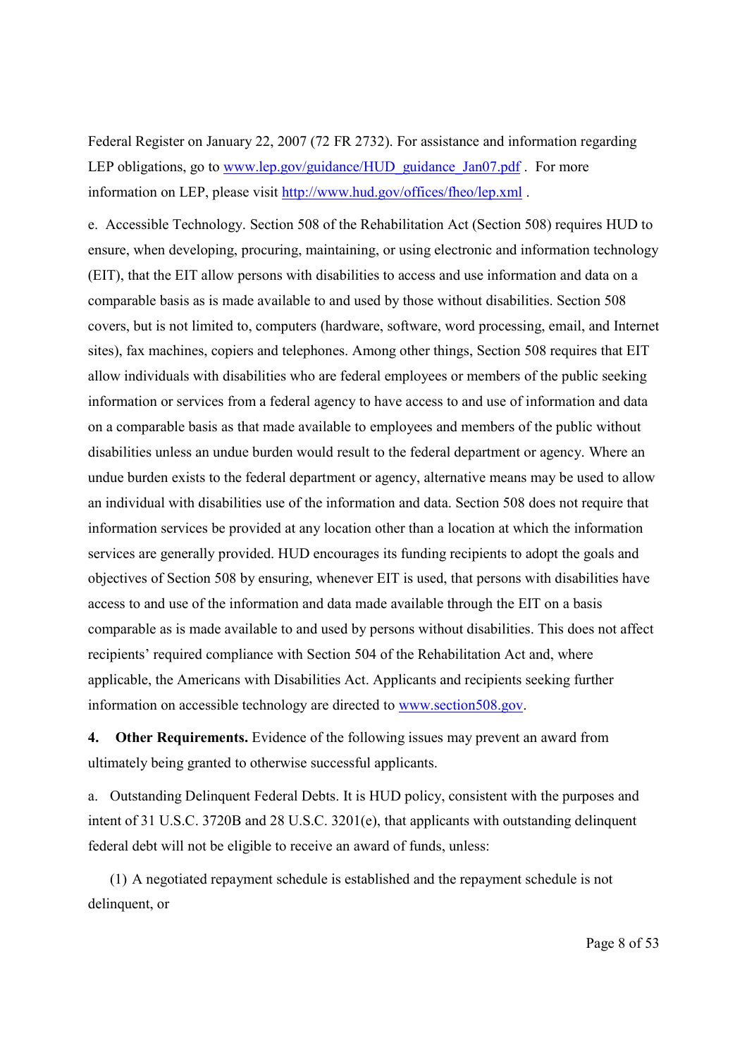Federal Register on January 22, 2007 (72 FR 2732). For assistance and information regarding LEP obligations, go to [www.lep.gov/guidance/HUD_guidance_Jan07.pdf](www.lep.gov/guidance/HUD_guidance_Jan07.pdf) . For more information on LEP, please visit [http://www.hud.gov/offices/fheo/lep.xml](http://www.hud.gov/offices/fheo/lep.xml) .

e. Accessible Technology. Section 508 of the Rehabilitation Act (Section 508) requires HUD to ensure, when developing, procuring, maintaining, or using electronic and information technology (EIT), that the EIT allow persons with disabilities to access and use information and data on a comparable basis as is made available to and used by those without disabilities. Section 508 covers, but is not limited to, computers (hardware, software, word processing, email, and Internet sites), fax machines, copiers and telephones. Among other things, Section 508 requires that EIT allow individuals with disabilities who are federal employees or members of the public seeking information or services from a federal agency to have access to and use of information and data on a comparable basis as that made available to employees and members of the public without disabilities unless an undue burden would result to the federal department or agency. Where an undue burden exists to the federal department or agency, alternative means may be used to allow an individual with disabilities use of the information and data. Section 508 does not require that information services be provided at any location other than a location at which the information services are generally provided. HUD encourages its funding recipients to adopt the goals and objectives of Section 508 by ensuring, whenever EIT is used, that persons with disabilities have access to and use of the information and data made available through the EIT on a basis comparable as is made available to and used by persons without disabilities. This does not affect recipients' required compliance with Section 504 of the Rehabilitation Act and, where applicable, the Americans with Disabilities Act. Applicants and recipients seeking further information on accessible technology are directed to [www.section508.gov](www.section508.gov).

**4. Other Requirements.** Evidence of the following issues may prevent an award from ultimately being granted to otherwise successful applicants.

a. Outstanding Delinquent Federal Debts. It is HUD policy, consistent with the purposes and intent of 31 U.S.C. 3720B and 28 U.S.C. 3201(e), that applicants with outstanding delinquent federal debt will not be eligible to receive an award of funds, unless:

(1) A negotiated repayment schedule is established and the repayment schedule is not delinquent, or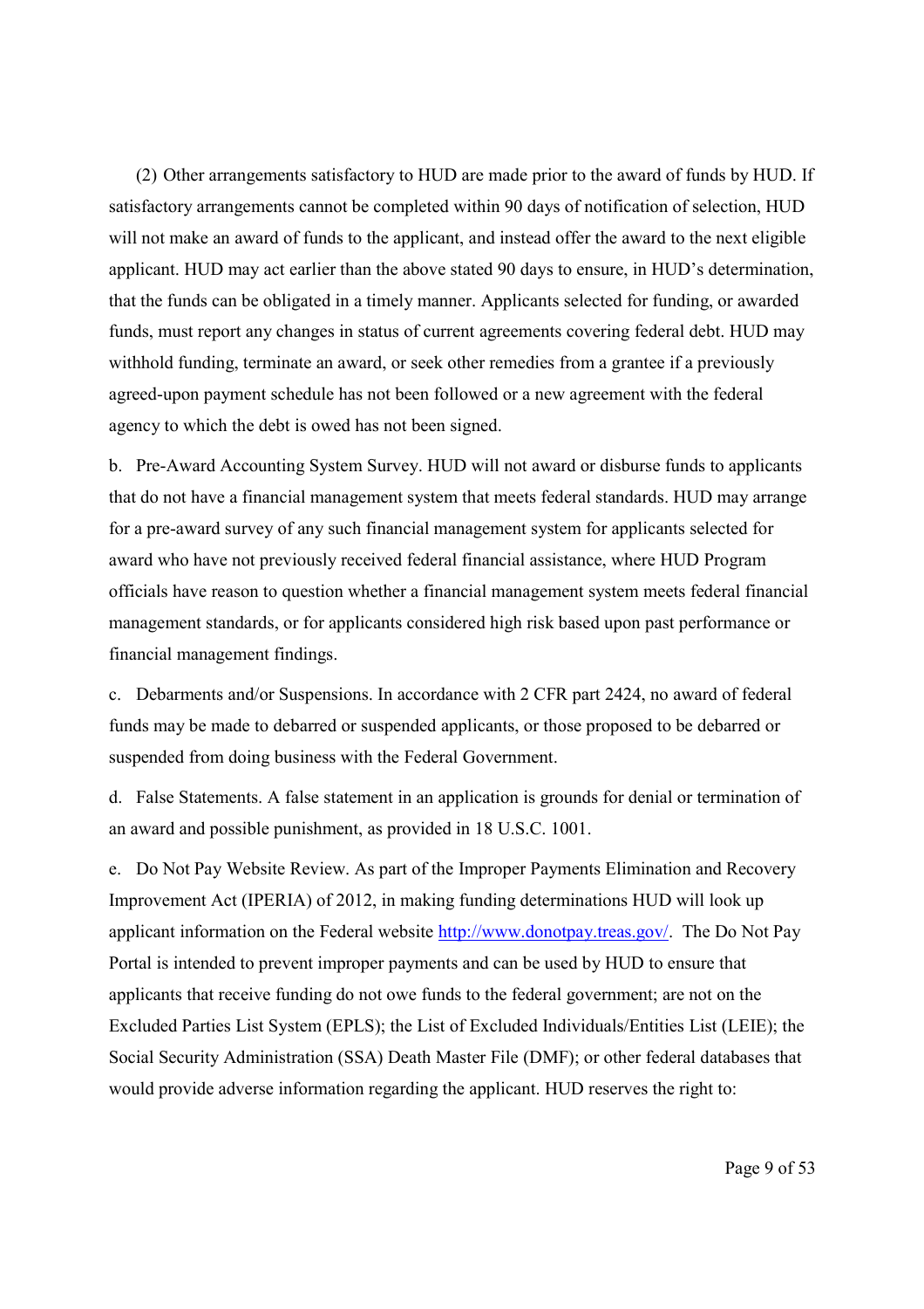(2) Other arrangements satisfactory to HUD are made prior to the award of funds by HUD. If satisfactory arrangements cannot be completed within 90 days of notification of selection, HUD will not make an award of funds to the applicant, and instead offer the award to the next eligible applicant. HUD may act earlier than the above stated 90 days to ensure, in HUD's determination, that the funds can be obligated in a timely manner. Applicants selected for funding, or awarded funds, must report any changes in status of current agreements covering federal debt. HUD may withhold funding, terminate an award, or seek other remedies from a grantee if a previously agreed-upon payment schedule has not been followed or a new agreement with the federal agency to which the debt is owed has not been signed.

b. Pre-Award Accounting System Survey. HUD will not award or disburse funds to applicants that do not have a financial management system that meets federal standards. HUD may arrange for a pre-award survey of any such financial management system for applicants selected for award who have not previously received federal financial assistance, where HUD Program officials have reason to question whether a financial management system meets federal financial management standards, or for applicants considered high risk based upon past performance or financial management findings.

c. Debarments and/or Suspensions. In accordance with 2 CFR part 2424, no award of federal funds may be made to debarred or suspended applicants, or those proposed to be debarred or suspended from doing business with the Federal Government.

d. False Statements. A false statement in an application is grounds for denial or termination of an award and possible punishment, as provided in 18 U.S.C. 1001.

e. Do Not Pay Website Review. As part of the Improper Payments Elimination and Recovery Improvement Act (IPERIA) of 2012, in making funding determinations HUD will look up applicant information on the Federal website [http://www.donotpay.treas.gov/](http://www.donotpay.treas.gov/). The Do Not Pay Portal is intended to prevent improper payments and can be used by HUD to ensure that applicants that receive funding do not owe funds to the federal government; are not on the Excluded Parties List System (EPLS); the List of Excluded Individuals/Entities List (LEIE); the Social Security Administration (SSA) Death Master File (DMF); or other federal databases that would provide adverse information regarding the applicant. HUD reserves the right to: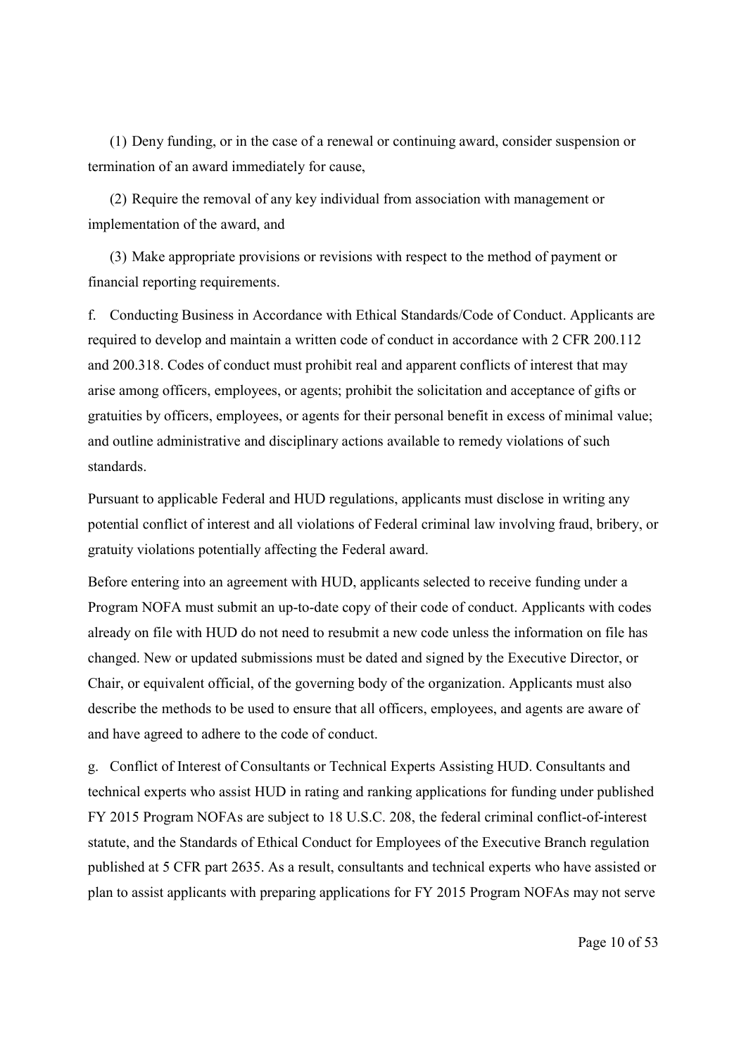(1) Deny funding, or in the case of a renewal or continuing award, consider suspension or termination of an award immediately for cause,

(2) Require the removal of any key individual from association with management or implementation of the award, and

(3) Make appropriate provisions or revisions with respect to the method of payment or financial reporting requirements.

f. Conducting Business in Accordance with Ethical Standards/Code of Conduct. Applicants are required to develop and maintain a written code of conduct in accordance with 2 CFR 200.112 and 200.318. Codes of conduct must prohibit real and apparent conflicts of interest that may arise among officers, employees, or agents; prohibit the solicitation and acceptance of gifts or gratuities by officers, employees, or agents for their personal benefit in excess of minimal value; and outline administrative and disciplinary actions available to remedy violations of such standards.

Pursuant to applicable Federal and HUD regulations, applicants must disclose in writing any potential conflict of interest and all violations of Federal criminal law involving fraud, bribery, or gratuity violations potentially affecting the Federal award.

Before entering into an agreement with HUD, applicants selected to receive funding under a Program NOFA must submit an up-to-date copy of their code of conduct. Applicants with codes already on file with HUD do not need to resubmit a new code unless the information on file has changed. New or updated submissions must be dated and signed by the Executive Director, or Chair, or equivalent official, of the governing body of the organization. Applicants must also describe the methods to be used to ensure that all officers, employees, and agents are aware of and have agreed to adhere to the code of conduct.

g. Conflict of Interest of Consultants or Technical Experts Assisting HUD. Consultants and technical experts who assist HUD in rating and ranking applications for funding under published FY 2015 Program NOFAs are subject to 18 U.S.C. 208, the federal criminal conflict-of-interest statute, and the Standards of Ethical Conduct for Employees of the Executive Branch regulation published at 5 CFR part 2635. As a result, consultants and technical experts who have assisted or plan to assist applicants with preparing applications for FY 2015 Program NOFAs may not serve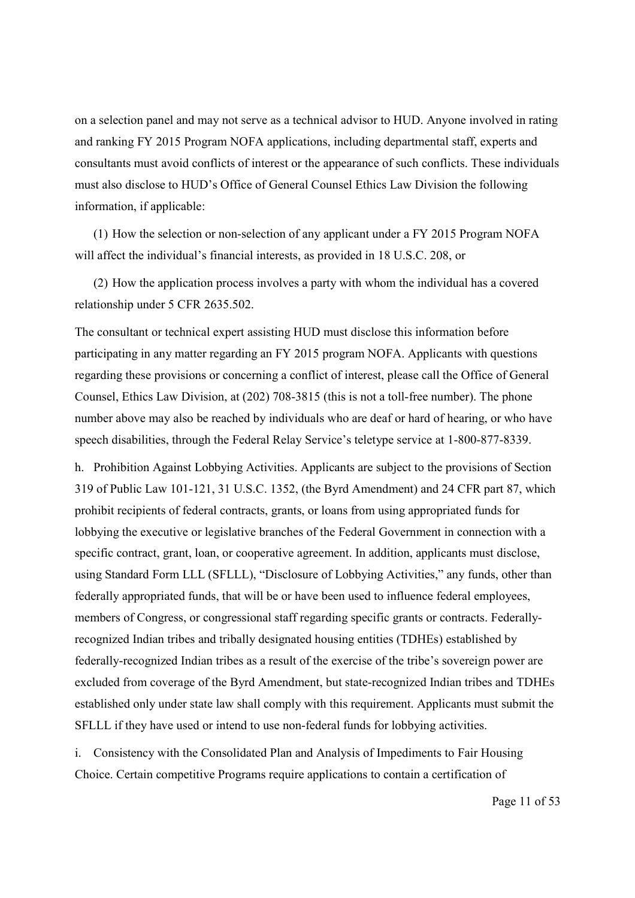on a selection panel and may not serve as a technical advisor to HUD. Anyone involved in rating and ranking FY 2015 Program NOFA applications, including departmental staff, experts and consultants must avoid conflicts of interest or the appearance of such conflicts. These individuals must also disclose to HUD's Office of General Counsel Ethics Law Division the following information, if applicable:

(1) How the selection or non-selection of any applicant under a FY 2015 Program NOFA will affect the individual's financial interests, as provided in 18 U.S.C. 208, or

(2) How the application process involves a party with whom the individual has a covered relationship under 5 CFR 2635.502.

The consultant or technical expert assisting HUD must disclose this information before participating in any matter regarding an FY 2015 program NOFA. Applicants with questions regarding these provisions or concerning a conflict of interest, please call the Office of General Counsel, Ethics Law Division, at (202) 708-3815 (this is not a toll-free number). The phone number above may also be reached by individuals who are deaf or hard of hearing, or who have speech disabilities, through the Federal Relay Service's teletype service at 1-800-877-8339.

h. Prohibition Against Lobbying Activities. Applicants are subject to the provisions of Section 319 of Public Law 101-121, 31 U.S.C. 1352, (the Byrd Amendment) and 24 CFR part 87, which prohibit recipients of federal contracts, grants, or loans from using appropriated funds for lobbying the executive or legislative branches of the Federal Government in connection with a specific contract, grant, loan, or cooperative agreement. In addition, applicants must disclose, using Standard Form LLL (SFLLL), "Disclosure of Lobbying Activities," any funds, other than federally appropriated funds, that will be or have been used to influence federal employees, members of Congress, or congressional staff regarding specific grants or contracts. Federally-recognized Indian tribes and tribally designated housing entities (TDHEs) established by federally-recognized Indian tribes as a result of the exercise of the tribe's sovereign power are excluded from coverage of the Byrd Amendment, but state-recognized Indian tribes and TDHEs established only under state law shall comply with this requirement. Applicants must submit the SFLLL if they have used or intend to use non-federal funds for lobbying activities.

i. Consistency with the Consolidated Plan and Analysis of Impediments to Fair Housing Choice. Certain competitive Programs require applications to contain a certification of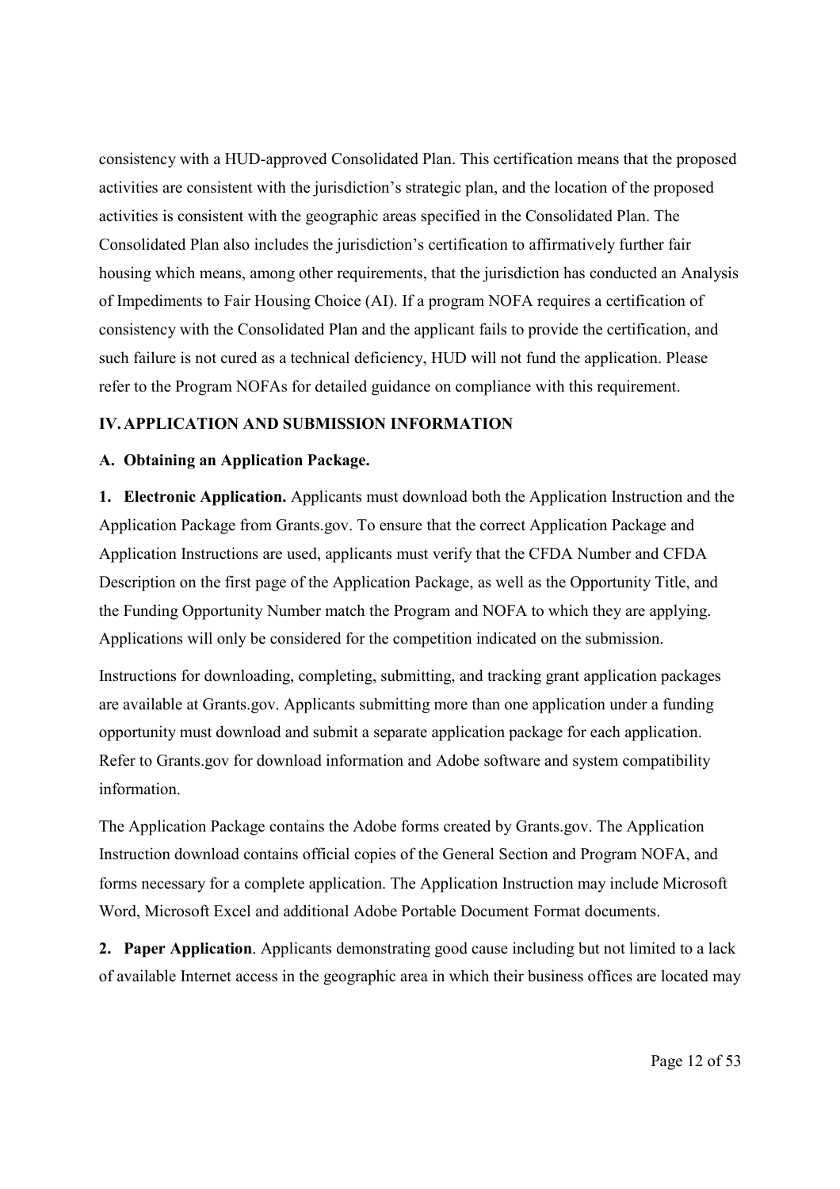consistency with a HUD-approved Consolidated Plan. This certification means that the proposed activities are consistent with the jurisdiction's strategic plan, and the location of the proposed activities is consistent with the geographic areas specified in the Consolidated Plan. The Consolidated Plan also includes the jurisdiction's certification to affirmatively further fair housing which means, among other requirements, that the jurisdiction has conducted an Analysis of Impediments to Fair Housing Choice (AI). If a program NOFA requires a certification of consistency with the Consolidated Plan and the applicant fails to provide the certification, and such failure is not cured as a technical deficiency, HUD will not fund the application. Please refer to the Program NOFAs for detailed guidance on compliance with this requirement.

## IV. APPLICATION AND SUBMISSION INFORMATION

### A. Obtaining an Application Package.

**1. Electronic Application.** Applicants must download both the Application Instruction and the Application Package from Grants.gov. To ensure that the correct Application Package and Application Instructions are used, applicants must verify that the CFDA Number and CFDA Description on the first page of the Application Package, as well as the Opportunity Title, and the Funding Opportunity Number match the Program and NOFA to which they are applying. Applications will only be considered for the competition indicated on the submission.

Instructions for downloading, completing, submitting, and tracking grant application packages are available at Grants.gov. Applicants submitting more than one application under a funding opportunity must download and submit a separate application package for each application. Refer to Grants.gov for download information and Adobe software and system compatibility information.

The Application Package contains the Adobe forms created by Grants.gov. The Application Instruction download contains official copies of the General Section and Program NOFA, and forms necessary for a complete application. The Application Instruction may include Microsoft Word, Microsoft Excel and additional Adobe Portable Document Format documents.

**2. Paper Application**. Applicants demonstrating good cause including but not limited to a lack of available Internet access in the geographic area in which their business offices are located may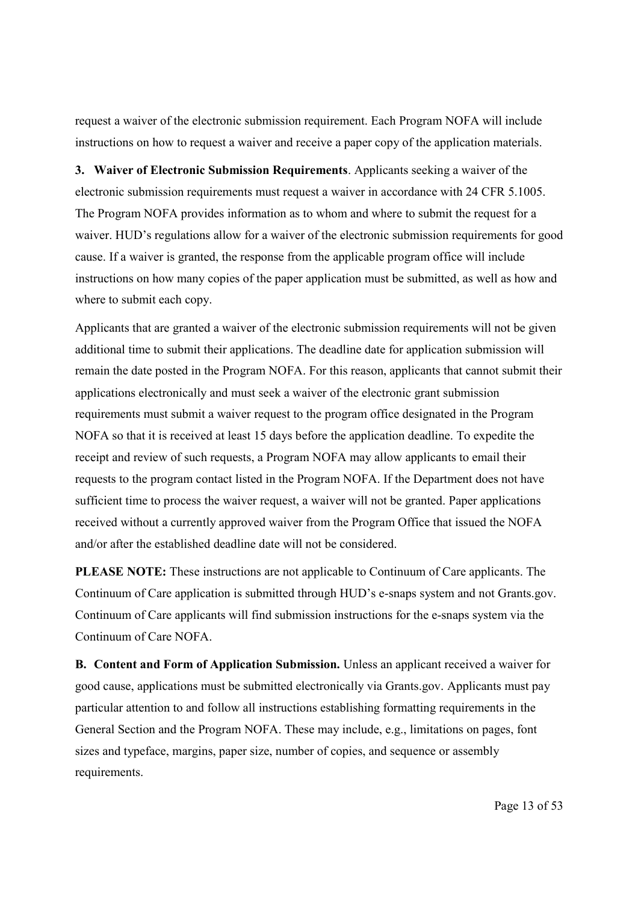request a waiver of the electronic submission requirement. Each Program NOFA will include instructions on how to request a waiver and receive a paper copy of the application materials.

**3. Waiver of Electronic Submission Requirements**. Applicants seeking a waiver of the electronic submission requirements must request a waiver in accordance with 24 CFR 5.1005. The Program NOFA provides information as to whom and where to submit the request for a waiver. HUD's regulations allow for a waiver of the electronic submission requirements for good cause. If a waiver is granted, the response from the applicable program office will include instructions on how many copies of the paper application must be submitted, as well as how and where to submit each copy.

Applicants that are granted a waiver of the electronic submission requirements will not be given additional time to submit their applications. The deadline date for application submission will remain the date posted in the Program NOFA. For this reason, applicants that cannot submit their applications electronically and must seek a waiver of the electronic grant submission requirements must submit a waiver request to the program office designated in the Program NOFA so that it is received at least 15 days before the application deadline. To expedite the receipt and review of such requests, a Program NOFA may allow applicants to email their requests to the program contact listed in the Program NOFA. If the Department does not have sufficient time to process the waiver request, a waiver will not be granted. Paper applications received without a currently approved waiver from the Program Office that issued the NOFA and/or after the established deadline date will not be considered.

**PLEASE NOTE:** These instructions are not applicable to Continuum of Care applicants. The Continuum of Care application is submitted through HUD's e-snaps system and not Grants.gov. Continuum of Care applicants will find submission instructions for the e-snaps system via the Continuum of Care NOFA.

**B. Content and Form of Application Submission.** Unless an applicant received a waiver for good cause, applications must be submitted electronically via Grants.gov. Applicants must pay particular attention to and follow all instructions establishing formatting requirements in the General Section and the Program NOFA. These may include, e.g., limitations on pages, font sizes and typeface, margins, paper size, number of copies, and sequence or assembly requirements.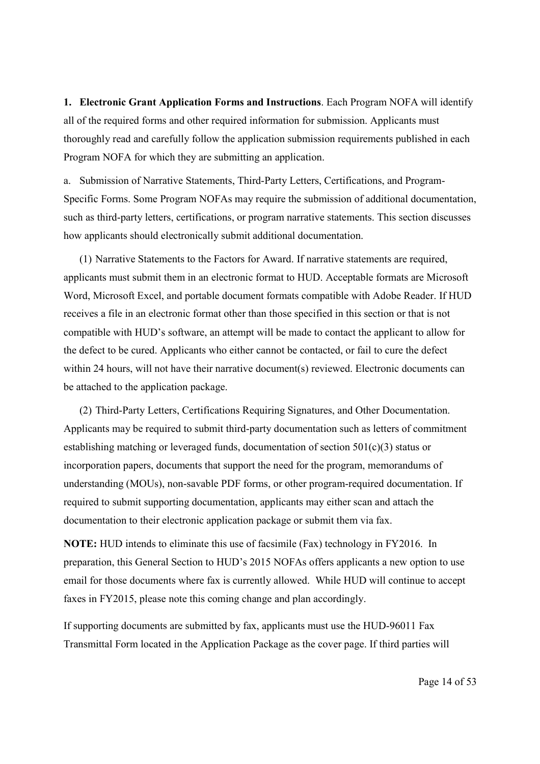**1. Electronic Grant Application Forms and Instructions**. Each Program NOFA will identify all of the required forms and other required information for submission. Applicants must thoroughly read and carefully follow the application submission requirements published in each Program NOFA for which they are submitting an application.

a. Submission of Narrative Statements, Third-Party Letters, Certifications, and Program-Specific Forms. Some Program NOFAs may require the submission of additional documentation, such as third-party letters, certifications, or program narrative statements. This section discusses how applicants should electronically submit additional documentation.

(1) Narrative Statements to the Factors for Award. If narrative statements are required, applicants must submit them in an electronic format to HUD. Acceptable formats are Microsoft Word, Microsoft Excel, and portable document formats compatible with Adobe Reader. If HUD receives a file in an electronic format other than those specified in this section or that is not compatible with HUD's software, an attempt will be made to contact the applicant to allow for the defect to be cured. Applicants who either cannot be contacted, or fail to cure the defect within 24 hours, will not have their narrative document(s) reviewed. Electronic documents can be attached to the application package.

(2) Third-Party Letters, Certifications Requiring Signatures, and Other Documentation. Applicants may be required to submit third-party documentation such as letters of commitment establishing matching or leveraged funds, documentation of section 501(c)(3) status or incorporation papers, documents that support the need for the program, memorandums of understanding (MOUs), non-savable PDF forms, or other program-required documentation. If required to submit supporting documentation, applicants may either scan and attach the documentation to their electronic application package or submit them via fax.

**NOTE:** HUD intends to eliminate this use of facsimile (Fax) technology in FY2016. In preparation, this General Section to HUD's 2015 NOFAs offers applicants a new option to use email for those documents where fax is currently allowed. While HUD will continue to accept faxes in FY2015, please note this coming change and plan accordingly.

If supporting documents are submitted by fax, applicants must use the HUD-96011 Fax Transmittal Form located in the Application Package as the cover page. If third parties will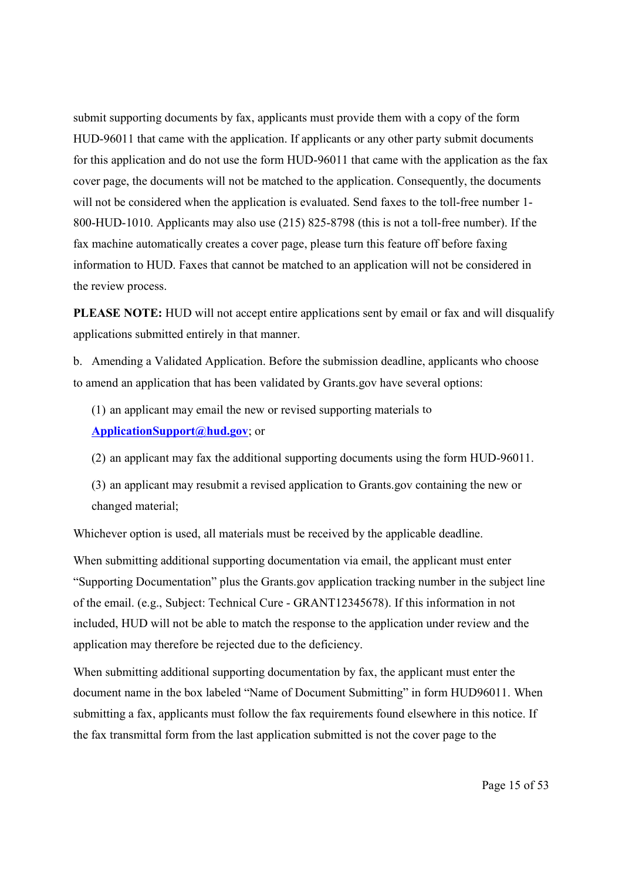submit supporting documents by fax, applicants must provide them with a copy of the form HUD-96011 that came with the application. If applicants or any other party submit documents for this application and do not use the form HUD-96011 that came with the application as the fax cover page, the documents will not be matched to the application. Consequently, the documents will not be considered when the application is evaluated. Send faxes to the toll-free number 1-800-HUD-1010. Applicants may also use (215) 825-8798 (this is not a toll-free number). If the fax machine automatically creates a cover page, please turn this feature off before faxing information to HUD. Faxes that cannot be matched to an application will not be considered in the review process.

**PLEASE NOTE:** HUD will not accept entire applications sent by email or fax and will disqualify applications submitted entirely in that manner.

b. Amending a Validated Application. Before the submission deadline, applicants who choose to amend an application that has been validated by Grants.gov have several options:

(1) an applicant may email the new or revised supporting materials to **ApplicationSupport@hud.gov**; or

(2) an applicant may fax the additional supporting documents using the form HUD-96011.

(3) an applicant may resubmit a revised application to Grants.gov containing the new or changed material;

Whichever option is used, all materials must be received by the applicable deadline.

When submitting additional supporting documentation via email, the applicant must enter "Supporting Documentation" plus the Grants.gov application tracking number in the subject line of the email. (e.g., Subject: Technical Cure - GRANT12345678). If this information in not included, HUD will not be able to match the response to the application under review and the application may therefore be rejected due to the deficiency.

When submitting additional supporting documentation by fax, the applicant must enter the document name in the box labeled "Name of Document Submitting" in form HUD96011. When submitting a fax, applicants must follow the fax requirements found elsewhere in this notice. If the fax transmittal form from the last application submitted is not the cover page to the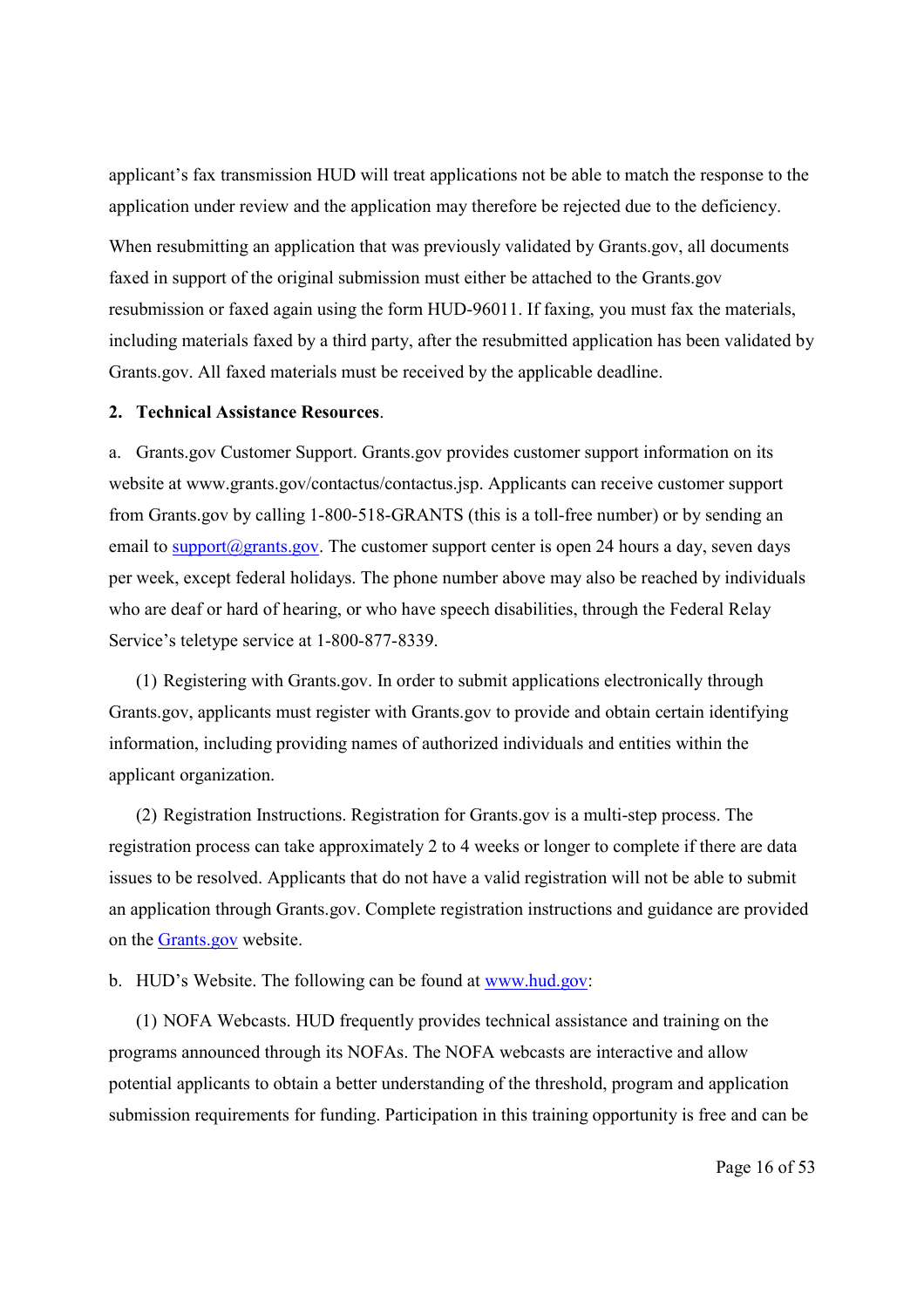applicant's fax transmission HUD will treat applications not be able to match the response to the application under review and the application may therefore be rejected due to the deficiency.

When resubmitting an application that was previously validated by Grants.gov, all documents faxed in support of the original submission must either be attached to the Grants.gov resubmission or faxed again using the form HUD-96011. If faxing, you must fax the materials, including materials faxed by a third party, after the resubmitted application has been validated by Grants.gov. All faxed materials must be received by the applicable deadline.

**2. Technical Assistance Resources**.

a. Grants.gov Customer Support. Grants.gov provides customer support information on its website at www.grants.gov/contactus/contactus.jsp. Applicants can receive customer support from Grants.gov by calling 1-800-518-GRANTS (this is a toll-free number) or by sending an email to [support@grants.gov](mailto:support@grants.gov). The customer support center is open 24 hours a day, seven days per week, except federal holidays. The phone number above may also be reached by individuals who are deaf or hard of hearing, or who have speech disabilities, through the Federal Relay Service's teletype service at 1-800-877-8339.

(1) Registering with Grants.gov. In order to submit applications electronically through Grants.gov, applicants must register with Grants.gov to provide and obtain certain identifying information, including providing names of authorized individuals and entities within the applicant organization.

(2) Registration Instructions. Registration for Grants.gov is a multi-step process. The registration process can take approximately 2 to 4 weeks or longer to complete if there are data issues to be resolved. Applicants that do not have a valid registration will not be able to submit an application through Grants.gov. Complete registration instructions and guidance are provided on the [Grants.gov](Grants.gov) website.

b. HUD's Website. The following can be found at [www.hud.gov](www.hud.gov):

(1) NOFA Webcasts. HUD frequently provides technical assistance and training on the programs announced through its NOFAs. The NOFA webcasts are interactive and allow potential applicants to obtain a better understanding of the threshold, program and application submission requirements for funding. Participation in this training opportunity is free and can be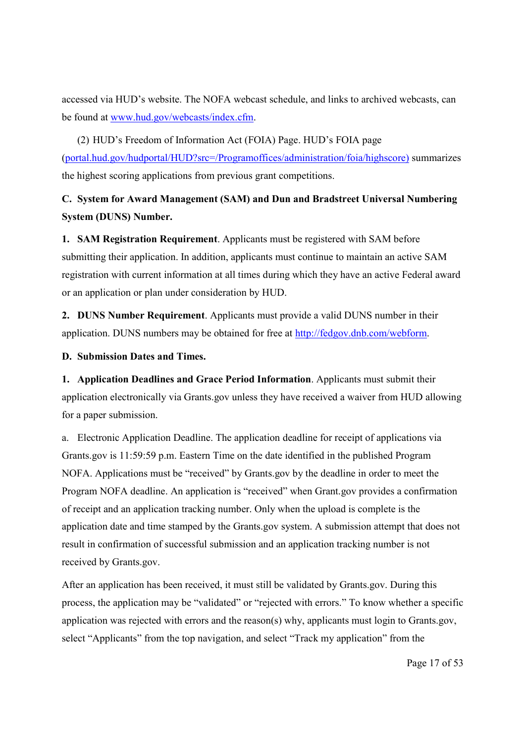accessed via HUD's website. The NOFA webcast schedule, and links to archived webcasts, can be found at [www.hud.gov/webcasts/index.cfm](www.hud.gov/webcasts/index.cfm).

(2) HUD's Freedom of Information Act (FOIA) Page. HUD's FOIA page ([portal.hud.gov/hudportal/HUD?src=/Programoffices/administration/foia/highscore)](portal.hud.gov/hudportal/HUD?src=/Programoffices/administration/foia/highscore) summarizes the highest scoring applications from previous grant competitions.

### C. System for Award Management (SAM) and Dun and Bradstreet Universal Numbering System (DUNS) Number.

**1. SAM Registration Requirement**. Applicants must be registered with SAM before submitting their application. In addition, applicants must continue to maintain an active SAM registration with current information at all times during which they have an active Federal award or an application or plan under consideration by HUD.

**2. DUNS Number Requirement**. Applicants must provide a valid DUNS number in their application. DUNS numbers may be obtained for free at [http://fedgov.dnb.com/webform](http://fedgov.dnb.com/webform).

### D. Submission Dates and Times.

**1. Application Deadlines and Grace Period Information**. Applicants must submit their application electronically via Grants.gov unless they have received a waiver from HUD allowing for a paper submission.

a. Electronic Application Deadline. The application deadline for receipt of applications via Grants.gov is 11:59:59 p.m. Eastern Time on the date identified in the published Program NOFA. Applications must be "received" by Grants.gov by the deadline in order to meet the Program NOFA deadline. An application is "received" when Grant.gov provides a confirmation of receipt and an application tracking number. Only when the upload is complete is the application date and time stamped by the Grants.gov system. A submission attempt that does not result in confirmation of successful submission and an application tracking number is not received by Grants.gov.

After an application has been received, it must still be validated by Grants.gov. During this process, the application may be "validated" or "rejected with errors." To know whether a specific application was rejected with errors and the reason(s) why, applicants must login to Grants.gov, select "Applicants" from the top navigation, and select "Track my application" from the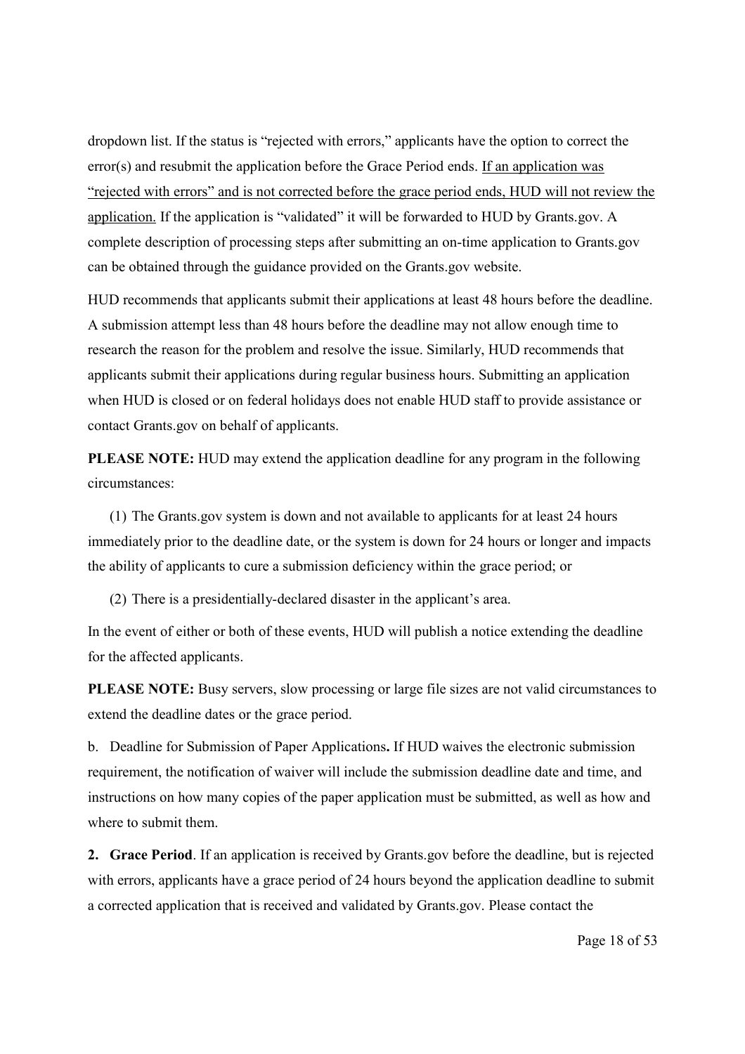dropdown list. If the status is “rejected with errors,” applicants have the option to correct the error(s) and resubmit the application before the Grace Period ends. <u>If an application was “rejected with errors” and is not corrected before the grace period ends, HUD will not review the application.</u> If the application is “validated” it will be forwarded to HUD by Grants.gov. A complete description of processing steps after submitting an on-time application to Grants.gov can be obtained through the guidance provided on the Grants.gov website.

HUD recommends that applicants submit their applications at least 48 hours before the deadline. A submission attempt less than 48 hours before the deadline may not allow enough time to research the reason for the problem and resolve the issue. Similarly, HUD recommends that applicants submit their applications during regular business hours. Submitting an application when HUD is closed or on federal holidays does not enable HUD staff to provide assistance or contact Grants.gov on behalf of applicants.

**PLEASE NOTE:** HUD may extend the application deadline for any program in the following circumstances:

(1) The Grants.gov system is down and not available to applicants for at least 24 hours immediately prior to the deadline date, or the system is down for 24 hours or longer and impacts the ability of applicants to cure a submission deficiency within the grace period; or

(2) There is a presidentially-declared disaster in the applicant’s area.

In the event of either or both of these events, HUD will publish a notice extending the deadline for the affected applicants.

**PLEASE NOTE:** Busy servers, slow processing or large file sizes are not valid circumstances to extend the deadline dates or the grace period.

b. Deadline for Submission of Paper Applications**.** If HUD waives the electronic submission requirement, the notification of waiver will include the submission deadline date and time, and instructions on how many copies of the paper application must be submitted, as well as how and where to submit them.

**2. Grace Period**. If an application is received by Grants.gov before the deadline, but is rejected with errors, applicants have a grace period of 24 hours beyond the application deadline to submit a corrected application that is received and validated by Grants.gov. Please contact the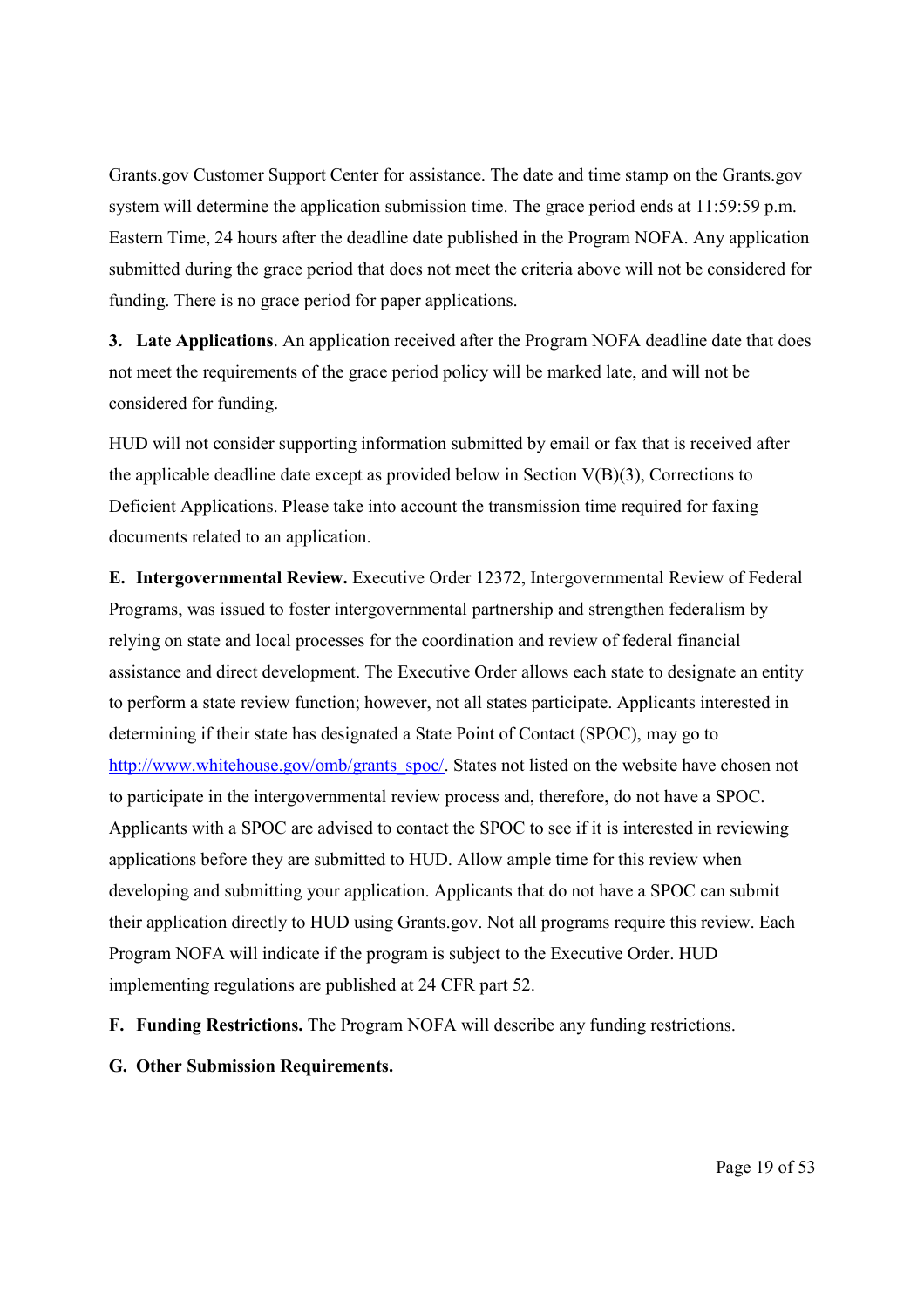Grants.gov Customer Support Center for assistance. The date and time stamp on the Grants.gov system will determine the application submission time. The grace period ends at 11:59:59 p.m. Eastern Time, 24 hours after the deadline date published in the Program NOFA. Any application submitted during the grace period that does not meet the criteria above will not be considered for funding. There is no grace period for paper applications.

**3. Late Applications**. An application received after the Program NOFA deadline date that does not meet the requirements of the grace period policy will be marked late, and will not be considered for funding.

HUD will not consider supporting information submitted by email or fax that is received after the applicable deadline date except as provided below in Section V(B)(3), Corrections to Deficient Applications. Please take into account the transmission time required for faxing documents related to an application.

**E. Intergovernmental Review.** Executive Order 12372, Intergovernmental Review of Federal Programs, was issued to foster intergovernmental partnership and strengthen federalism by relying on state and local processes for the coordination and review of federal financial assistance and direct development. The Executive Order allows each state to designate an entity to perform a state review function; however, not all states participate. Applicants interested in determining if their state has designated a State Point of Contact (SPOC), may go to http://www.whitehouse.gov/omb/grants_spoc/. States not listed on the website have chosen not to participate in the intergovernmental review process and, therefore, do not have a SPOC. Applicants with a SPOC are advised to contact the SPOC to see if it is interested in reviewing applications before they are submitted to HUD. Allow ample time for this review when developing and submitting your application. Applicants that do not have a SPOC can submit their application directly to HUD using Grants.gov. Not all programs require this review. Each Program NOFA will indicate if the program is subject to the Executive Order. HUD implementing regulations are published at 24 CFR part 52.

**F. Funding Restrictions.** The Program NOFA will describe any funding restrictions.

**G. Other Submission Requirements.**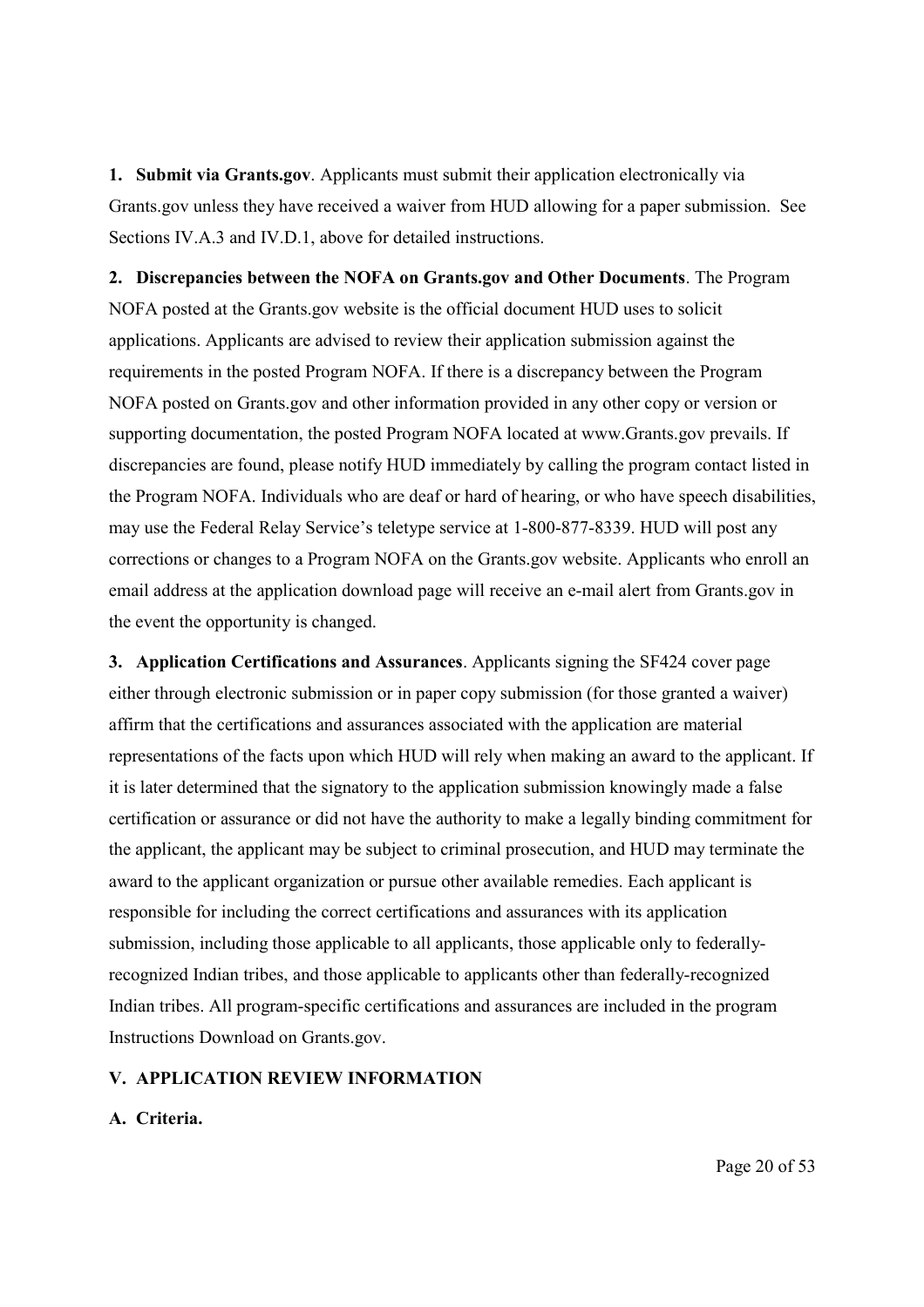1. **Submit via Grants.gov**. Applicants must submit their application electronically via Grants.gov unless they have received a waiver from HUD allowing for a paper submission. See Sections IV.A.3 and IV.D.1, above for detailed instructions.

2. **Discrepancies between the NOFA on Grants.gov and Other Documents**. The Program NOFA posted at the Grants.gov website is the official document HUD uses to solicit applications. Applicants are advised to review their application submission against the requirements in the posted Program NOFA. If there is a discrepancy between the Program NOFA posted on Grants.gov and other information provided in any other copy or version or supporting documentation, the posted Program NOFA located at www.Grants.gov prevails. If discrepancies are found, please notify HUD immediately by calling the program contact listed in the Program NOFA. Individuals who are deaf or hard of hearing, or who have speech disabilities, may use the Federal Relay Service's teletype service at 1-800-877-8339. HUD will post any corrections or changes to a Program NOFA on the Grants.gov website. Applicants who enroll an email address at the application download page will receive an e-mail alert from Grants.gov in the event the opportunity is changed.

3. **Application Certifications and Assurances**. Applicants signing the SF424 cover page either through electronic submission or in paper copy submission (for those granted a waiver) affirm that the certifications and assurances associated with the application are material representations of the facts upon which HUD will rely when making an award to the applicant. If it is later determined that the signatory to the application submission knowingly made a false certification or assurance or did not have the authority to make a legally binding commitment for the applicant, the applicant may be subject to criminal prosecution, and HUD may terminate the award to the applicant organization or pursue other available remedies. Each applicant is responsible for including the correct certifications and assurances with its application submission, including those applicable to all applicants, those applicable only to federally-recognized Indian tribes, and those applicable to applicants other than federally-recognized Indian tribes. All program-specific certifications and assurances are included in the program Instructions Download on Grants.gov.

## V. APPLICATION REVIEW INFORMATION

### A. Criteria.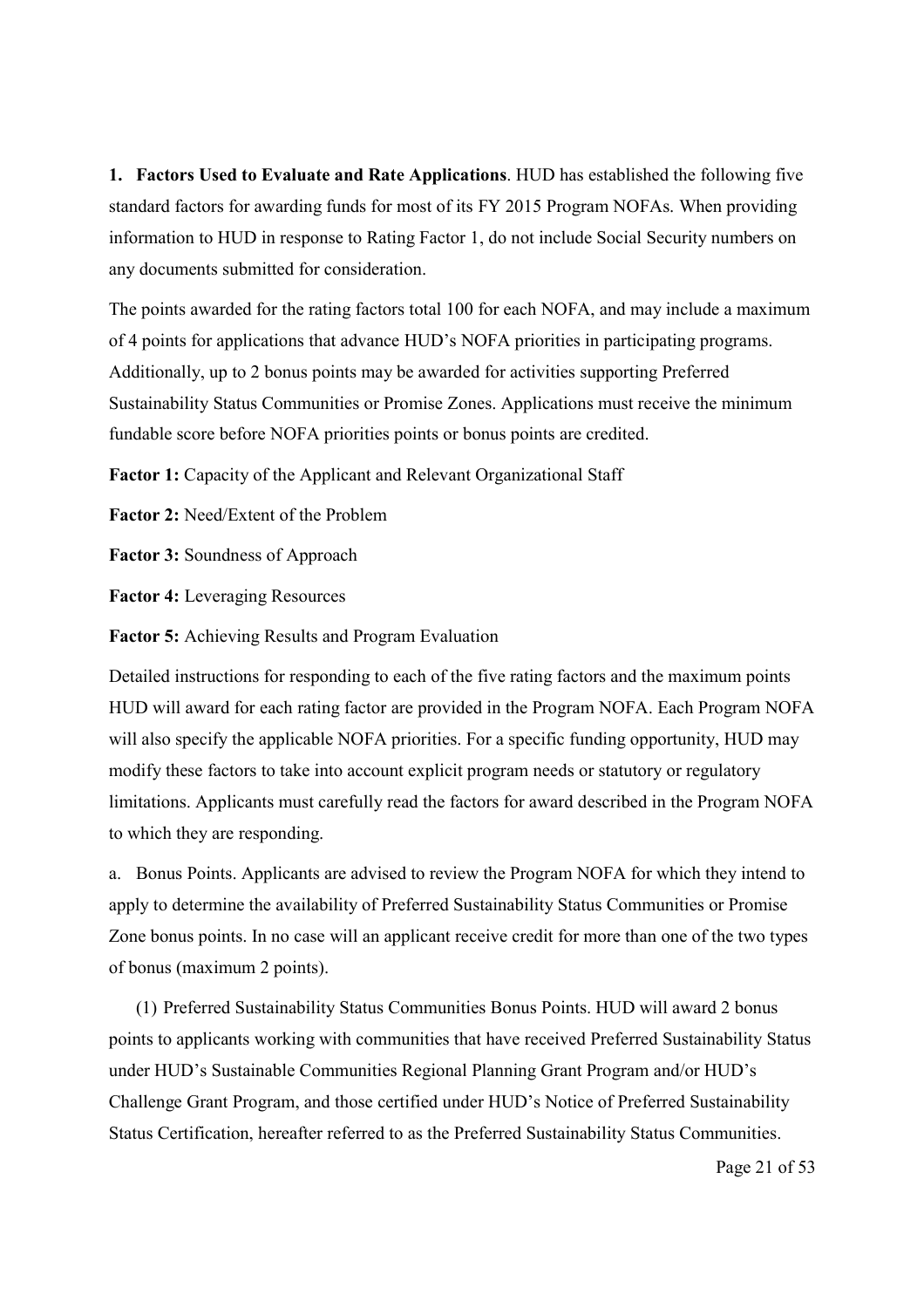**1. Factors Used to Evaluate and Rate Applications**. HUD has established the following five standard factors for awarding funds for most of its FY 2015 Program NOFAs. When providing information to HUD in response to Rating Factor 1, do not include Social Security numbers on any documents submitted for consideration.

The points awarded for the rating factors total 100 for each NOFA, and may include a maximum of 4 points for applications that advance HUD's NOFA priorities in participating programs. Additionally, up to 2 bonus points may be awarded for activities supporting Preferred Sustainability Status Communities or Promise Zones. Applications must receive the minimum fundable score before NOFA priorities points or bonus points are credited.

**Factor 1:** Capacity of the Applicant and Relevant Organizational Staff

**Factor 2:** Need/Extent of the Problem

**Factor 3:** Soundness of Approach

**Factor 4:** Leveraging Resources

**Factor 5:** Achieving Results and Program Evaluation

Detailed instructions for responding to each of the five rating factors and the maximum points HUD will award for each rating factor are provided in the Program NOFA. Each Program NOFA will also specify the applicable NOFA priorities. For a specific funding opportunity, HUD may modify these factors to take into account explicit program needs or statutory or regulatory limitations. Applicants must carefully read the factors for award described in the Program NOFA to which they are responding.

a. Bonus Points. Applicants are advised to review the Program NOFA for which they intend to apply to determine the availability of Preferred Sustainability Status Communities or Promise Zone bonus points. In no case will an applicant receive credit for more than one of the two types of bonus (maximum 2 points).

(1) Preferred Sustainability Status Communities Bonus Points. HUD will award 2 bonus points to applicants working with communities that have received Preferred Sustainability Status under HUD's Sustainable Communities Regional Planning Grant Program and/or HUD's Challenge Grant Program, and those certified under HUD's Notice of Preferred Sustainability Status Certification, hereafter referred to as the Preferred Sustainability Status Communities.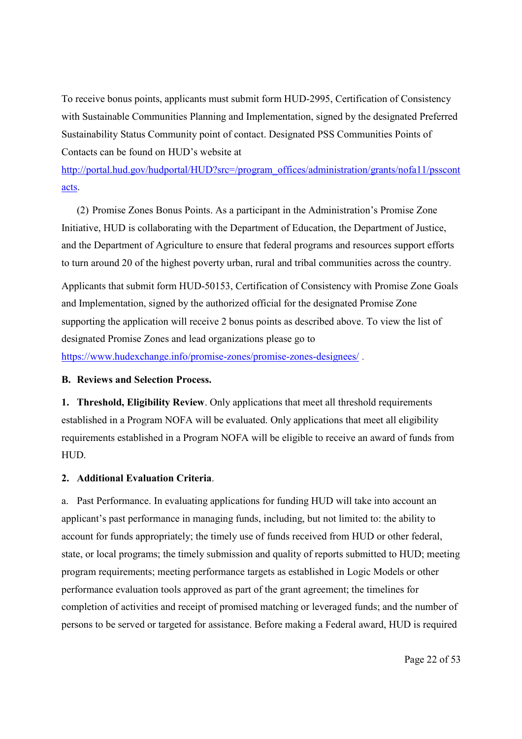To receive bonus points, applicants must submit form HUD-2995, Certification of Consistency with Sustainable Communities Planning and Implementation, signed by the designated Preferred Sustainability Status Community point of contact. Designated PSS Communities Points of Contacts can be found on HUD's website at [http://portal.hud.gov/hudportal/HUD?src=/program_offices/administration/grants/nofa11/psscontacts](http://portal.hud.gov/hudportal/HUD?src=/program_offices/administration/grants/nofa11/psscontacts).

(2) Promise Zones Bonus Points. As a participant in the Administration's Promise Zone Initiative, HUD is collaborating with the Department of Education, the Department of Justice, and the Department of Agriculture to ensure that federal programs and resources support efforts to turn around 20 of the highest poverty urban, rural and tribal communities across the country.

Applicants that submit form HUD-50153, Certification of Consistency with Promise Zone Goals and Implementation, signed by the authorized official for the designated Promise Zone supporting the application will receive 2 bonus points as described above. To view the list of designated Promise Zones and lead organizations please go to [https://www.hudexchange.info/promise-zones/promise-zones-designees/](https://www.hudexchange.info/promise-zones/promise-zones-designees/) .

**B. Reviews and Selection Process.**

**1. Threshold, Eligibility Review**. Only applications that meet all threshold requirements established in a Program NOFA will be evaluated. Only applications that meet all eligibility requirements established in a Program NOFA will be eligible to receive an award of funds from HUD.

**2. Additional Evaluation Criteria**.

a. Past Performance. In evaluating applications for funding HUD will take into account an applicant's past performance in managing funds, including, but not limited to: the ability to account for funds appropriately; the timely use of funds received from HUD or other federal, state, or local programs; the timely submission and quality of reports submitted to HUD; meeting program requirements; meeting performance targets as established in Logic Models or other performance evaluation tools approved as part of the grant agreement; the timelines for completion of activities and receipt of promised matching or leveraged funds; and the number of persons to be served or targeted for assistance. Before making a Federal award, HUD is required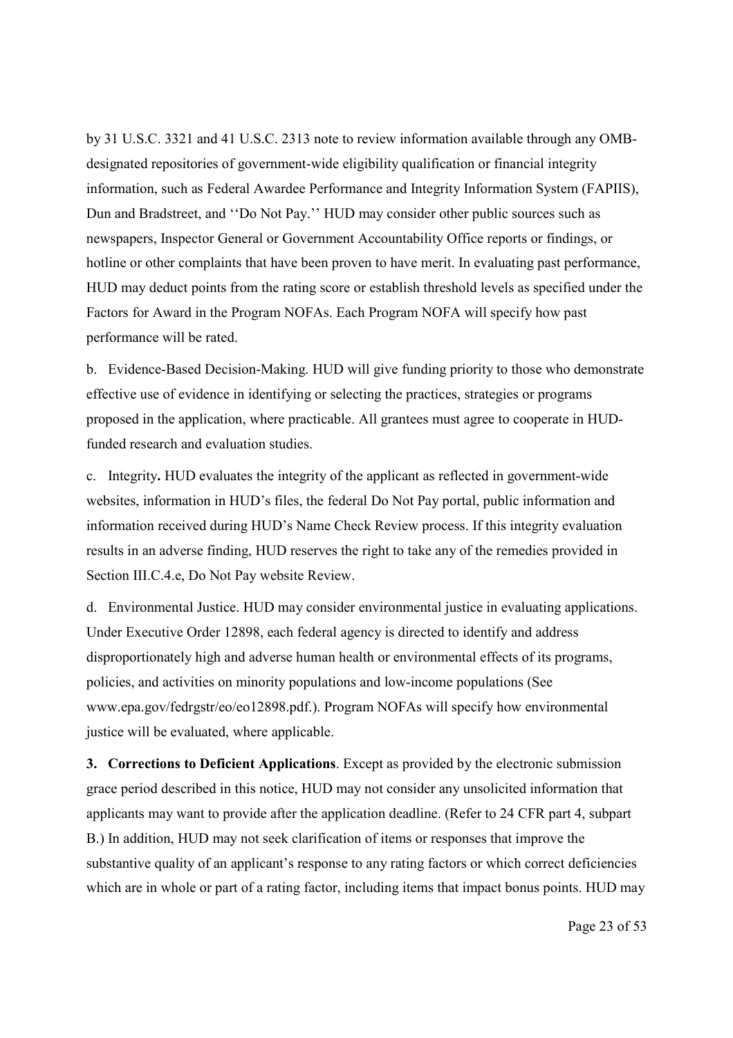by 31 U.S.C. 3321 and 41 U.S.C. 2313 note to review information available through any OMB-designated repositories of government-wide eligibility qualification or financial integrity information, such as Federal Awardee Performance and Integrity Information System (FAPIIS), Dun and Bradstreet, and ''Do Not Pay.'' HUD may consider other public sources such as newspapers, Inspector General or Government Accountability Office reports or findings, or hotline or other complaints that have been proven to have merit. In evaluating past performance, HUD may deduct points from the rating score or establish threshold levels as specified under the Factors for Award in the Program NOFAs. Each Program NOFA will specify how past performance will be rated.

b. Evidence-Based Decision-Making. HUD will give funding priority to those who demonstrate effective use of evidence in identifying or selecting the practices, strategies or programs proposed in the application, where practicable. All grantees must agree to cooperate in HUD-funded research and evaluation studies.

c. Integrity**.** HUD evaluates the integrity of the applicant as reflected in government-wide websites, information in HUD's files, the federal Do Not Pay portal, public information and information received during HUD's Name Check Review process. If this integrity evaluation results in an adverse finding, HUD reserves the right to take any of the remedies provided in Section III.C.4.e, Do Not Pay website Review.

d. Environmental Justice. HUD may consider environmental justice in evaluating applications. Under Executive Order 12898, each federal agency is directed to identify and address disproportionately high and adverse human health or environmental effects of its programs, policies, and activities on minority populations and low-income populations (See www.epa.gov/fedrgstr/eo/eo12898.pdf.). Program NOFAs will specify how environmental justice will be evaluated, where applicable.

**3. Corrections to Deficient Applications**. Except as provided by the electronic submission grace period described in this notice, HUD may not consider any unsolicited information that applicants may want to provide after the application deadline. (Refer to 24 CFR part 4, subpart B.) In addition, HUD may not seek clarification of items or responses that improve the substantive quality of an applicant's response to any rating factors or which correct deficiencies which are in whole or part of a rating factor, including items that impact bonus points. HUD may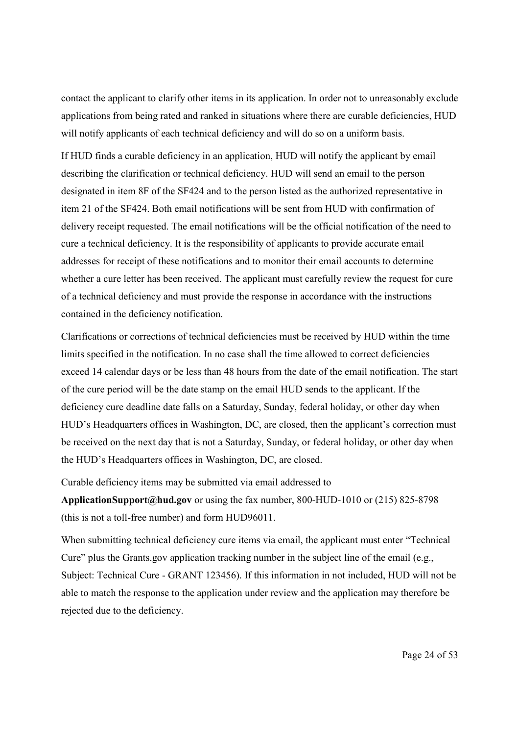contact the applicant to clarify other items in its application. In order not to unreasonably exclude applications from being rated and ranked in situations where there are curable deficiencies, HUD will notify applicants of each technical deficiency and will do so on a uniform basis.

If HUD finds a curable deficiency in an application, HUD will notify the applicant by email describing the clarification or technical deficiency. HUD will send an email to the person designated in item 8F of the SF424 and to the person listed as the authorized representative in item 21 of the SF424. Both email notifications will be sent from HUD with confirmation of delivery receipt requested. The email notifications will be the official notification of the need to cure a technical deficiency. It is the responsibility of applicants to provide accurate email addresses for receipt of these notifications and to monitor their email accounts to determine whether a cure letter has been received. The applicant must carefully review the request for cure of a technical deficiency and must provide the response in accordance with the instructions contained in the deficiency notification.

Clarifications or corrections of technical deficiencies must be received by HUD within the time limits specified in the notification. In no case shall the time allowed to correct deficiencies exceed 14 calendar days or be less than 48 hours from the date of the email notification. The start of the cure period will be the date stamp on the email HUD sends to the applicant. If the deficiency cure deadline date falls on a Saturday, Sunday, federal holiday, or other day when HUD's Headquarters offices in Washington, DC, are closed, then the applicant's correction must be received on the next day that is not a Saturday, Sunday, or federal holiday, or other day when the HUD's Headquarters offices in Washington, DC, are closed.

Curable deficiency items may be submitted via email addressed to **ApplicationSupport@hud.gov** or using the fax number, 800-HUD-1010 or (215) 825-8798 (this is not a toll-free number) and form HUD96011.

When submitting technical deficiency cure items via email, the applicant must enter "Technical Cure" plus the Grants.gov application tracking number in the subject line of the email (e.g., Subject: Technical Cure - GRANT 123456). If this information in not included, HUD will not be able to match the response to the application under review and the application may therefore be rejected due to the deficiency.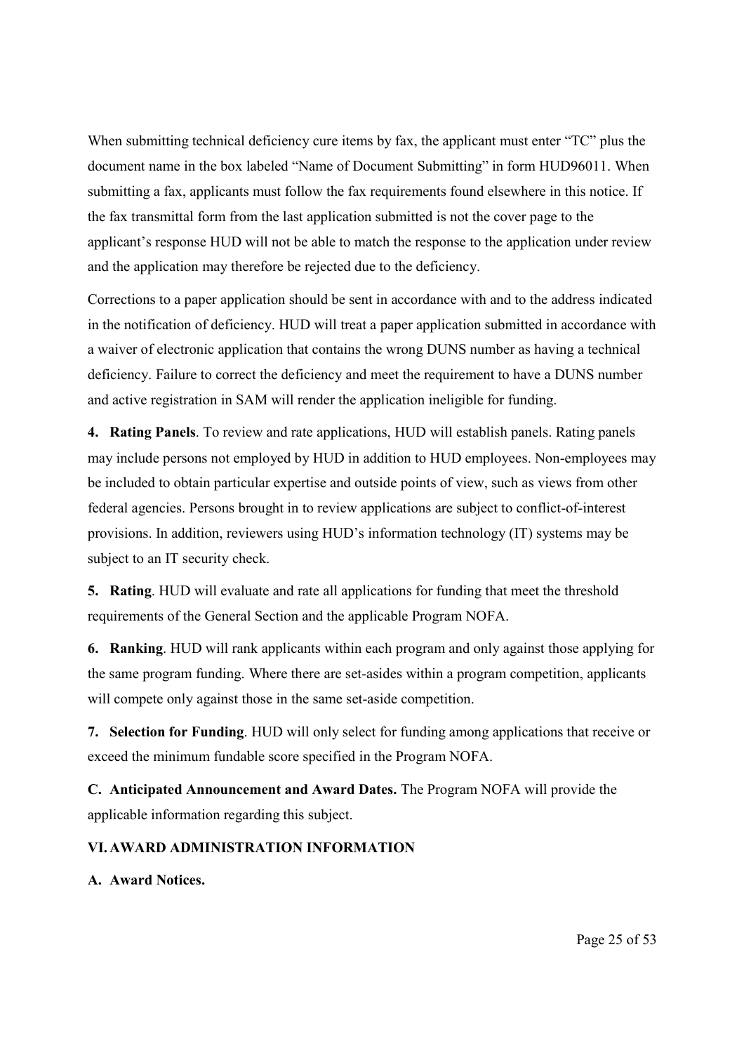When submitting technical deficiency cure items by fax, the applicant must enter "TC" plus the document name in the box labeled "Name of Document Submitting" in form HUD96011. When submitting a fax, applicants must follow the fax requirements found elsewhere in this notice. If the fax transmittal form from the last application submitted is not the cover page to the applicant's response HUD will not be able to match the response to the application under review and the application may therefore be rejected due to the deficiency.

Corrections to a paper application should be sent in accordance with and to the address indicated in the notification of deficiency. HUD will treat a paper application submitted in accordance with a waiver of electronic application that contains the wrong DUNS number as having a technical deficiency. Failure to correct the deficiency and meet the requirement to have a DUNS number and active registration in SAM will render the application ineligible for funding.

**4. Rating Panels**. To review and rate applications, HUD will establish panels. Rating panels may include persons not employed by HUD in addition to HUD employees. Non-employees may be included to obtain particular expertise and outside points of view, such as views from other federal agencies. Persons brought in to review applications are subject to conflict-of-interest provisions. In addition, reviewers using HUD's information technology (IT) systems may be subject to an IT security check.

**5. Rating**. HUD will evaluate and rate all applications for funding that meet the threshold requirements of the General Section and the applicable Program NOFA.

**6. Ranking**. HUD will rank applicants within each program and only against those applying for the same program funding. Where there are set-asides within a program competition, applicants will compete only against those in the same set-aside competition.

**7. Selection for Funding**. HUD will only select for funding among applications that receive or exceed the minimum fundable score specified in the Program NOFA.

**C. Anticipated Announcement and Award Dates.** The Program NOFA will provide the applicable information regarding this subject.

## VI. AWARD ADMINISTRATION INFORMATION

**A. Award Notices.**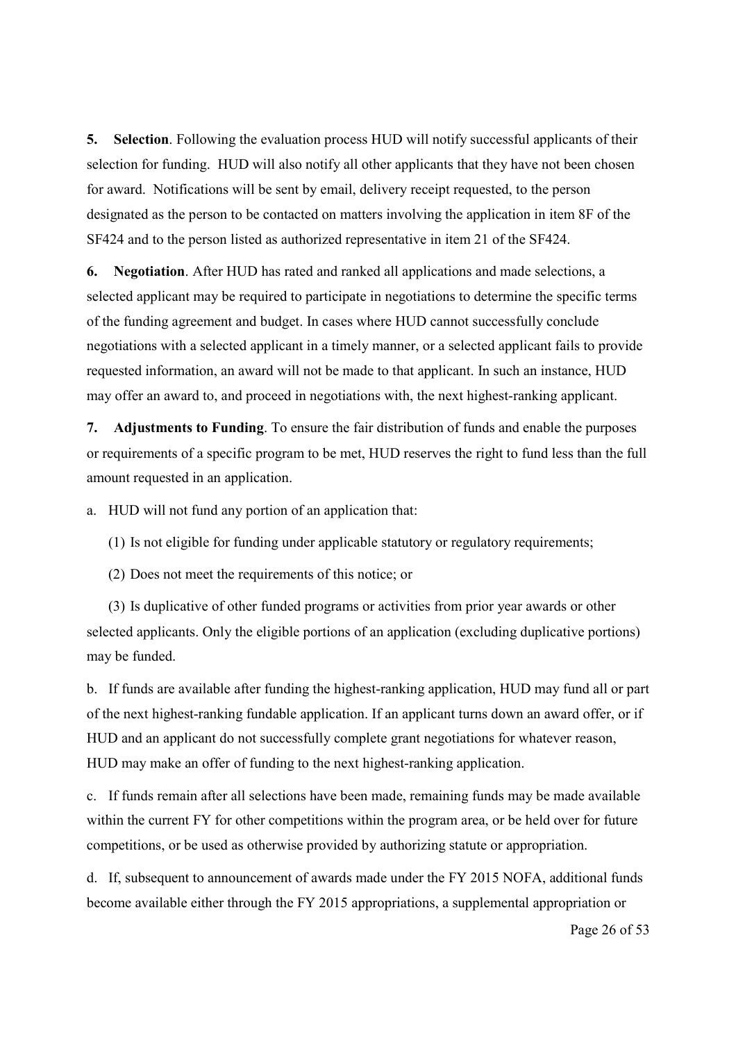**5. Selection**. Following the evaluation process HUD will notify successful applicants of their selection for funding. HUD will also notify all other applicants that they have not been chosen for award. Notifications will be sent by email, delivery receipt requested, to the person designated as the person to be contacted on matters involving the application in item 8F of the SF424 and to the person listed as authorized representative in item 21 of the SF424.

**6. Negotiation**. After HUD has rated and ranked all applications and made selections, a selected applicant may be required to participate in negotiations to determine the specific terms of the funding agreement and budget. In cases where HUD cannot successfully conclude negotiations with a selected applicant in a timely manner, or a selected applicant fails to provide requested information, an award will not be made to that applicant. In such an instance, HUD may offer an award to, and proceed in negotiations with, the next highest-ranking applicant.

**7. Adjustments to Funding**. To ensure the fair distribution of funds and enable the purposes or requirements of a specific program to be met, HUD reserves the right to fund less than the full amount requested in an application.

a. HUD will not fund any portion of an application that:

(1) Is not eligible for funding under applicable statutory or regulatory requirements;

(2) Does not meet the requirements of this notice; or

(3) Is duplicative of other funded programs or activities from prior year awards or other selected applicants. Only the eligible portions of an application (excluding duplicative portions) may be funded.

b. If funds are available after funding the highest-ranking application, HUD may fund all or part of the next highest-ranking fundable application. If an applicant turns down an award offer, or if HUD and an applicant do not successfully complete grant negotiations for whatever reason, HUD may make an offer of funding to the next highest-ranking application.

c. If funds remain after all selections have been made, remaining funds may be made available within the current FY for other competitions within the program area, or be held over for future competitions, or be used as otherwise provided by authorizing statute or appropriation.

d. If, subsequent to announcement of awards made under the FY 2015 NOFA, additional funds become available either through the FY 2015 appropriations, a supplemental appropriation or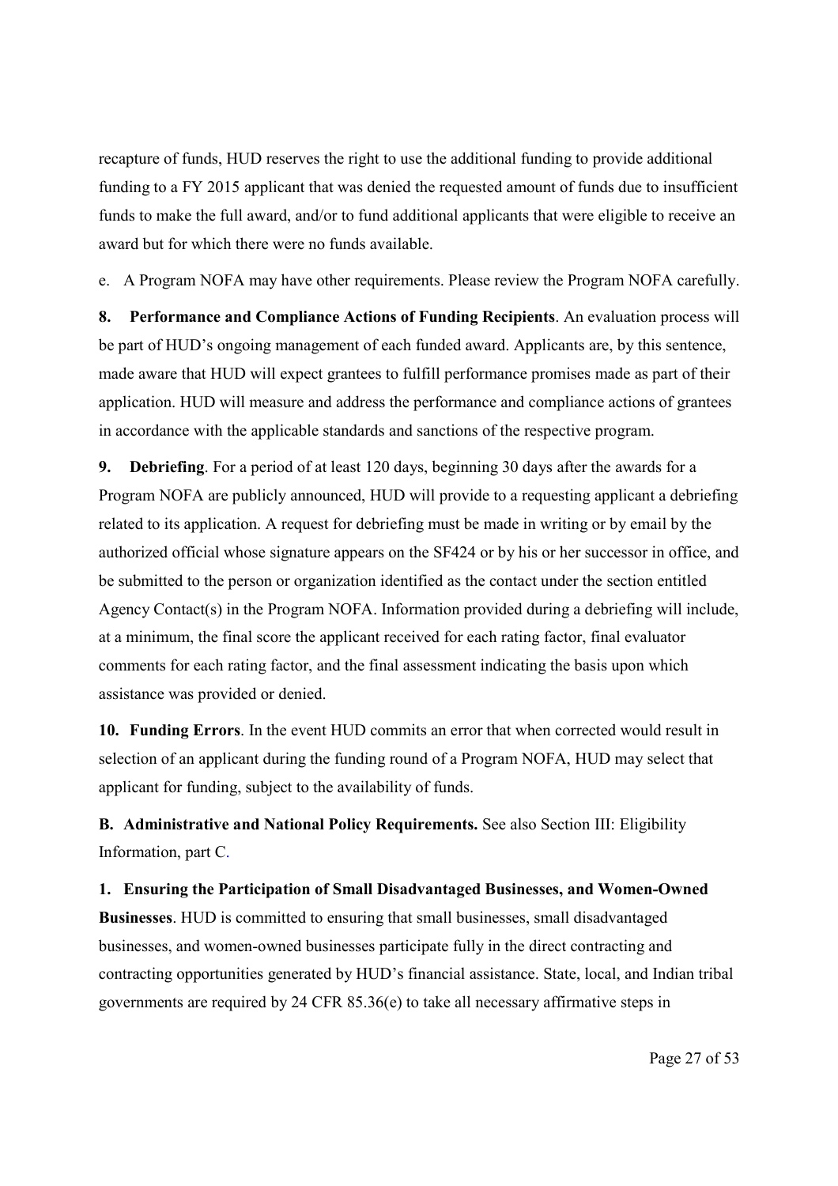recapture of funds, HUD reserves the right to use the additional funding to provide additional funding to a FY 2015 applicant that was denied the requested amount of funds due to insufficient funds to make the full award, and/or to fund additional applicants that were eligible to receive an award but for which there were no funds available.

e. A Program NOFA may have other requirements. Please review the Program NOFA carefully.

**8. Performance and Compliance Actions of Funding Recipients**. An evaluation process will be part of HUD's ongoing management of each funded award. Applicants are, by this sentence, made aware that HUD will expect grantees to fulfill performance promises made as part of their application. HUD will measure and address the performance and compliance actions of grantees in accordance with the applicable standards and sanctions of the respective program.

**9. Debriefing**. For a period of at least 120 days, beginning 30 days after the awards for a Program NOFA are publicly announced, HUD will provide to a requesting applicant a debriefing related to its application. A request for debriefing must be made in writing or by email by the authorized official whose signature appears on the SF424 or by his or her successor in office, and be submitted to the person or organization identified as the contact under the section entitled Agency Contact(s) in the Program NOFA. Information provided during a debriefing will include, at a minimum, the final score the applicant received for each rating factor, final evaluator comments for each rating factor, and the final assessment indicating the basis upon which assistance was provided or denied.

**10. Funding Errors**. In the event HUD commits an error that when corrected would result in selection of an applicant during the funding round of a Program NOFA, HUD may select that applicant for funding, subject to the availability of funds.

**B. Administrative and National Policy Requirements.** See also Section III: Eligibility Information, part C.

**1. Ensuring the Participation of Small Disadvantaged Businesses, and Women-Owned Businesses**. HUD is committed to ensuring that small businesses, small disadvantaged businesses, and women-owned businesses participate fully in the direct contracting and contracting opportunities generated by HUD's financial assistance. State, local, and Indian tribal governments are required by 24 CFR 85.36(e) to take all necessary affirmative steps in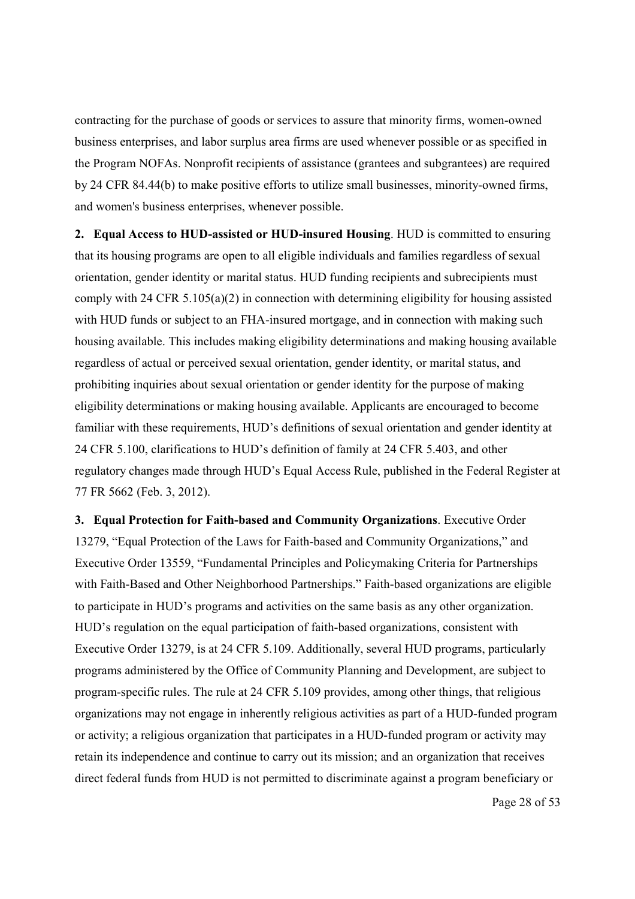contracting for the purchase of goods or services to assure that minority firms, women-owned business enterprises, and labor surplus area firms are used whenever possible or as specified in the Program NOFAs. Nonprofit recipients of assistance (grantees and subgrantees) are required by 24 CFR 84.44(b) to make positive efforts to utilize small businesses, minority-owned firms, and women's business enterprises, whenever possible.

**2. Equal Access to HUD-assisted or HUD-insured Housing**. HUD is committed to ensuring that its housing programs are open to all eligible individuals and families regardless of sexual orientation, gender identity or marital status. HUD funding recipients and subrecipients must comply with 24 CFR 5.105(a)(2) in connection with determining eligibility for housing assisted with HUD funds or subject to an FHA-insured mortgage, and in connection with making such housing available. This includes making eligibility determinations and making housing available regardless of actual or perceived sexual orientation, gender identity, or marital status, and prohibiting inquiries about sexual orientation or gender identity for the purpose of making eligibility determinations or making housing available. Applicants are encouraged to become familiar with these requirements, HUD's definitions of sexual orientation and gender identity at 24 CFR 5.100, clarifications to HUD's definition of family at 24 CFR 5.403, and other regulatory changes made through HUD's Equal Access Rule, published in the Federal Register at 77 FR 5662 (Feb. 3, 2012).

**3. Equal Protection for Faith-based and Community Organizations**. Executive Order 13279, "Equal Protection of the Laws for Faith-based and Community Organizations," and Executive Order 13559, "Fundamental Principles and Policymaking Criteria for Partnerships with Faith-Based and Other Neighborhood Partnerships." Faith-based organizations are eligible to participate in HUD's programs and activities on the same basis as any other organization. HUD's regulation on the equal participation of faith-based organizations, consistent with Executive Order 13279, is at 24 CFR 5.109. Additionally, several HUD programs, particularly programs administered by the Office of Community Planning and Development, are subject to program-specific rules. The rule at 24 CFR 5.109 provides, among other things, that religious organizations may not engage in inherently religious activities as part of a HUD-funded program or activity; a religious organization that participates in a HUD-funded program or activity may retain its independence and continue to carry out its mission; and an organization that receives direct federal funds from HUD is not permitted to discriminate against a program beneficiary or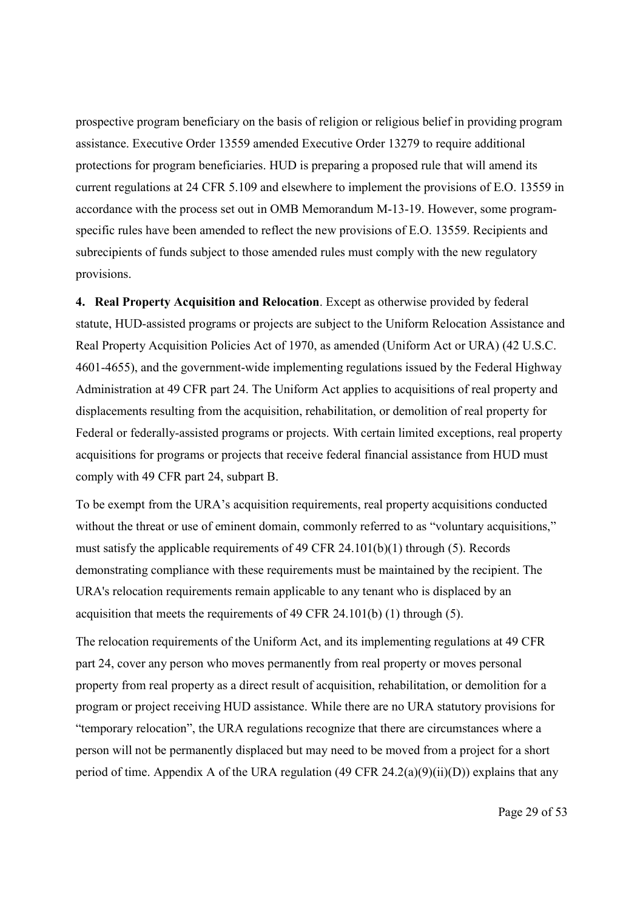prospective program beneficiary on the basis of religion or religious belief in providing program assistance. Executive Order 13559 amended Executive Order 13279 to require additional protections for program beneficiaries. HUD is preparing a proposed rule that will amend its current regulations at 24 CFR 5.109 and elsewhere to implement the provisions of E.O. 13559 in accordance with the process set out in OMB Memorandum M-13-19. However, some program-specific rules have been amended to reflect the new provisions of E.O. 13559. Recipients and subrecipients of funds subject to those amended rules must comply with the new regulatory provisions.

**4. Real Property Acquisition and Relocation**. Except as otherwise provided by federal statute, HUD-assisted programs or projects are subject to the Uniform Relocation Assistance and Real Property Acquisition Policies Act of 1970, as amended (Uniform Act or URA) (42 U.S.C. 4601-4655), and the government-wide implementing regulations issued by the Federal Highway Administration at 49 CFR part 24. The Uniform Act applies to acquisitions of real property and displacements resulting from the acquisition, rehabilitation, or demolition of real property for Federal or federally-assisted programs or projects. With certain limited exceptions, real property acquisitions for programs or projects that receive federal financial assistance from HUD must comply with 49 CFR part 24, subpart B.

To be exempt from the URA's acquisition requirements, real property acquisitions conducted without the threat or use of eminent domain, commonly referred to as "voluntary acquisitions," must satisfy the applicable requirements of 49 CFR 24.101(b)(1) through (5). Records demonstrating compliance with these requirements must be maintained by the recipient. The URA's relocation requirements remain applicable to any tenant who is displaced by an acquisition that meets the requirements of 49 CFR 24.101(b) (1) through (5).

The relocation requirements of the Uniform Act, and its implementing regulations at 49 CFR part 24, cover any person who moves permanently from real property or moves personal property from real property as a direct result of acquisition, rehabilitation, or demolition for a program or project receiving HUD assistance. While there are no URA statutory provisions for "temporary relocation", the URA regulations recognize that there are circumstances where a person will not be permanently displaced but may need to be moved from a project for a short period of time. Appendix A of the URA regulation (49 CFR 24.2(a)(9)(ii)(D)) explains that any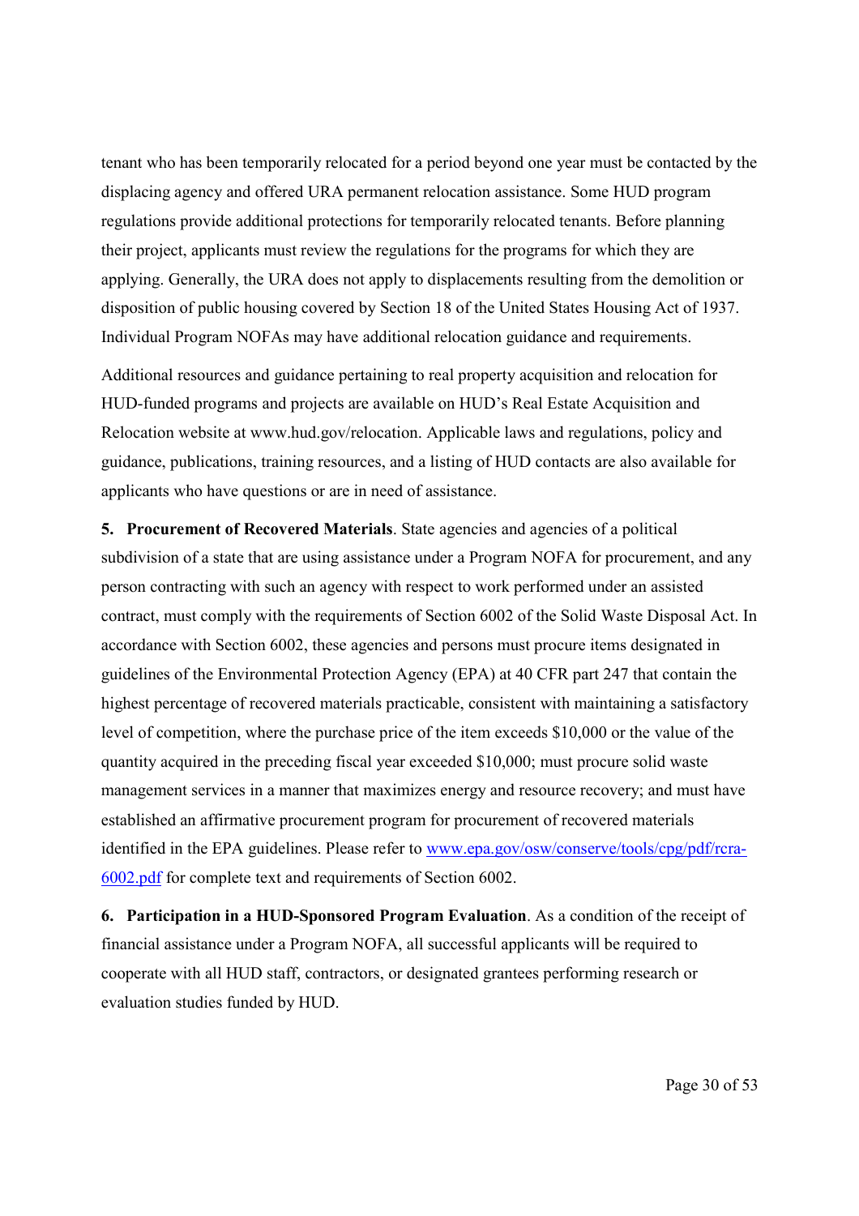tenant who has been temporarily relocated for a period beyond one year must be contacted by the displacing agency and offered URA permanent relocation assistance. Some HUD program regulations provide additional protections for temporarily relocated tenants. Before planning their project, applicants must review the regulations for the programs for which they are applying. Generally, the URA does not apply to displacements resulting from the demolition or disposition of public housing covered by Section 18 of the United States Housing Act of 1937. Individual Program NOFAs may have additional relocation guidance and requirements.

Additional resources and guidance pertaining to real property acquisition and relocation for HUD-funded programs and projects are available on HUD's Real Estate Acquisition and Relocation website at www.hud.gov/relocation. Applicable laws and regulations, policy and guidance, publications, training resources, and a listing of HUD contacts are also available for applicants who have questions or are in need of assistance.

**5. Procurement of Recovered Materials**. State agencies and agencies of a political subdivision of a state that are using assistance under a Program NOFA for procurement, and any person contracting with such an agency with respect to work performed under an assisted contract, must comply with the requirements of Section 6002 of the Solid Waste Disposal Act. In accordance with Section 6002, these agencies and persons must procure items designated in guidelines of the Environmental Protection Agency (EPA) at 40 CFR part 247 that contain the highest percentage of recovered materials practicable, consistent with maintaining a satisfactory level of competition, where the purchase price of the item exceeds $10,000 or the value of the quantity acquired in the preceding fiscal year exceeded $10,000; must procure solid waste management services in a manner that maximizes energy and resource recovery; and must have established an affirmative procurement program for procurement of recovered materials identified in the EPA guidelines. Please refer to [www.epa.gov/osw/conserve/tools/cpg/pdf/rcra-6002.pdf](www.epa.gov/osw/conserve/tools/cpg/pdf/rcra-6002.pdf) for complete text and requirements of Section 6002.

**6. Participation in a HUD-Sponsored Program Evaluation**. As a condition of the receipt of financial assistance under a Program NOFA, all successful applicants will be required to cooperate with all HUD staff, contractors, or designated grantees performing research or evaluation studies funded by HUD.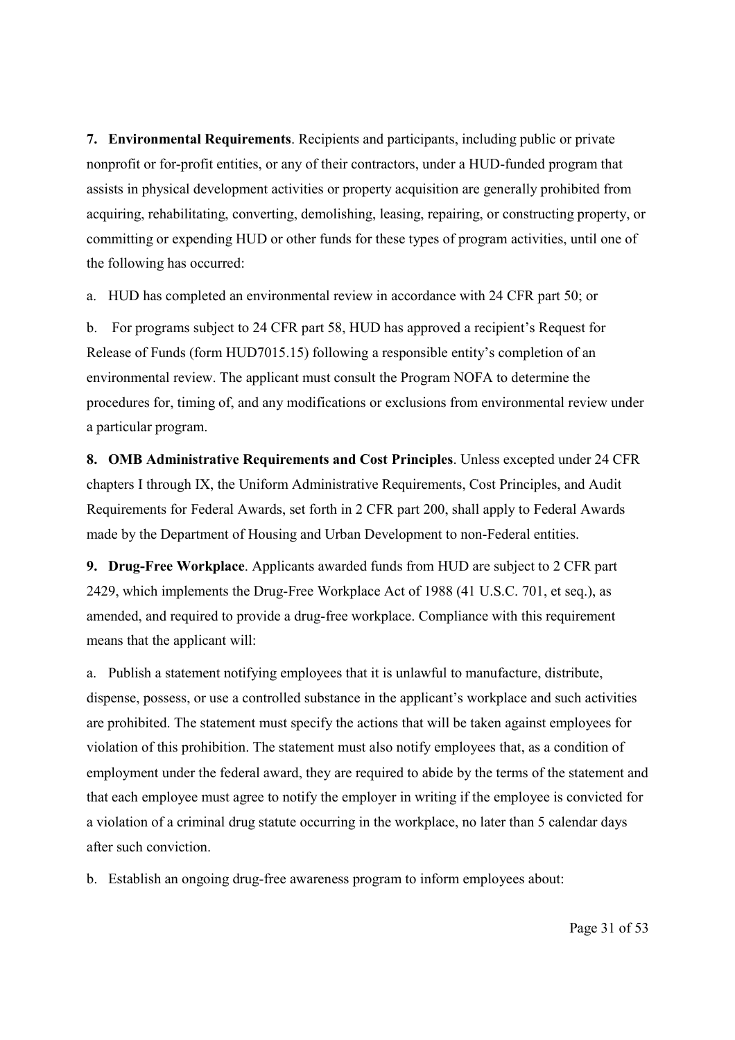**7. Environmental Requirements**. Recipients and participants, including public or private nonprofit or for-profit entities, or any of their contractors, under a HUD-funded program that assists in physical development activities or property acquisition are generally prohibited from acquiring, rehabilitating, converting, demolishing, leasing, repairing, or constructing property, or committing or expending HUD or other funds for these types of program activities, until one of the following has occurred:

a. HUD has completed an environmental review in accordance with 24 CFR part 50; or

b. For programs subject to 24 CFR part 58, HUD has approved a recipient's Request for Release of Funds (form HUD7015.15) following a responsible entity's completion of an environmental review. The applicant must consult the Program NOFA to determine the procedures for, timing of, and any modifications or exclusions from environmental review under a particular program.

**8. OMB Administrative Requirements and Cost Principles**. Unless excepted under 24 CFR chapters I through IX, the Uniform Administrative Requirements, Cost Principles, and Audit Requirements for Federal Awards, set forth in 2 CFR part 200, shall apply to Federal Awards made by the Department of Housing and Urban Development to non-Federal entities.

**9. Drug-Free Workplace**. Applicants awarded funds from HUD are subject to 2 CFR part 2429, which implements the Drug-Free Workplace Act of 1988 (41 U.S.C. 701, et seq.), as amended, and required to provide a drug-free workplace. Compliance with this requirement means that the applicant will:

a. Publish a statement notifying employees that it is unlawful to manufacture, distribute, dispense, possess, or use a controlled substance in the applicant's workplace and such activities are prohibited. The statement must specify the actions that will be taken against employees for violation of this prohibition. The statement must also notify employees that, as a condition of employment under the federal award, they are required to abide by the terms of the statement and that each employee must agree to notify the employer in writing if the employee is convicted for a violation of a criminal drug statute occurring in the workplace, no later than 5 calendar days after such conviction.

b. Establish an ongoing drug-free awareness program to inform employees about: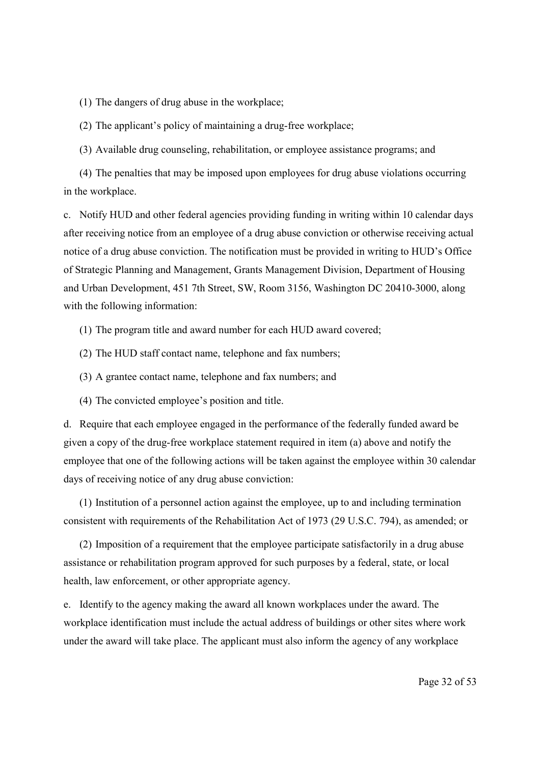(1) The dangers of drug abuse in the workplace;

(2) The applicant's policy of maintaining a drug-free workplace;

(3) Available drug counseling, rehabilitation, or employee assistance programs; and

(4) The penalties that may be imposed upon employees for drug abuse violations occurring in the workplace.

c. Notify HUD and other federal agencies providing funding in writing within 10 calendar days after receiving notice from an employee of a drug abuse conviction or otherwise receiving actual notice of a drug abuse conviction. The notification must be provided in writing to HUD's Office of Strategic Planning and Management, Grants Management Division, Department of Housing and Urban Development, 451 7th Street, SW, Room 3156, Washington DC 20410-3000, along with the following information:

(1) The program title and award number for each HUD award covered;

(2) The HUD staff contact name, telephone and fax numbers;

(3) A grantee contact name, telephone and fax numbers; and

(4) The convicted employee's position and title.

d. Require that each employee engaged in the performance of the federally funded award be given a copy of the drug-free workplace statement required in item (a) above and notify the employee that one of the following actions will be taken against the employee within 30 calendar days of receiving notice of any drug abuse conviction:

(1) Institution of a personnel action against the employee, up to and including termination consistent with requirements of the Rehabilitation Act of 1973 (29 U.S.C. 794), as amended; or

(2) Imposition of a requirement that the employee participate satisfactorily in a drug abuse assistance or rehabilitation program approved for such purposes by a federal, state, or local health, law enforcement, or other appropriate agency.

e. Identify to the agency making the award all known workplaces under the award. The workplace identification must include the actual address of buildings or other sites where work under the award will take place. The applicant must also inform the agency of any workplace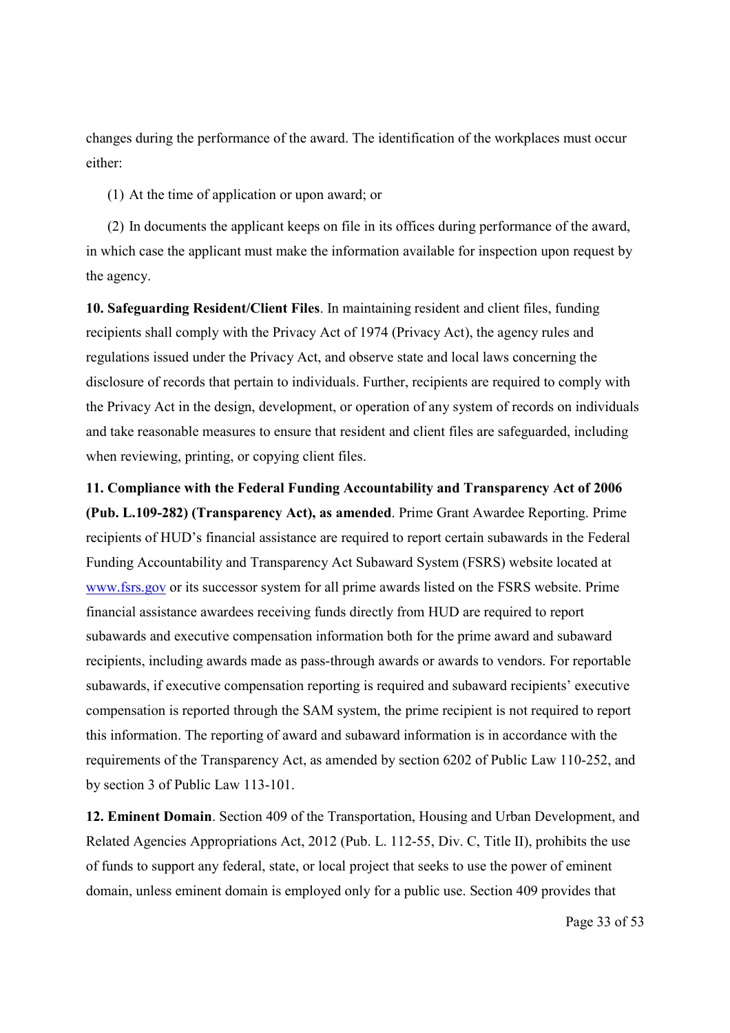changes during the performance of the award. The identification of the workplaces must occur either:

(1) At the time of application or upon award; or

(2) In documents the applicant keeps on file in its offices during performance of the award, in which case the applicant must make the information available for inspection upon request by the agency.

**10. Safeguarding Resident/Client Files**. In maintaining resident and client files, funding recipients shall comply with the Privacy Act of 1974 (Privacy Act), the agency rules and regulations issued under the Privacy Act, and observe state and local laws concerning the disclosure of records that pertain to individuals. Further, recipients are required to comply with the Privacy Act in the design, development, or operation of any system of records on individuals and take reasonable measures to ensure that resident and client files are safeguarded, including when reviewing, printing, or copying client files.

**11. Compliance with the Federal Funding Accountability and Transparency Act of 2006 (Pub. L.109-282) (Transparency Act), as amended**. Prime Grant Awardee Reporting. Prime recipients of HUD's financial assistance are required to report certain subawards in the Federal Funding Accountability and Transparency Act Subaward System (FSRS) website located at [www.fsrs.gov](http://www.fsrs.gov) or its successor system for all prime awards listed on the FSRS website. Prime financial assistance awardees receiving funds directly from HUD are required to report subawards and executive compensation information both for the prime award and subaward recipients, including awards made as pass-through awards or awards to vendors. For reportable subawards, if executive compensation reporting is required and subaward recipients' executive compensation is reported through the SAM system, the prime recipient is not required to report this information. The reporting of award and subaward information is in accordance with the requirements of the Transparency Act, as amended by section 6202 of Public Law 110-252, and by section 3 of Public Law 113-101.

**12. Eminent Domain**. Section 409 of the Transportation, Housing and Urban Development, and Related Agencies Appropriations Act, 2012 (Pub. L. 112-55, Div. C, Title II), prohibits the use of funds to support any federal, state, or local project that seeks to use the power of eminent domain, unless eminent domain is employed only for a public use. Section 409 provides that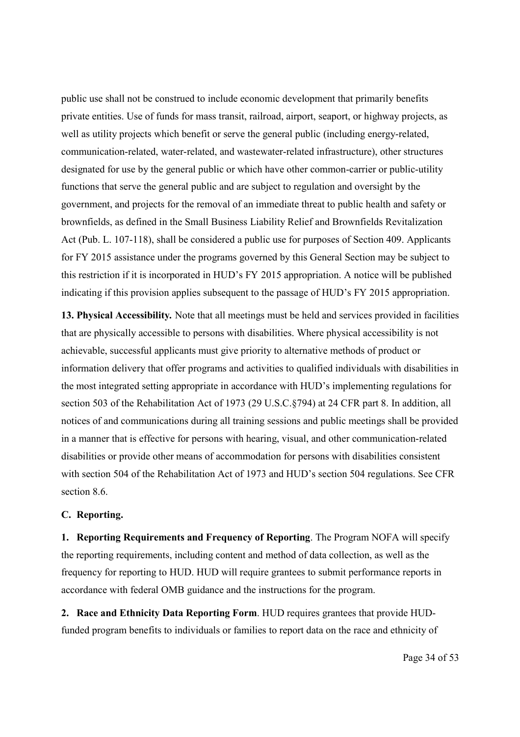public use shall not be construed to include economic development that primarily benefits private entities. Use of funds for mass transit, railroad, airport, seaport, or highway projects, as well as utility projects which benefit or serve the general public (including energy-related, communication-related, water-related, and wastewater-related infrastructure), other structures designated for use by the general public or which have other common-carrier or public-utility functions that serve the general public and are subject to regulation and oversight by the government, and projects for the removal of an immediate threat to public health and safety or brownfields, as defined in the Small Business Liability Relief and Brownfields Revitalization Act (Pub. L. 107-118), shall be considered a public use for purposes of Section 409. Applicants for FY 2015 assistance under the programs governed by this General Section may be subject to this restriction if it is incorporated in HUD's FY 2015 appropriation. A notice will be published indicating if this provision applies subsequent to the passage of HUD's FY 2015 appropriation.

**13. Physical Accessibility.** Note that all meetings must be held and services provided in facilities that are physically accessible to persons with disabilities. Where physical accessibility is not achievable, successful applicants must give priority to alternative methods of product or information delivery that offer programs and activities to qualified individuals with disabilities in the most integrated setting appropriate in accordance with HUD's implementing regulations for section 503 of the Rehabilitation Act of 1973 (29 U.S.C.§794) at 24 CFR part 8. In addition, all notices of and communications during all training sessions and public meetings shall be provided in a manner that is effective for persons with hearing, visual, and other communication-related disabilities or provide other means of accommodation for persons with disabilities consistent with section 504 of the Rehabilitation Act of 1973 and HUD's section 504 regulations. See CFR section 8.6.

### C. Reporting.

**1. Reporting Requirements and Frequency of Reporting**. The Program NOFA will specify the reporting requirements, including content and method of data collection, as well as the frequency for reporting to HUD. HUD will require grantees to submit performance reports in accordance with federal OMB guidance and the instructions for the program.

**2. Race and Ethnicity Data Reporting Form**. HUD requires grantees that provide HUD-funded program benefits to individuals or families to report data on the race and ethnicity of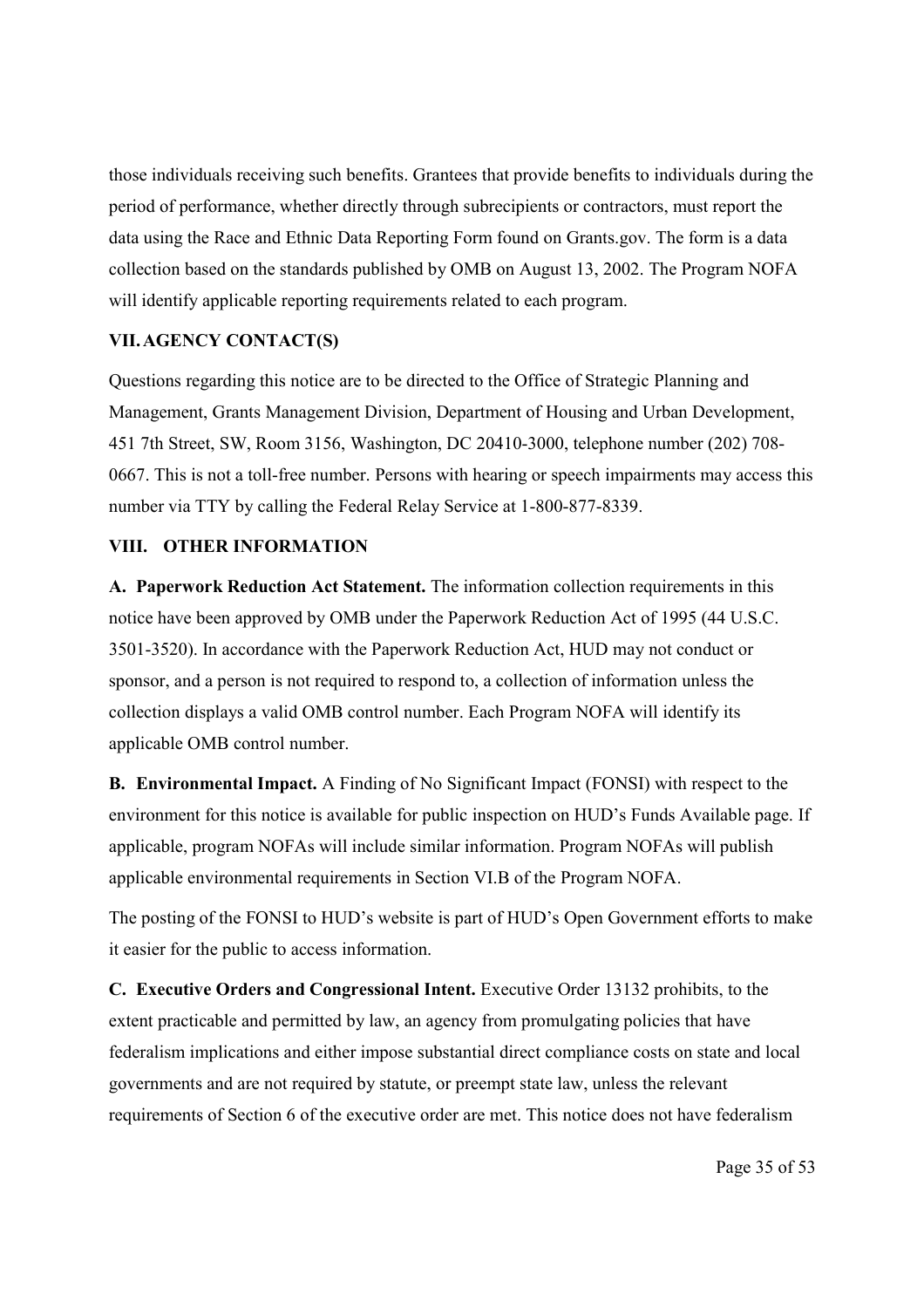those individuals receiving such benefits. Grantees that provide benefits to individuals during the period of performance, whether directly through subrecipients or contractors, must report the data using the Race and Ethnic Data Reporting Form found on Grants.gov. The form is a data collection based on the standards published by OMB on August 13, 2002. The Program NOFA will identify applicable reporting requirements related to each program.

## VII. AGENCY CONTACT(S)

Questions regarding this notice are to be directed to the Office of Strategic Planning and Management, Grants Management Division, Department of Housing and Urban Development, 451 7th Street, SW, Room 3156, Washington, DC 20410-3000, telephone number (202) 708-0667. This is not a toll-free number. Persons with hearing or speech impairments may access this number via TTY by calling the Federal Relay Service at 1-800-877-8339.

## VIII. OTHER INFORMATION

**A. Paperwork Reduction Act Statement.** The information collection requirements in this notice have been approved by OMB under the Paperwork Reduction Act of 1995 (44 U.S.C. 3501-3520). In accordance with the Paperwork Reduction Act, HUD may not conduct or sponsor, and a person is not required to respond to, a collection of information unless the collection displays a valid OMB control number. Each Program NOFA will identify its applicable OMB control number.

**B. Environmental Impact.** A Finding of No Significant Impact (FONSI) with respect to the environment for this notice is available for public inspection on HUD's Funds Available page. If applicable, program NOFAs will include similar information. Program NOFAs will publish applicable environmental requirements in Section VI.B of the Program NOFA.

The posting of the FONSI to HUD's website is part of HUD's Open Government efforts to make it easier for the public to access information.

**C. Executive Orders and Congressional Intent.** Executive Order 13132 prohibits, to the extent practicable and permitted by law, an agency from promulgating policies that have federalism implications and either impose substantial direct compliance costs on state and local governments and are not required by statute, or preempt state law, unless the relevant requirements of Section 6 of the executive order are met. This notice does not have federalism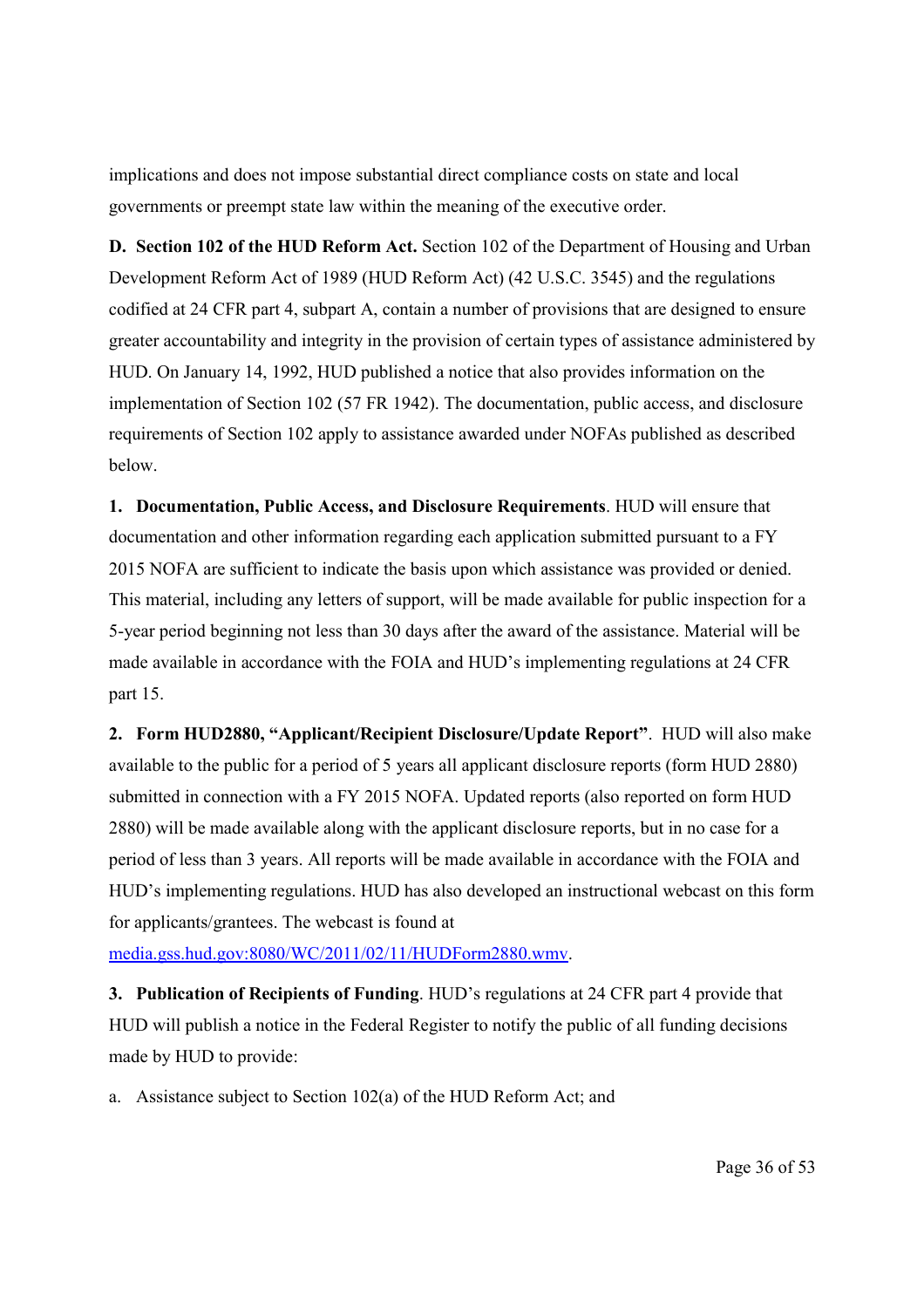implications and does not impose substantial direct compliance costs on state and local governments or preempt state law within the meaning of the executive order.

**D. Section 102 of the HUD Reform Act.** Section 102 of the Department of Housing and Urban Development Reform Act of 1989 (HUD Reform Act) (42 U.S.C. 3545) and the regulations codified at 24 CFR part 4, subpart A, contain a number of provisions that are designed to ensure greater accountability and integrity in the provision of certain types of assistance administered by HUD. On January 14, 1992, HUD published a notice that also provides information on the implementation of Section 102 (57 FR 1942). The documentation, public access, and disclosure requirements of Section 102 apply to assistance awarded under NOFAs published as described below.

**1. Documentation, Public Access, and Disclosure Requirements**. HUD will ensure that documentation and other information regarding each application submitted pursuant to a FY 2015 NOFA are sufficient to indicate the basis upon which assistance was provided or denied. This material, including any letters of support, will be made available for public inspection for a 5-year period beginning not less than 30 days after the award of the assistance. Material will be made available in accordance with the FOIA and HUD's implementing regulations at 24 CFR part 15.

**2. Form HUD2880, "Applicant/Recipient Disclosure/Update Report"**. HUD will also make available to the public for a period of 5 years all applicant disclosure reports (form HUD 2880) submitted in connection with a FY 2015 NOFA. Updated reports (also reported on form HUD 2880) will be made available along with the applicant disclosure reports, but in no case for a period of less than 3 years. All reports will be made available in accordance with the FOIA and HUD's implementing regulations. HUD has also developed an instructional webcast on this form for applicants/grantees. The webcast is found at [media.gss.hud.gov:8080/WC/2011/02/11/HUDForm2880.wmv](media.gss.hud.gov:8080/WC/2011/02/11/HUDForm2880.wmv).

**3. Publication of Recipients of Funding**. HUD's regulations at 24 CFR part 4 provide that HUD will publish a notice in the Federal Register to notify the public of all funding decisions made by HUD to provide:

a. Assistance subject to Section 102(a) of the HUD Reform Act; and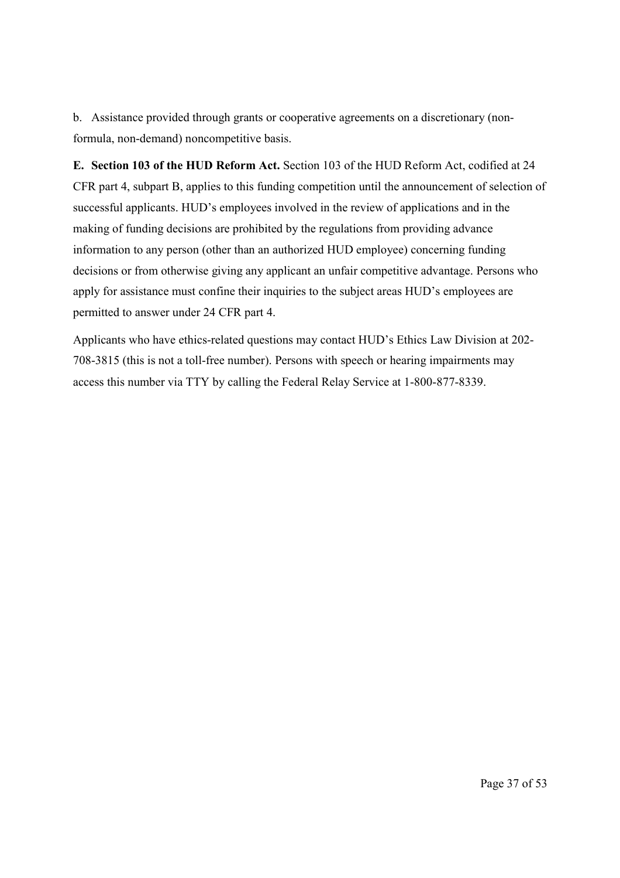b. Assistance provided through grants or cooperative agreements on a discretionary (non-formula, non-demand) noncompetitive basis.

**E. Section 103 of the HUD Reform Act.** Section 103 of the HUD Reform Act, codified at 24 CFR part 4, subpart B, applies to this funding competition until the announcement of selection of successful applicants. HUD's employees involved in the review of applications and in the making of funding decisions are prohibited by the regulations from providing advance information to any person (other than an authorized HUD employee) concerning funding decisions or from otherwise giving any applicant an unfair competitive advantage. Persons who apply for assistance must confine their inquiries to the subject areas HUD's employees are permitted to answer under 24 CFR part 4.

Applicants who have ethics-related questions may contact HUD's Ethics Law Division at 202-708-3815 (this is not a toll-free number). Persons with speech or hearing impairments may access this number via TTY by calling the Federal Relay Service at 1-800-877-8339.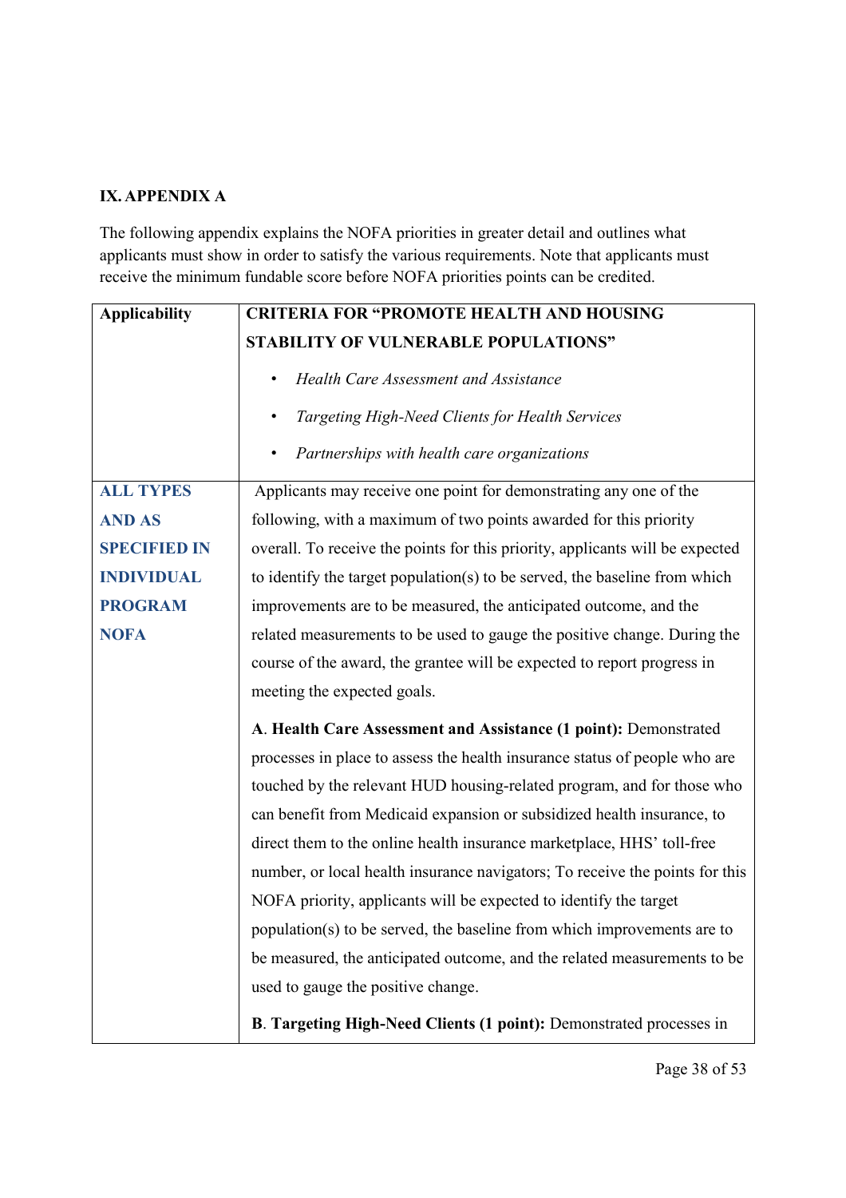## IX. APPENDIX A

The following appendix explains the NOFA priorities in greater detail and outlines what applicants must show in order to satisfy the various requirements. Note that applicants must receive the minimum fundable score before NOFA priorities points can be credited.

| Applicability | CRITERIA FOR "PROMOTE HEALTH AND HOUSING STABILITY OF VULNERABLE POPULATIONS"<br>• *Health Care Assessment and Assistance*<br>• *Targeting High-Need Clients for Health Services*<br>• *Partnerships with health care organizations* |
|---|---|
| **ALL TYPES AND AS SPECIFIED IN INDIVIDUAL PROGRAM NOFA** | Applicants may receive one point for demonstrating any one of the following, with a maximum of two points awarded for this priority overall. To receive the points for this priority, applicants will be expected to identify the target population(s) to be served, the baseline from which improvements are to be measured, the anticipated outcome, and the related measurements to be used to gauge the positive change. During the course of the award, the grantee will be expected to report progress in meeting the expected goals.<br><br>A. **Health Care Assessment and Assistance (1 point):** Demonstrated processes in place to assess the health insurance status of people who are touched by the relevant HUD housing-related program, and for those who can benefit from Medicaid expansion or subsidized health insurance, to direct them to the online health insurance marketplace, HHS' toll-free number, or local health insurance navigators; To receive the points for this NOFA priority, applicants will be expected to identify the target population(s) to be served, the baseline from which improvements are to be measured, the anticipated outcome, and the related measurements to be used to gauge the positive change.<br><br>B. **Targeting High-Need Clients (1 point):** Demonstrated processes in |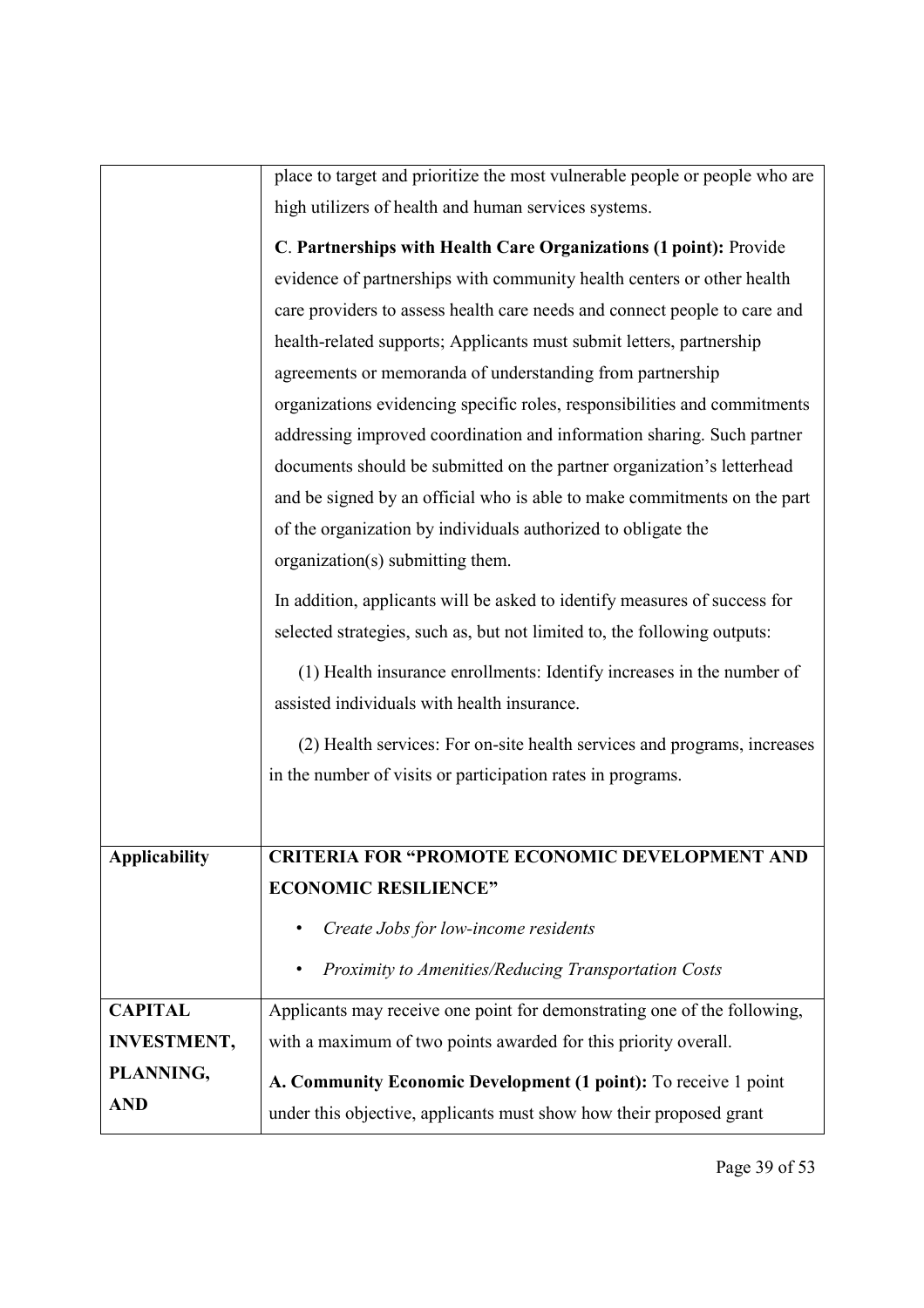| | |
|---|---|
| | place to target and prioritize the most vulnerable people or people who are high utilizers of health and human services systems.<br><br>**C**. **Partnerships with Health Care Organizations (1 point):** Provide evidence of partnerships with community health centers or other health care providers to assess health care needs and connect people to care and health-related supports; Applicants must submit letters, partnership agreements or memoranda of understanding from partnership organizations evidencing specific roles, responsibilities and commitments addressing improved coordination and information sharing. Such partner documents should be submitted on the partner organization's letterhead and be signed by an official who is able to make commitments on the part of the organization by individuals authorized to obligate the organization(s) submitting them.<br><br>In addition, applicants will be asked to identify measures of success for selected strategies, such as, but not limited to, the following outputs:<br><br>(1) Health insurance enrollments: Identify increases in the number of assisted individuals with health insurance.<br><br>(2) Health services: For on-site health services and programs, increases in the number of visits or participation rates in programs. |
| **Applicability** | **CRITERIA FOR "PROMOTE ECONOMIC DEVELOPMENT AND ECONOMIC RESILIENCE"**<br><br>• *Create Jobs for low-income residents*<br><br>• *Proximity to Amenities/Reducing Transportation Costs* |
| **CAPITAL INVESTMENT, PLANNING, AND** | Applicants may receive one point for demonstrating one of the following, with a maximum of two points awarded for this priority overall.<br><br>**A. Community Economic Development (1 point):** To receive 1 point under this objective, applicants must show how their proposed grant |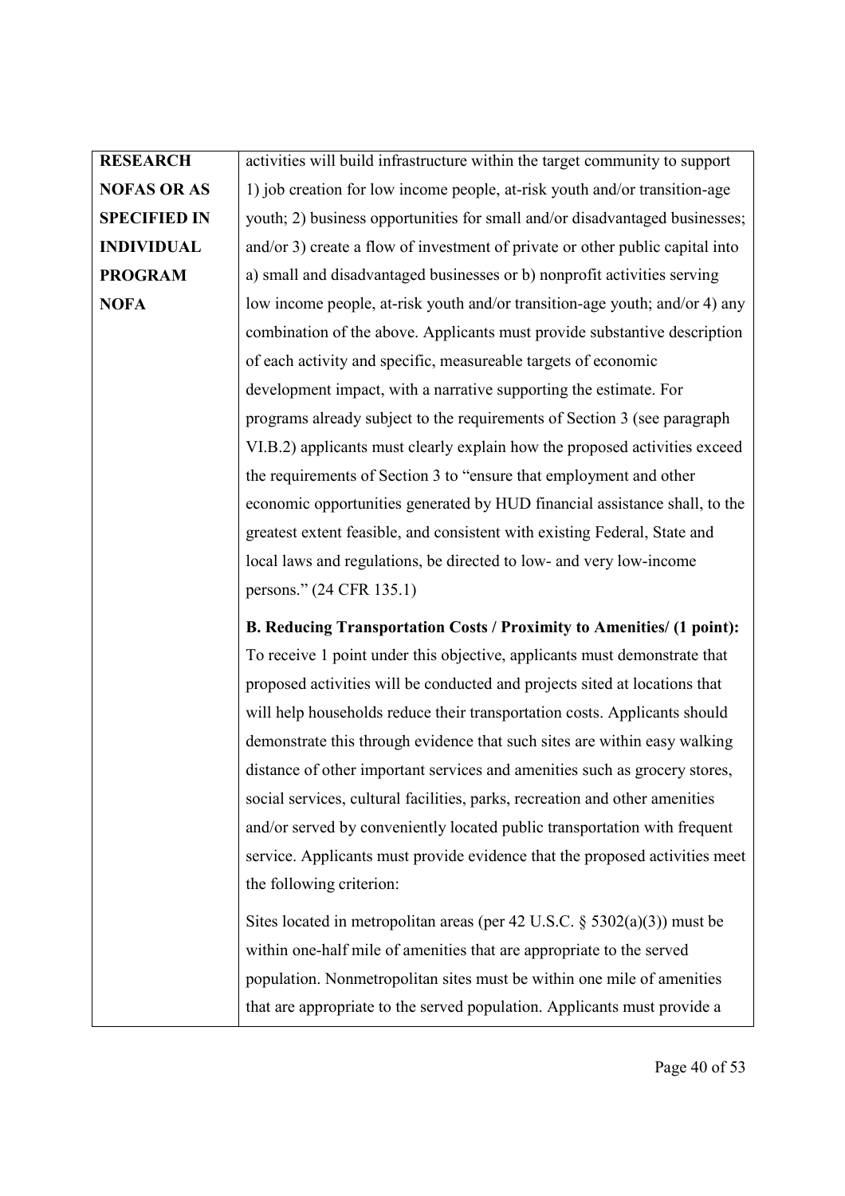| RESEARCH NOFAS OR AS SPECIFIED IN INDIVIDUAL PROGRAM NOFA | activities will build infrastructure within the target community to support 1) job creation for low income people, at-risk youth and/or transition-age youth; 2) business opportunities for small and/or disadvantaged businesses; and/or 3) create a flow of investment of private or other public capital into a) small and disadvantaged businesses or b) nonprofit activities serving low income people, at-risk youth and/or transition-age youth; and/or 4) any combination of the above. Applicants must provide substantive description of each activity and specific, measureable targets of economic development impact, with a narrative supporting the estimate. For programs already subject to the requirements of Section 3 (see paragraph VI.B.2) applicants must clearly explain how the proposed activities exceed the requirements of Section 3 to "ensure that employment and other economic opportunities generated by HUD financial assistance shall, to the greatest extent feasible, and consistent with existing Federal, State and local laws and regulations, be directed to low- and very low-income persons." (24 CFR 135.1)<br><br>**B. Reducing Transportation Costs / Proximity to Amenities/ (1 point):** To receive 1 point under this objective, applicants must demonstrate that proposed activities will be conducted and projects sited at locations that will help households reduce their transportation costs. Applicants should demonstrate this through evidence that such sites are within easy walking distance of other important services and amenities such as grocery stores, social services, cultural facilities, parks, recreation and other amenities and/or served by conveniently located public transportation with frequent service. Applicants must provide evidence that the proposed activities meet the following criterion:<br><br>Sites located in metropolitan areas (per 42 U.S.C. § 5302(a)(3)) must be within one-half mile of amenities that are appropriate to the served population. Nonmetropolitan sites must be within one mile of amenities that are appropriate to the served population. Applicants must provide a |
|---|---|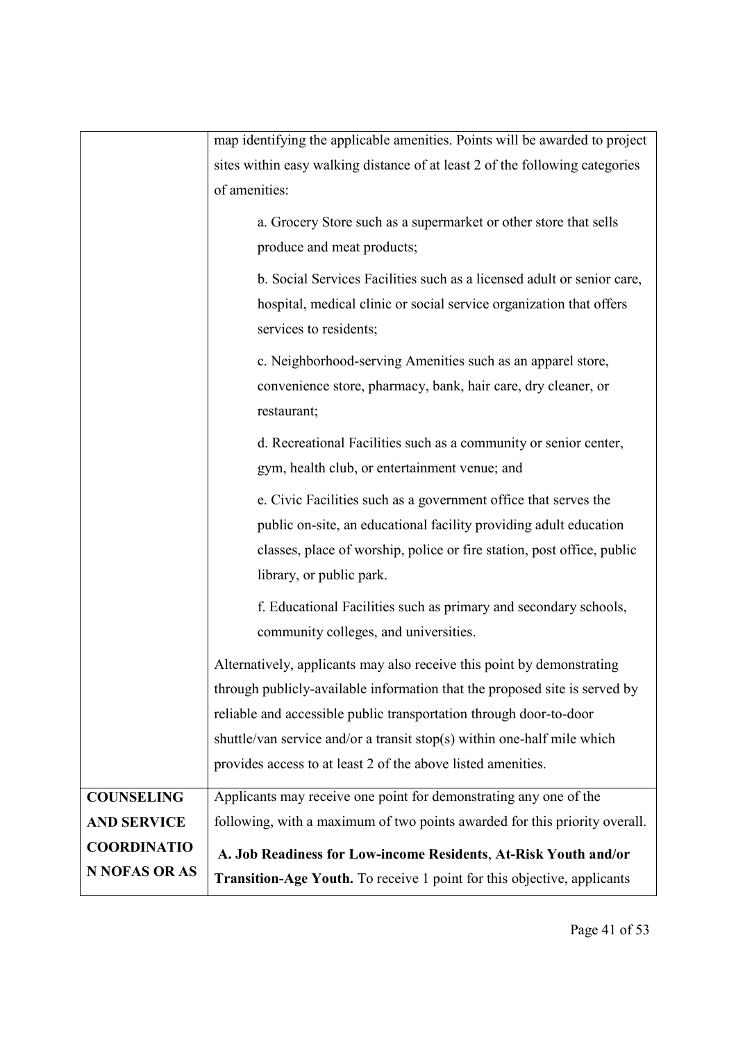| | |
|---|---|
| | map identifying the applicable amenities. Points will be awarded to project sites within easy walking distance of at least 2 of the following categories of amenities:<br><br>a. Grocery Store such as a supermarket or other store that sells produce and meat products;<br><br>b. Social Services Facilities such as a licensed adult or senior care, hospital, medical clinic or social service organization that offers services to residents;<br><br>c. Neighborhood-serving Amenities such as an apparel store, convenience store, pharmacy, bank, hair care, dry cleaner, or restaurant;<br><br>d. Recreational Facilities such as a community or senior center, gym, health club, or entertainment venue; and<br><br>e. Civic Facilities such as a government office that serves the public on-site, an educational facility providing adult education classes, place of worship, police or fire station, post office, public library, or public park.<br><br>f. Educational Facilities such as primary and secondary schools, community colleges, and universities.<br><br>Alternatively, applicants may also receive this point by demonstrating through publicly-available information that the proposed site is served by reliable and accessible public transportation through door-to-door shuttle/van service and/or a transit stop(s) within one-half mile which provides access to at least 2 of the above listed amenities. |
| **COUNSELING AND SERVICE COORDINATIO N NOFAS OR AS** | Applicants may receive one point for demonstrating any one of the following, with a maximum of two points awarded for this priority overall.<br><br>**A. Job Readiness for Low-income Residents**, **At-Risk Youth and/or Transition-Age Youth.** To receive 1 point for this objective, applicants |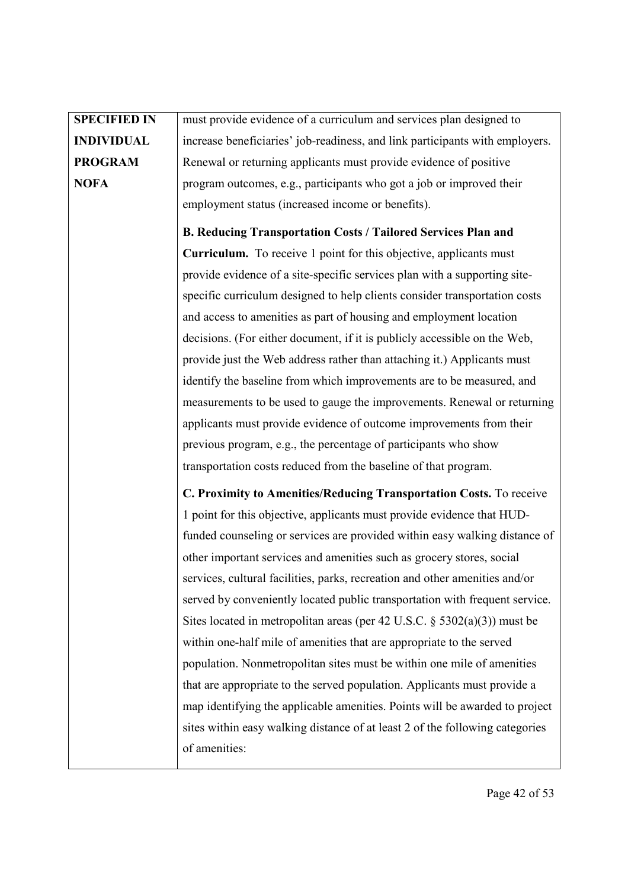| SPECIFIED IN INDIVIDUAL PROGRAM NOFA | must provide evidence of a curriculum and services plan designed to increase beneficiaries' job-readiness, and link participants with employers. Renewal or returning applicants must provide evidence of positive program outcomes, e.g., participants who got a job or improved their employment status (increased income or benefits).<br><br>**B. Reducing Transportation Costs / Tailored Services Plan and Curriculum.** To receive 1 point for this objective, applicants must provide evidence of a site-specific services plan with a supporting site-specific curriculum designed to help clients consider transportation costs and access to amenities as part of housing and employment location decisions. (For either document, if it is publicly accessible on the Web, provide just the Web address rather than attaching it.) Applicants must identify the baseline from which improvements are to be measured, and measurements to be used to gauge the improvements. Renewal or returning applicants must provide evidence of outcome improvements from their previous program, e.g., the percentage of participants who show transportation costs reduced from the baseline of that program.<br><br>**C. Proximity to Amenities/Reducing Transportation Costs.** To receive 1 point for this objective, applicants must provide evidence that HUD-funded counseling or services are provided within easy walking distance of other important services and amenities such as grocery stores, social services, cultural facilities, parks, recreation and other amenities and/or served by conveniently located public transportation with frequent service. Sites located in metropolitan areas (per 42 U.S.C. § 5302(a)(3)) must be within one-half mile of amenities that are appropriate to the served population. Nonmetropolitan sites must be within one mile of amenities that are appropriate to the served population. Applicants must provide a map identifying the applicable amenities. Points will be awarded to project sites within easy walking distance of at least 2 of the following categories of amenities: |
|---|---|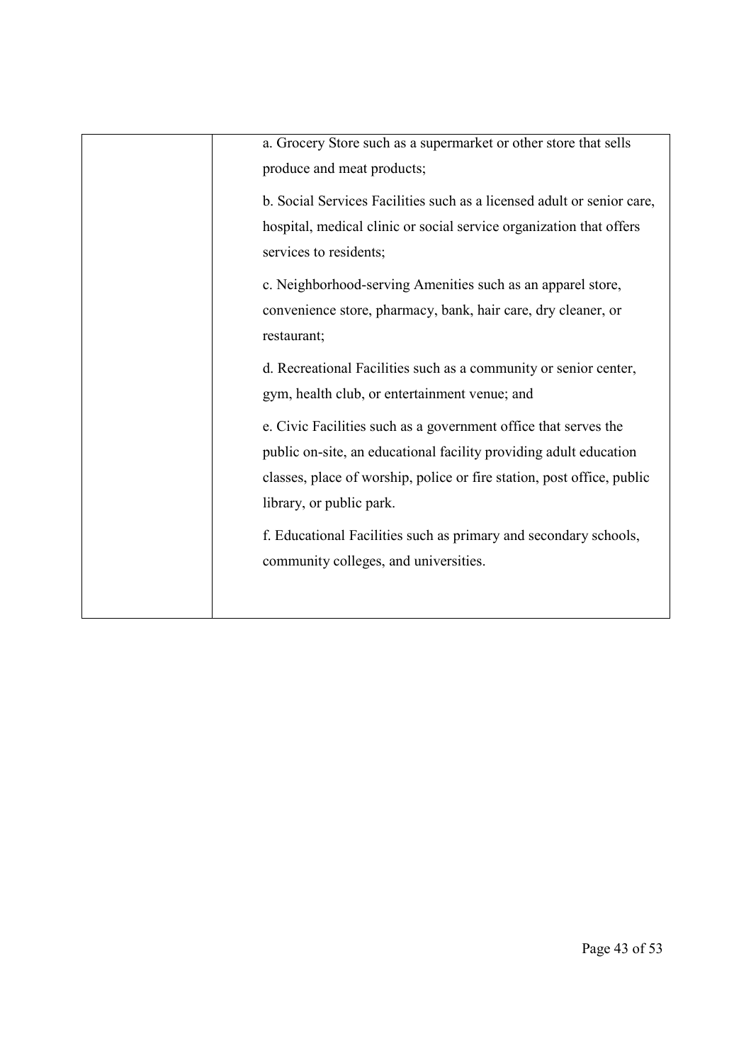|  |  |
|---|---|
|  | a. Grocery Store such as a supermarket or other store that sells produce and meat products;<br><br>b. Social Services Facilities such as a licensed adult or senior care, hospital, medical clinic or social service organization that offers services to residents;<br><br>c. Neighborhood-serving Amenities such as an apparel store, convenience store, pharmacy, bank, hair care, dry cleaner, or restaurant;<br><br>d. Recreational Facilities such as a community or senior center, gym, health club, or entertainment venue; and<br><br>e. Civic Facilities such as a government office that serves the public on-site, an educational facility providing adult education classes, place of worship, police or fire station, post office, public library, or public park.<br><br>f. Educational Facilities such as primary and secondary schools, community colleges, and universities. |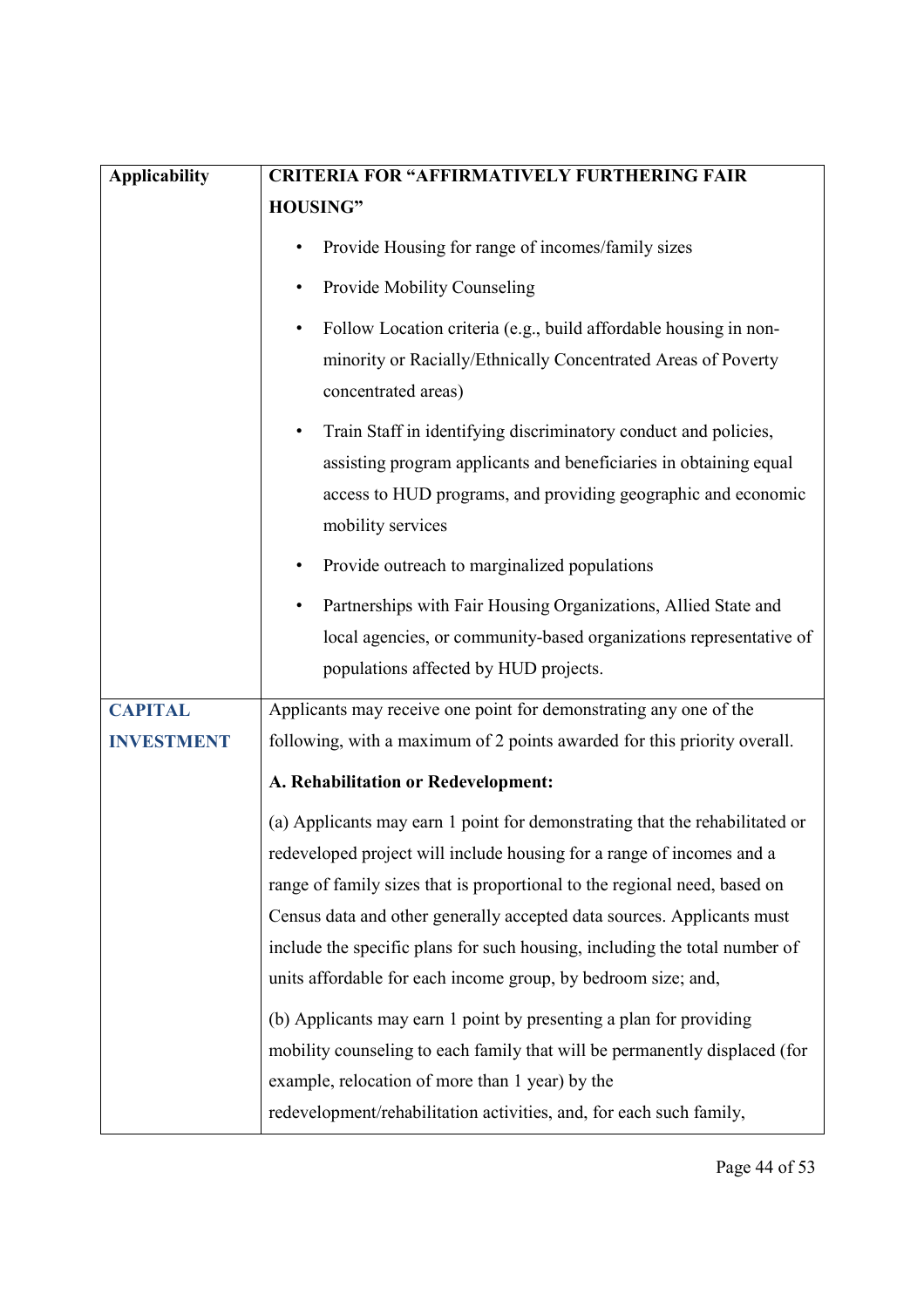| Applicability | CRITERIA FOR "AFFIRMATIVELY FURTHERING FAIR HOUSING" |
|---|---|
| | • Provide Housing for range of incomes/family sizes<br>• Provide Mobility Counseling<br>• Follow Location criteria (e.g., build affordable housing in non-minority or Racially/Ethnically Concentrated Areas of Poverty concentrated areas)<br>• Train Staff in identifying discriminatory conduct and policies, assisting program applicants and beneficiaries in obtaining equal access to HUD programs, and providing geographic and economic mobility services<br>• Provide outreach to marginalized populations<br>• Partnerships with Fair Housing Organizations, Allied State and local agencies, or community-based organizations representative of populations affected by HUD projects. |
| **CAPITAL INVESTMENT** | Applicants may receive one point for demonstrating any one of the following, with a maximum of 2 points awarded for this priority overall.<br><br>**A. Rehabilitation or Redevelopment:**<br><br>(a) Applicants may earn 1 point for demonstrating that the rehabilitated or redeveloped project will include housing for a range of incomes and a range of family sizes that is proportional to the regional need, based on Census data and other generally accepted data sources. Applicants must include the specific plans for such housing, including the total number of units affordable for each income group, by bedroom size; and,<br><br>(b) Applicants may earn 1 point by presenting a plan for providing mobility counseling to each family that will be permanently displaced (for example, relocation of more than 1 year) by the redevelopment/rehabilitation activities, and, for each such family, |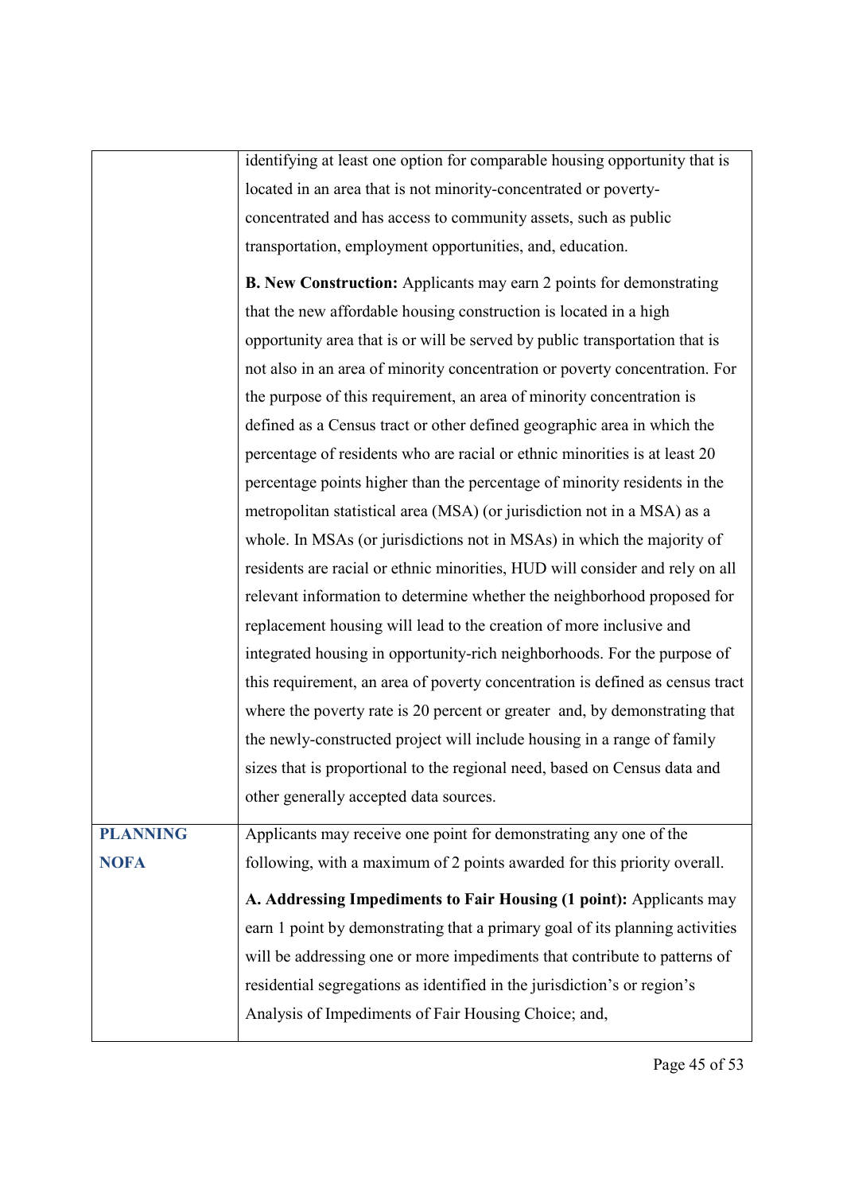| | |
|---|---|
| | identifying at least one option for comparable housing opportunity that is located in an area that is not minority-concentrated or poverty-concentrated and has access to community assets, such as public transportation, employment opportunities, and, education.<br><br>**B. New Construction:** Applicants may earn 2 points for demonstrating that the new affordable housing construction is located in a high opportunity area that is or will be served by public transportation that is not also in an area of minority concentration or poverty concentration. For the purpose of this requirement, an area of minority concentration is defined as a Census tract or other defined geographic area in which the percentage of residents who are racial or ethnic minorities is at least 20 percentage points higher than the percentage of minority residents in the metropolitan statistical area (MSA) (or jurisdiction not in a MSA) as a whole. In MSAs (or jurisdictions not in MSAs) in which the majority of residents are racial or ethnic minorities, HUD will consider and rely on all relevant information to determine whether the neighborhood proposed for replacement housing will lead to the creation of more inclusive and integrated housing in opportunity-rich neighborhoods. For the purpose of this requirement, an area of poverty concentration is defined as census tract where the poverty rate is 20 percent or greater and, by demonstrating that the newly-constructed project will include housing in a range of family sizes that is proportional to the regional need, based on Census data and other generally accepted data sources. |
| **PLANNING NOFA** | Applicants may receive one point for demonstrating any one of the following, with a maximum of 2 points awarded for this priority overall.<br><br>**A. Addressing Impediments to Fair Housing (1 point):** Applicants may earn 1 point by demonstrating that a primary goal of its planning activities will be addressing one or more impediments that contribute to patterns of residential segregations as identified in the jurisdiction's or region's Analysis of Impediments of Fair Housing Choice; and, |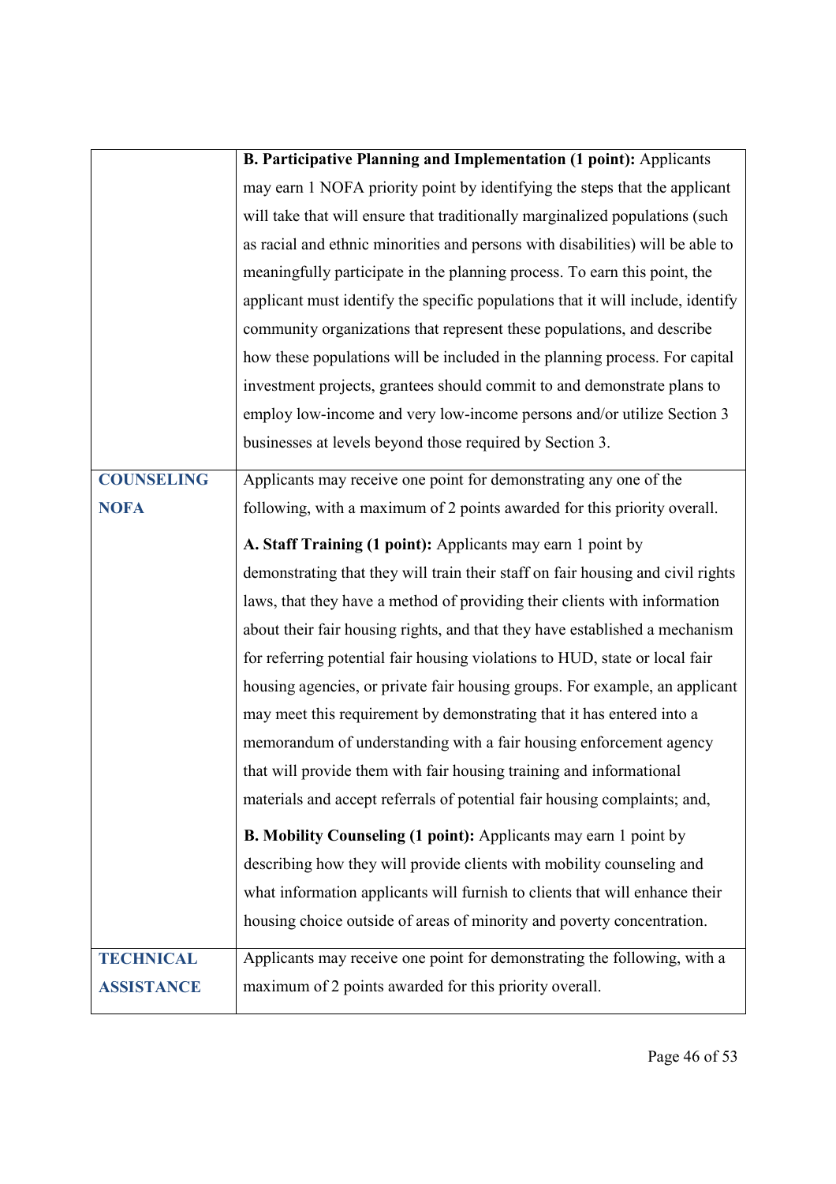| | |
|---|---|
| | **B. Participative Planning and Implementation (1 point):** Applicants may earn 1 NOFA priority point by identifying the steps that the applicant will take that will ensure that traditionally marginalized populations (such as racial and ethnic minorities and persons with disabilities) will be able to meaningfully participate in the planning process. To earn this point, the applicant must identify the specific populations that it will include, identify community organizations that represent these populations, and describe how these populations will be included in the planning process. For capital investment projects, grantees should commit to and demonstrate plans to employ low-income and very low-income persons and/or utilize Section 3 businesses at levels beyond those required by Section 3. |
| **COUNSELING NOFA** | Applicants may receive one point for demonstrating any one of the following, with a maximum of 2 points awarded for this priority overall.<br><br>**A. Staff Training (1 point):** Applicants may earn 1 point by demonstrating that they will train their staff on fair housing and civil rights laws, that they have a method of providing their clients with information about their fair housing rights, and that they have established a mechanism for referring potential fair housing violations to HUD, state or local fair housing agencies, or private fair housing groups. For example, an applicant may meet this requirement by demonstrating that it has entered into a memorandum of understanding with a fair housing enforcement agency that will provide them with fair housing training and informational materials and accept referrals of potential fair housing complaints; and,<br><br>**B. Mobility Counseling (1 point):** Applicants may earn 1 point by describing how they will provide clients with mobility counseling and what information applicants will furnish to clients that will enhance their housing choice outside of areas of minority and poverty concentration. |
| **TECHNICAL ASSISTANCE** | Applicants may receive one point for demonstrating the following, with a maximum of 2 points awarded for this priority overall. |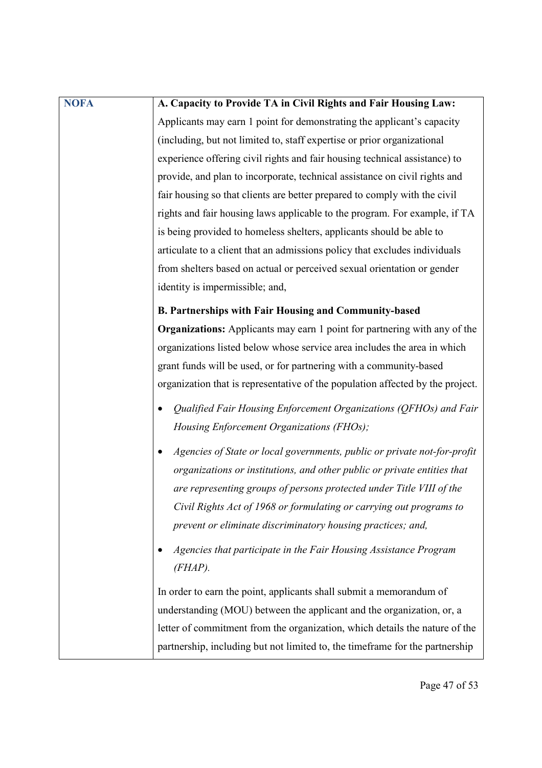| NOFA | **A. Capacity to Provide TA in Civil Rights and Fair Housing Law:** Applicants may earn 1 point for demonstrating the applicant's capacity (including, but not limited to, staff expertise or prior organizational experience offering civil rights and fair housing technical assistance) to provide, and plan to incorporate, technical assistance on civil rights and fair housing so that clients are better prepared to comply with the civil rights and fair housing laws applicable to the program. For example, if TA is being provided to homeless shelters, applicants should be able to articulate to a client that an admissions policy that excludes individuals from shelters based on actual or perceived sexual orientation or gender identity is impermissible; and,<br><br>**B. Partnerships with Fair Housing and Community-based Organizations:** Applicants may earn 1 point for partnering with any of the organizations listed below whose service area includes the area in which grant funds will be used, or for partnering with a community-based organization that is representative of the population affected by the project.<br><br>• *Qualified Fair Housing Enforcement Organizations (QFHOs) and Fair Housing Enforcement Organizations (FHOs);*<br>• *Agencies of State or local governments, public or private not-for-profit organizations or institutions, and other public or private entities that are representing groups of persons protected under Title VIII of the Civil Rights Act of 1968 or formulating or carrying out programs to prevent or eliminate discriminatory housing practices; and,*<br>• *Agencies that participate in the Fair Housing Assistance Program (FHAP).*<br><br>In order to earn the point, applicants shall submit a memorandum of understanding (MOU) between the applicant and the organization, or, a letter of commitment from the organization, which details the nature of the partnership, including but not limited to, the timeframe for the partnership |
|---|---|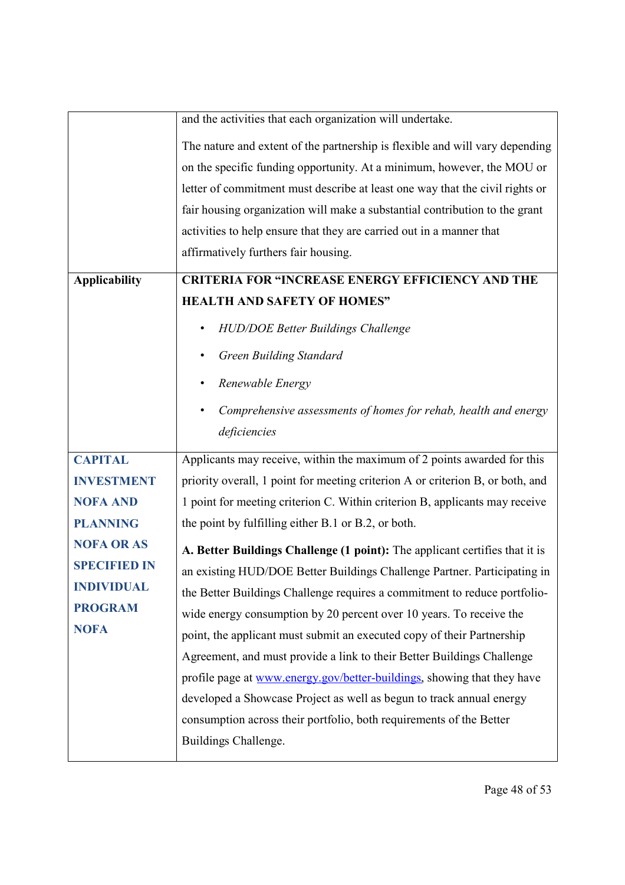|  |  |
|---|---|
|  | and the activities that each organization will undertake.<br><br>The nature and extent of the partnership is flexible and will vary depending on the specific funding opportunity. At a minimum, however, the MOU or letter of commitment must describe at least one way that the civil rights or fair housing organization will make a substantial contribution to the grant activities to help ensure that they are carried out in a manner that affirmatively furthers fair housing. |
| **Applicability** | **CRITERIA FOR "INCREASE ENERGY EFFICIENCY AND THE HEALTH AND SAFETY OF HOMES"**<br><br>• *HUD/DOE Better Buildings Challenge*<br>• *Green Building Standard*<br>• *Renewable Energy*<br>• *Comprehensive assessments of homes for rehab, health and energy deficiencies* |
| **CAPITAL INVESTMENT NOFA AND PLANNING NOFA OR AS SPECIFIED IN INDIVIDUAL PROGRAM NOFA** | Applicants may receive, within the maximum of 2 points awarded for this priority overall, 1 point for meeting criterion A or criterion B, or both, and 1 point for meeting criterion C. Within criterion B, applicants may receive the point by fulfilling either B.1 or B.2, or both.<br><br>**A. Better Buildings Challenge (1 point):** The applicant certifies that it is an existing HUD/DOE Better Buildings Challenge Partner. Participating in the Better Buildings Challenge requires a commitment to reduce portfolio-wide energy consumption by 20 percent over 10 years. To receive the point, the applicant must submit an executed copy of their Partnership Agreement, and must provide a link to their Better Buildings Challenge profile page at www.energy.gov/better-buildings, showing that they have developed a Showcase Project as well as begun to track annual energy consumption across their portfolio, both requirements of the Better Buildings Challenge. |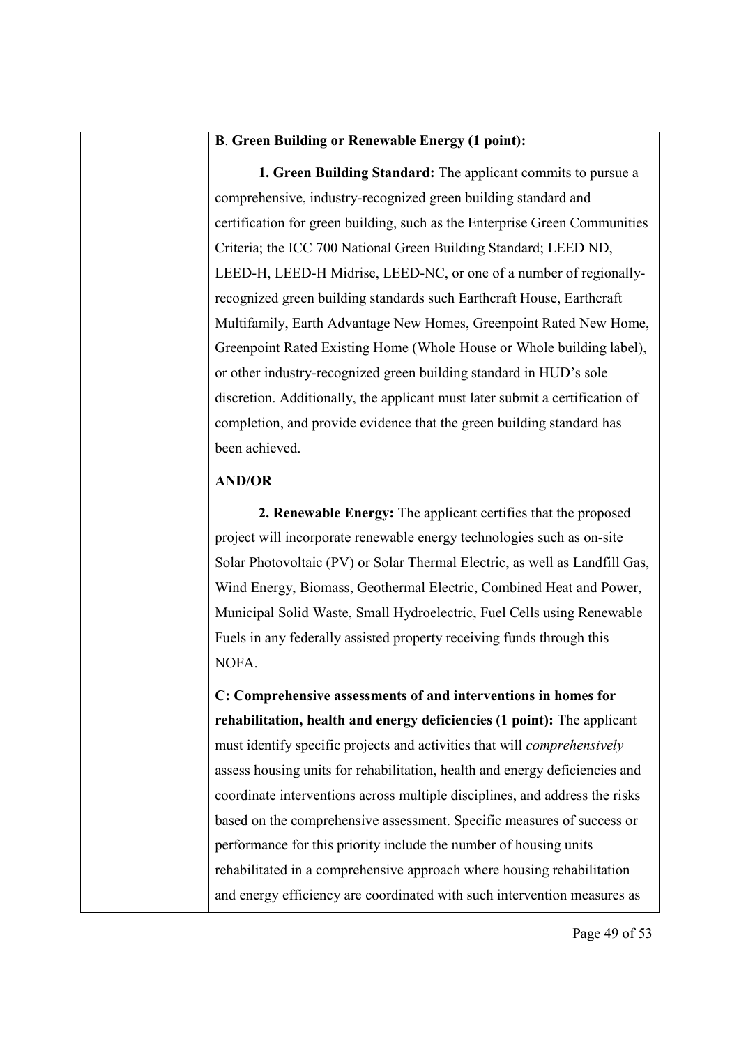| | **B**. **Green Building or Renewable Energy (1 point):**<br><br>**1. Green Building Standard:** The applicant commits to pursue a comprehensive, industry-recognized green building standard and certification for green building, such as the Enterprise Green Communities Criteria; the ICC 700 National Green Building Standard; LEED ND, LEED-H, LEED-H Midrise, LEED-NC, or one of a number of regionally-recognized green building standards such Earthcraft House, Earthcraft Multifamily, Earth Advantage New Homes, Greenpoint Rated New Home, Greenpoint Rated Existing Home (Whole House or Whole building label), or other industry-recognized green building standard in HUD's sole discretion. Additionally, the applicant must later submit a certification of completion, and provide evidence that the green building standard has been achieved.<br><br>**AND/OR**<br><br>**2. Renewable Energy:** The applicant certifies that the proposed project will incorporate renewable energy technologies such as on-site Solar Photovoltaic (PV) or Solar Thermal Electric, as well as Landfill Gas, Wind Energy, Biomass, Geothermal Electric, Combined Heat and Power, Municipal Solid Waste, Small Hydroelectric, Fuel Cells using Renewable Fuels in any federally assisted property receiving funds through this NOFA.<br><br>**C: Comprehensive assessments of and interventions in homes for rehabilitation, health and energy deficiencies (1 point):** The applicant must identify specific projects and activities that will *comprehensively* assess housing units for rehabilitation, health and energy deficiencies and coordinate interventions across multiple disciplines, and address the risks based on the comprehensive assessment. Specific measures of success or performance for this priority include the number of housing units rehabilitated in a comprehensive approach where housing rehabilitation and energy efficiency are coordinated with such intervention measures as |
|---|---|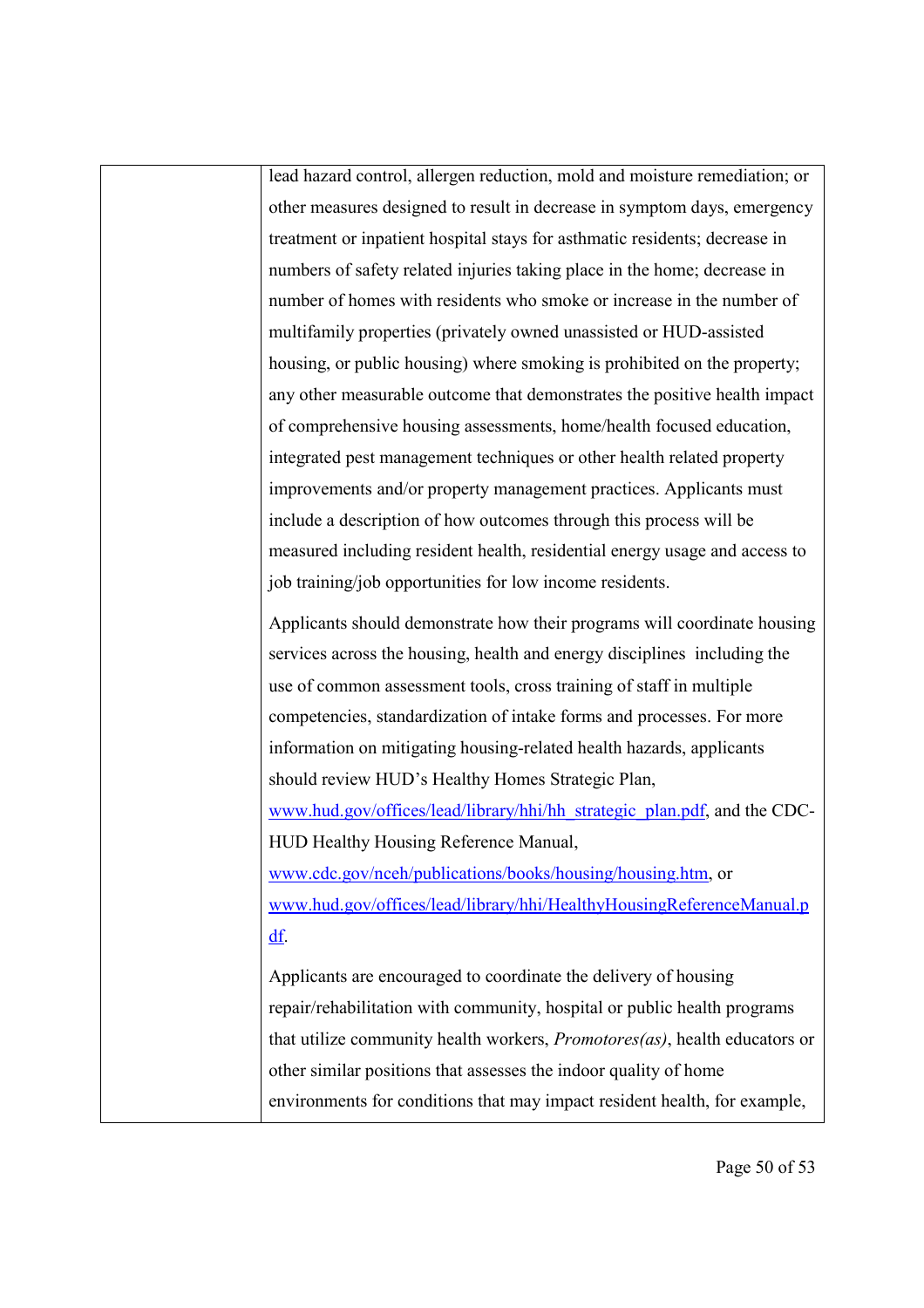| | lead hazard control, allergen reduction, mold and moisture remediation; or other measures designed to result in decrease in symptom days, emergency treatment or inpatient hospital stays for asthmatic residents; decrease in numbers of safety related injuries taking place in the home; decrease in number of homes with residents who smoke or increase in the number of multifamily properties (privately owned unassisted or HUD-assisted housing, or public housing) where smoking is prohibited on the property; any other measurable outcome that demonstrates the positive health impact of comprehensive housing assessments, home/health focused education, integrated pest management techniques or other health related property improvements and/or property management practices. Applicants must include a description of how outcomes through this process will be measured including resident health, residential energy usage and access to job training/job opportunities for low income residents.<br><br>Applicants should demonstrate how their programs will coordinate housing services across the housing, health and energy disciplines including the use of common assessment tools, cross training of staff in multiple competencies, standardization of intake forms and processes. For more information on mitigating housing-related health hazards, applicants should review HUD's Healthy Homes Strategic Plan, [www.hud.gov/offices/lead/library/hhi/hh_strategic_plan.pdf](www.hud.gov/offices/lead/library/hhi/hh_strategic_plan.pdf), and the CDC-HUD Healthy Housing Reference Manual, [www.cdc.gov/nceh/publications/books/housing/housing.htm](www.cdc.gov/nceh/publications/books/housing/housing.htm), or [www.hud.gov/offices/lead/library/hhi/HealthyHousingReferenceManual.pdf](www.hud.gov/offices/lead/library/hhi/HealthyHousingReferenceManual.pdf).<br><br>Applicants are encouraged to coordinate the delivery of housing repair/rehabilitation with community, hospital or public health programs that utilize community health workers, *Promotores(as)*, health educators or other similar positions that assesses the indoor quality of home environments for conditions that may impact resident health, for example, |
|---|---|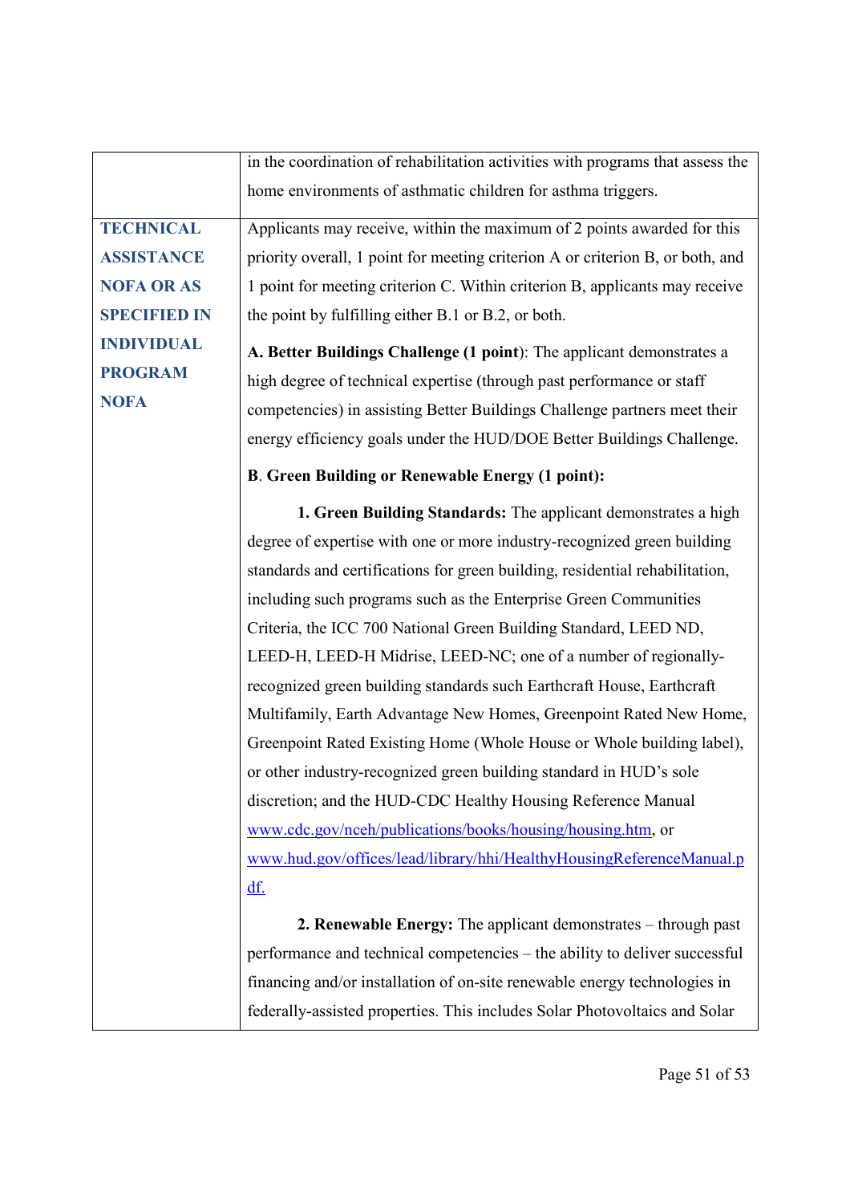| | |
|---|---|
| | in the coordination of rehabilitation activities with programs that assess the home environments of asthmatic children for asthma triggers. |
| **TECHNICAL ASSISTANCE NOFA OR AS SPECIFIED IN INDIVIDUAL PROGRAM NOFA** | Applicants may receive, within the maximum of 2 points awarded for this priority overall, 1 point for meeting criterion A or criterion B, or both, and 1 point for meeting criterion C. Within criterion B, applicants may receive the point by fulfilling either B.1 or B.2, or both.<br><br>**A. Better Buildings Challenge (1 point)**: The applicant demonstrates a high degree of technical expertise (through past performance or staff competencies) in assisting Better Buildings Challenge partners meet their energy efficiency goals under the HUD/DOE Better Buildings Challenge.<br><br>**B**. **Green Building or Renewable Energy (1 point):**<br><br>**1. Green Building Standards:** The applicant demonstrates a high degree of expertise with one or more industry-recognized green building standards and certifications for green building, residential rehabilitation, including such programs such as the Enterprise Green Communities Criteria, the ICC 700 National Green Building Standard, LEED ND, LEED-H, LEED-H Midrise, LEED-NC; one of a number of regionally-recognized green building standards such Earthcraft House, Earthcraft Multifamily, Earth Advantage New Homes, Greenpoint Rated New Home, Greenpoint Rated Existing Home (Whole House or Whole building label), or other industry-recognized green building standard in HUD's sole discretion; and the HUD-CDC Healthy Housing Reference Manual www.cdc.gov/nceh/publications/books/housing/housing.htm, or www.hud.gov/offices/lead/library/hhi/HealthyHousingReferenceManual.pdf.<br><br>**2. Renewable Energy:** The applicant demonstrates – through past performance and technical competencies – the ability to deliver successful financing and/or installation of on-site renewable energy technologies in federally-assisted properties. This includes Solar Photovoltaics and Solar |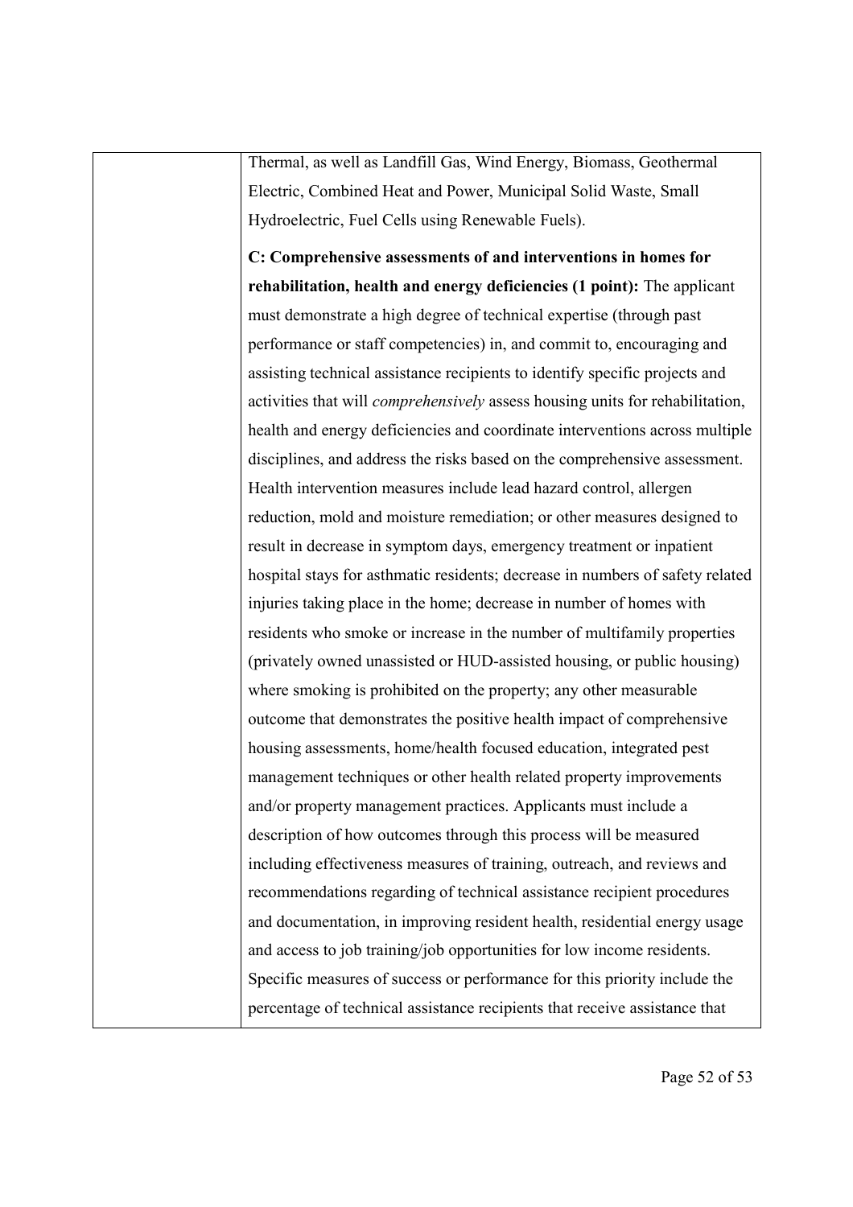| | Thermal, as well as Landfill Gas, Wind Energy, Biomass, Geothermal Electric, Combined Heat and Power, Municipal Solid Waste, Small Hydroelectric, Fuel Cells using Renewable Fuels).<br><br>**C: Comprehensive assessments of and interventions in homes for rehabilitation, health and energy deficiencies (1 point):** The applicant must demonstrate a high degree of technical expertise (through past performance or staff competencies) in, and commit to, encouraging and assisting technical assistance recipients to identify specific projects and activities that will *comprehensively* assess housing units for rehabilitation, health and energy deficiencies and coordinate interventions across multiple disciplines, and address the risks based on the comprehensive assessment. Health intervention measures include lead hazard control, allergen reduction, mold and moisture remediation; or other measures designed to result in decrease in symptom days, emergency treatment or inpatient hospital stays for asthmatic residents; decrease in numbers of safety related injuries taking place in the home; decrease in number of homes with residents who smoke or increase in the number of multifamily properties (privately owned unassisted or HUD-assisted housing, or public housing) where smoking is prohibited on the property; any other measurable outcome that demonstrates the positive health impact of comprehensive housing assessments, home/health focused education, integrated pest management techniques or other health related property improvements and/or property management practices. Applicants must include a description of how outcomes through this process will be measured including effectiveness measures of training, outreach, and reviews and recommendations regarding of technical assistance recipient procedures and documentation, in improving resident health, residential energy usage and access to job training/job opportunities for low income residents. Specific measures of success or performance for this priority include the percentage of technical assistance recipients that receive assistance that |
|---|---|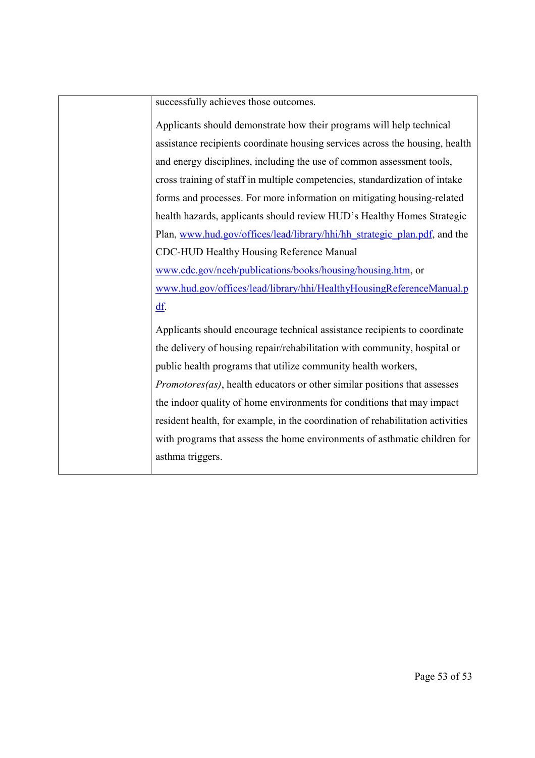| | |
|---|---|
| | successfully achieves those outcomes.<br><br>Applicants should demonstrate how their programs will help technical assistance recipients coordinate housing services across the housing, health and energy disciplines, including the use of common assessment tools, cross training of staff in multiple competencies, standardization of intake forms and processes. For more information on mitigating housing-related health hazards, applicants should review HUD's Healthy Homes Strategic Plan, www.hud.gov/offices/lead/library/hhi/hh_strategic_plan.pdf, and the CDC-HUD Healthy Housing Reference Manual www.cdc.gov/nceh/publications/books/housing/housing.htm, or www.hud.gov/offices/lead/library/hhi/HealthyHousingReferenceManual.pdf.<br><br>Applicants should encourage technical assistance recipients to coordinate the delivery of housing repair/rehabilitation with community, hospital or public health programs that utilize community health workers, *Promotores(as)*, health educators or other similar positions that assesses the indoor quality of home environments for conditions that may impact resident health, for example, in the coordination of rehabilitation activities with programs that assess the home environments of asthmatic children for asthma triggers. |